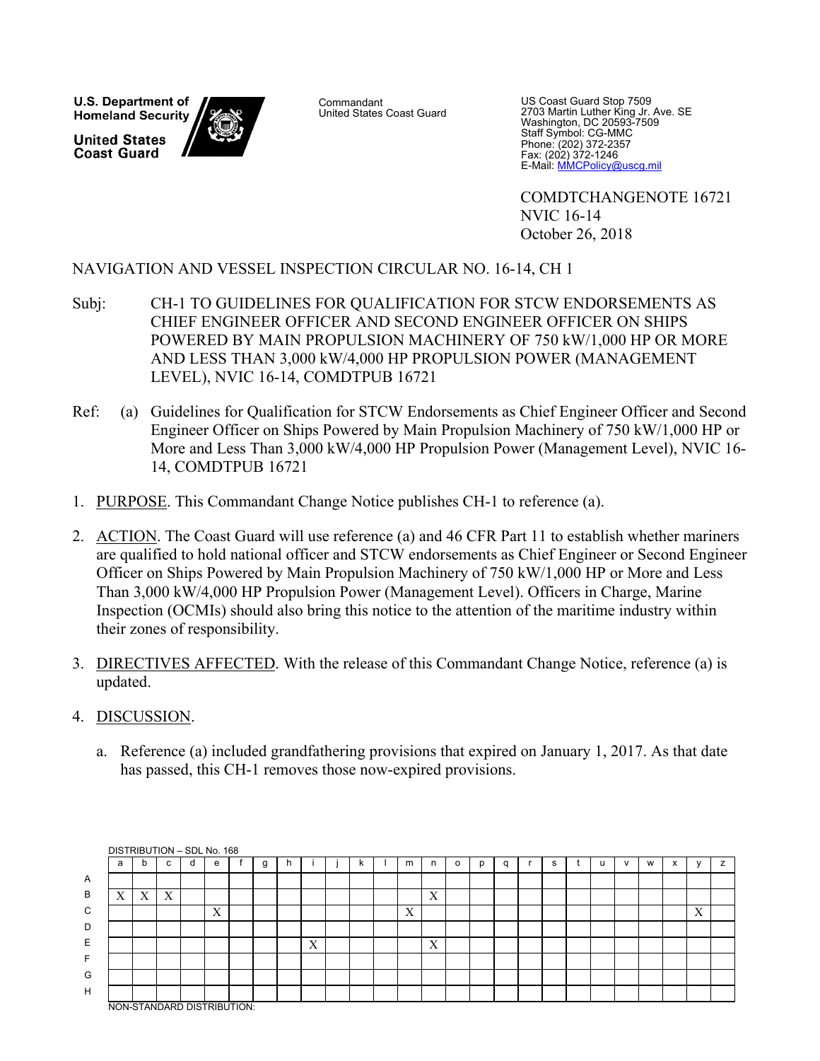U.S. Department of Homeland Security

United States Coast Guard

Commandant
United States Coast Guard

US Coast Guard Stop 7509
2703 Martin Luther King Jr. Ave. SE
Washington, DC 20593-7509
Staff Symbol: CG-MMC
Phone: (202) 372-2357
Fax: (202) 372-1246
E-Mail: MMCPolicy@uscg.mil

COMDTCHANGENOTE 16721
NVIC 16-14
October 26, 2018

NAVIGATION AND VESSEL INSPECTION CIRCULAR NO. 16-14, CH 1

Subj: CH-1 TO GUIDELINES FOR QUALIFICATION FOR STCW ENDORSEMENTS AS CHIEF ENGINEER OFFICER AND SECOND ENGINEER OFFICER ON SHIPS POWERED BY MAIN PROPULSION MACHINERY OF 750 kW/1,000 HP OR MORE AND LESS THAN 3,000 kW/4,000 HP PROPULSION POWER (MANAGEMENT LEVEL), NVIC 16-14, COMDTPUB 16721

Ref: (a) Guidelines for Qualification for STCW Endorsements as Chief Engineer Officer and Second Engineer Officer on Ships Powered by Main Propulsion Machinery of 750 kW/1,000 HP or More and Less Than 3,000 kW/4,000 HP Propulsion Power (Management Level), NVIC 16-14, COMDTPUB 16721

1. PURPOSE. This Commandant Change Notice publishes CH-1 to reference (a).

2. ACTION. The Coast Guard will use reference (a) and 46 CFR Part 11 to establish whether mariners are qualified to hold national officer and STCW endorsements as Chief Engineer or Second Engineer Officer on Ships Powered by Main Propulsion Machinery of 750 kW/1,000 HP or More and Less Than 3,000 kW/4,000 HP Propulsion Power (Management Level). Officers in Charge, Marine Inspection (OCMIs) should also bring this notice to the attention of the maritime industry within their zones of responsibility.

3. DIRECTIVES AFFECTED. With the release of this Commandant Change Notice, reference (a) is updated.

4. DISCUSSION.

   a. Reference (a) included grandfathering provisions that expired on January 1, 2017. As that date has passed, this CH-1 removes those now-expired provisions.

DISTRIBUTION – SDL No. 168

| | a | b | c | d | e | f | g | h | i | j | k | l | m | n | o | p | q | r | s | t | u | v | w | x | y | z |
|---|---|---|---|---|---|---|---|---|---|---|---|---|---|---|---|---|---|---|---|---|---|---|---|---|---|---|
| A | | | | | | | | | | | | | | | | | | | | | | | | | | |
| B | X | X | X | | | | | | | | | | | X | | | | | | | | | | | | |
| C | | | | | X | | | | | | | | X | | | | | | | | | | | | X | |
| D | | | | | | | | | | | | | | | | | | | | | | | | | | |
| E | | | | | | | | | X | | | | | X | | | | | | | | | | | | |
| F | | | | | | | | | | | | | | | | | | | | | | | | | | |
| G | | | | | | | | | | | | | | | | | | | | | | | | | | |
| H | | | | | | | | | | | | | | | | | | | | | | | | | | |

NON-STANDARD DISTRIBUTION: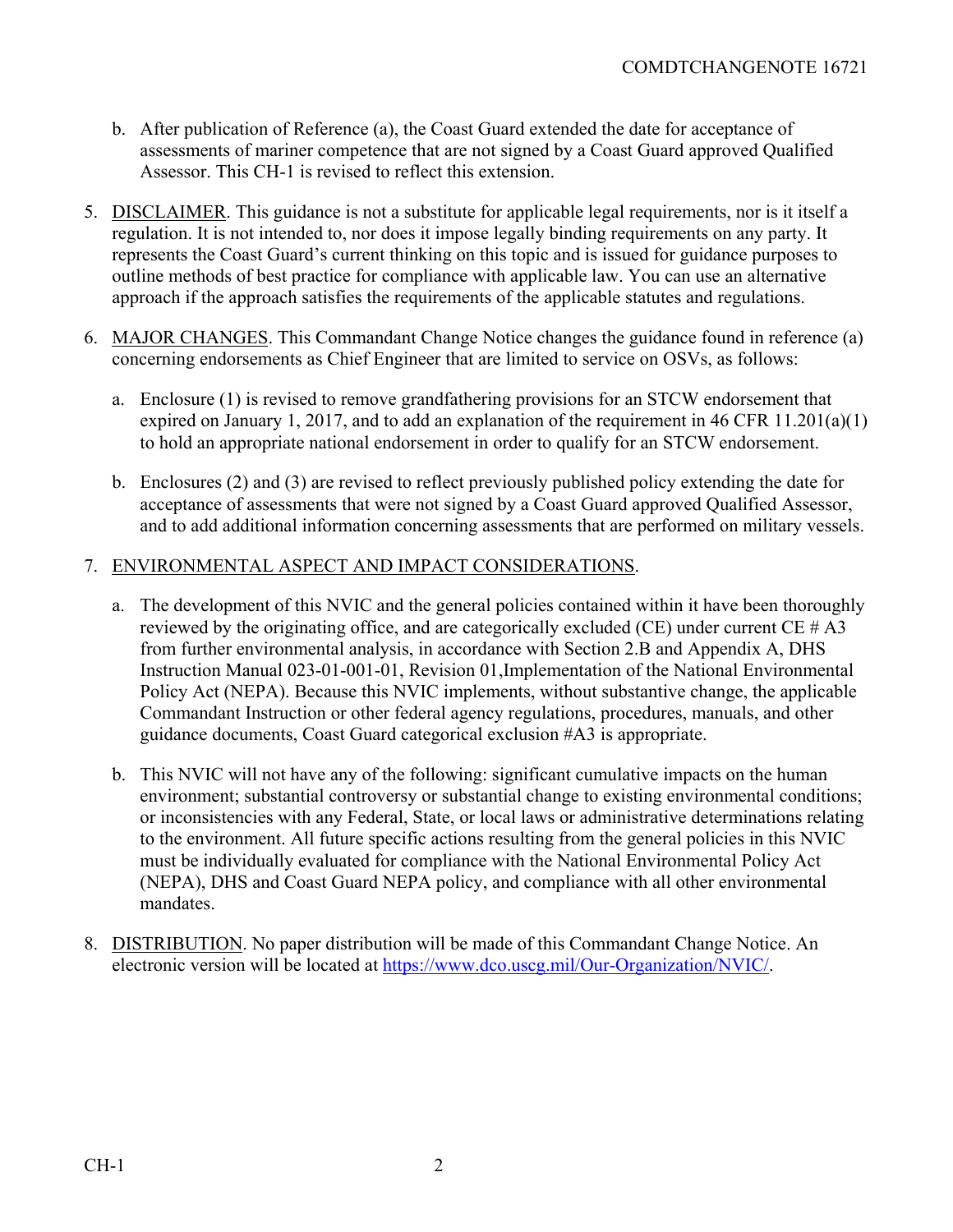b. After publication of Reference (a), the Coast Guard extended the date for acceptance of assessments of mariner competence that are not signed by a Coast Guard approved Qualified Assessor. This CH-1 is revised to reflect this extension.

5. DISCLAIMER. This guidance is not a substitute for applicable legal requirements, nor is it itself a regulation. It is not intended to, nor does it impose legally binding requirements on any party. It represents the Coast Guard's current thinking on this topic and is issued for guidance purposes to outline methods of best practice for compliance with applicable law. You can use an alternative approach if the approach satisfies the requirements of the applicable statutes and regulations.

6. MAJOR CHANGES. This Commandant Change Notice changes the guidance found in reference (a) concerning endorsements as Chief Engineer that are limited to service on OSVs, as follows:

   a. Enclosure (1) is revised to remove grandfathering provisions for an STCW endorsement that expired on January 1, 2017, and to add an explanation of the requirement in 46 CFR 11.201(a)(1) to hold an appropriate national endorsement in order to qualify for an STCW endorsement.

   b. Enclosures (2) and (3) are revised to reflect previously published policy extending the date for acceptance of assessments that were not signed by a Coast Guard approved Qualified Assessor, and to add additional information concerning assessments that are performed on military vessels.

7. ENVIRONMENTAL ASPECT AND IMPACT CONSIDERATIONS.

   a. The development of this NVIC and the general policies contained within it have been thoroughly reviewed by the originating office, and are categorically excluded (CE) under current CE # A3 from further environmental analysis, in accordance with Section 2.B and Appendix A, DHS Instruction Manual 023-01-001-01, Revision 01,Implementation of the National Environmental Policy Act (NEPA). Because this NVIC implements, without substantive change, the applicable Commandant Instruction or other federal agency regulations, procedures, manuals, and other guidance documents, Coast Guard categorical exclusion #A3 is appropriate.

   b. This NVIC will not have any of the following: significant cumulative impacts on the human environment; substantial controversy or substantial change to existing environmental conditions; or inconsistencies with any Federal, State, or local laws or administrative determinations relating to the environment. All future specific actions resulting from the general policies in this NVIC must be individually evaluated for compliance with the National Environmental Policy Act (NEPA), DHS and Coast Guard NEPA policy, and compliance with all other environmental mandates.

8. DISTRIBUTION. No paper distribution will be made of this Commandant Change Notice. An electronic version will be located at https://www.dco.uscg.mil/Our-Organization/NVIC/.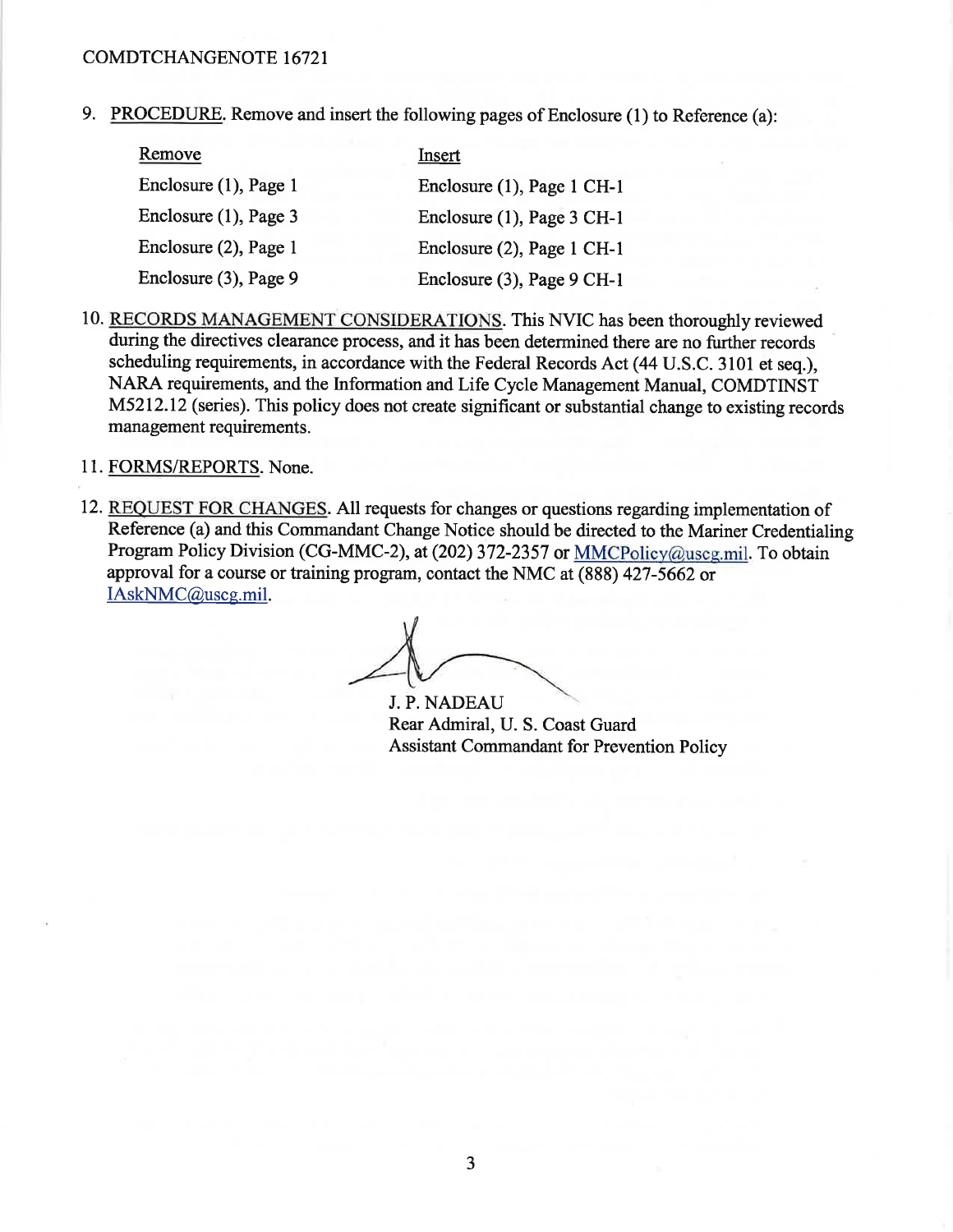9. PROCEDURE. Remove and insert the following pages of Enclosure (1) to Reference (a):

| Remove | Insert |
|---|---|
| Enclosure (1), Page 1 | Enclosure (1), Page 1 CH-1 |
| Enclosure (1), Page 3 | Enclosure (1), Page 3 CH-1 |
| Enclosure (2), Page 1 | Enclosure (2), Page 1 CH-1 |
| Enclosure (3), Page 9 | Enclosure (3), Page 9 CH-1 |

10. RECORDS MANAGEMENT CONSIDERATIONS. This NVIC has been thoroughly reviewed during the directives clearance process, and it has been determined there are no further records scheduling requirements, in accordance with the Federal Records Act (44 U.S.C. 3101 et seq.), NARA requirements, and the Information and Life Cycle Management Manual, COMDTINST M5212.12 (series). This policy does not create significant or substantial change to existing records management requirements.

11. FORMS/REPORTS. None.

12. REQUEST FOR CHANGES. All requests for changes or questions regarding implementation of Reference (a) and this Commandant Change Notice should be directed to the Mariner Credentialing Program Policy Division (CG-MMC-2), at (202) 372-2357 or MMCPolicy@uscg.mil. To obtain approval for a course or training program, contact the NMC at (888) 427-5662 or IAskNMC@uscg.mil.

J. P. NADEAU
Rear Admiral, U. S. Coast Guard
Assistant Commandant for Prevention Policy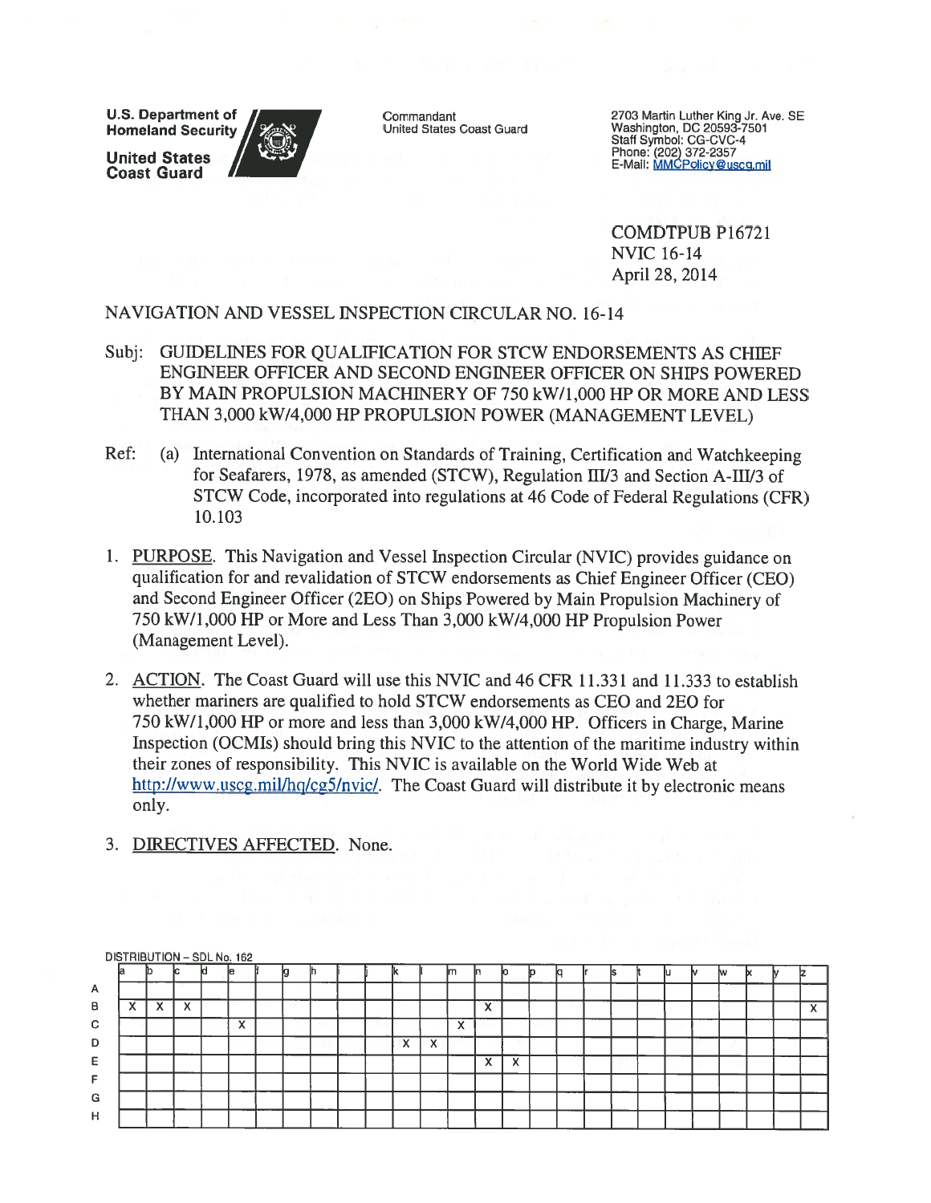U.S. Department of Homeland Security

United States Coast Guard

Commandant
United States Coast Guard

2703 Martin Luther King Jr. Ave. SE
Washington, DC 20593-7501
Staff Symbol: CG-CVC-4
Phone: (202) 372-2357
E-Mail: MMCPolicy@uscg.mil

COMDTPUB P16721
NVIC 16-14
April 28, 2014

NAVIGATION AND VESSEL INSPECTION CIRCULAR NO. 16-14

Subj: GUIDELINES FOR QUALIFICATION FOR STCW ENDORSEMENTS AS CHIEF ENGINEER OFFICER AND SECOND ENGINEER OFFICER ON SHIPS POWERED BY MAIN PROPULSION MACHINERY OF 750 kW/1,000 HP OR MORE AND LESS THAN 3,000 kW/4,000 HP PROPULSION POWER (MANAGEMENT LEVEL)

Ref: (a) International Convention on Standards of Training, Certification and Watchkeeping for Seafarers, 1978, as amended (STCW), Regulation III/3 and Section A-III/3 of STCW Code, incorporated into regulations at 46 Code of Federal Regulations (CFR) 10.103

1. PURPOSE. This Navigation and Vessel Inspection Circular (NVIC) provides guidance on qualification for and revalidation of STCW endorsements as Chief Engineer Officer (CEO) and Second Engineer Officer (2EO) on Ships Powered by Main Propulsion Machinery of 750 kW/1,000 HP or More and Less Than 3,000 kW/4,000 HP Propulsion Power (Management Level).

2. ACTION. The Coast Guard will use this NVIC and 46 CFR 11.331 and 11.333 to establish whether mariners are qualified to hold STCW endorsements as CEO and 2EO for 750 kW/1,000 HP or more and less than 3,000 kW/4,000 HP. Officers in Charge, Marine Inspection (OCMIs) should bring this NVIC to the attention of the maritime industry within their zones of responsibility. This NVIC is available on the World Wide Web at http://www.uscg.mil/hq/cg5/nvic/. The Coast Guard will distribute it by electronic means only.

3. DIRECTIVES AFFECTED. None.

DISTRIBUTION – SDL No. 162

| | a | b | c | d | e | f | g | h | i | j | k | l | m | n | o | p | q | r | s | t | u | v | w | x | y | z |
|---|---|---|---|---|---|---|---|---|---|---|---|---|---|---|---|---|---|---|---|---|---|---|---|---|---|---|
| A | | | | | | | | | | | | | | | | | | | | | | | | | | |
| B | X | X | X | | | | | | | | | | | X | | | | | | | | | | | | X |
| C | | | | | X | | | | | | | | X | | | | | | | | | | | | | |
| D | | | | | | | | | | | X | X | | | | | | | | | | | | | | |
| E | | | | | | | | | | | | | | X | X | | | | | | | | | | | |
| F | | | | | | | | | | | | | | | | | | | | | | | | | | |
| G | | | | | | | | | | | | | | | | | | | | | | | | | | |
| H | | | | | | | | | | | | | | | | | | | | | | | | | | |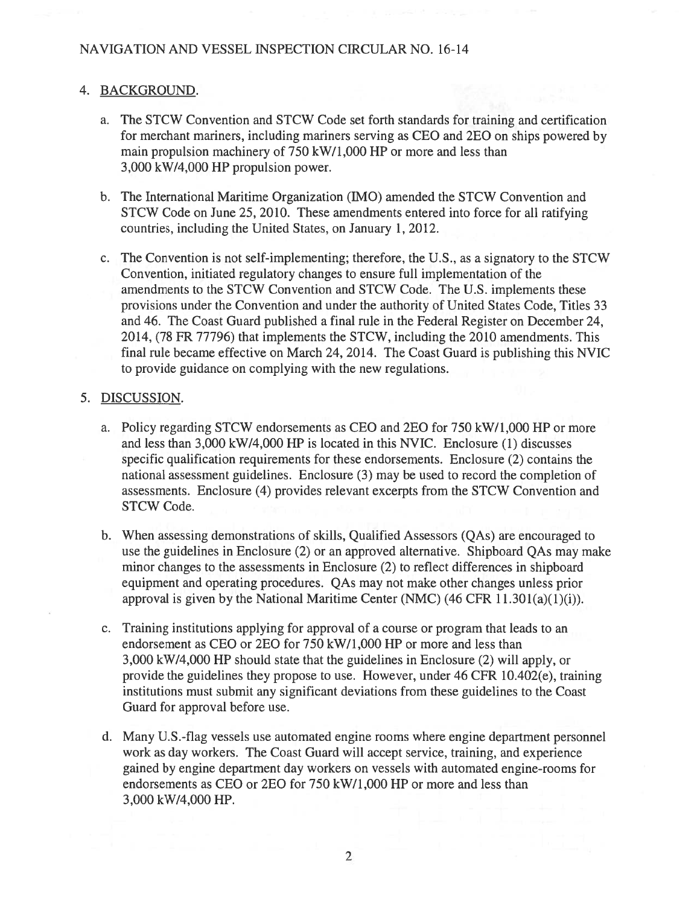4. BACKGROUND.

   a. The STCW Convention and STCW Code set forth standards for training and certification for merchant mariners, including mariners serving as CEO and 2EO on ships powered by main propulsion machinery of 750 kW/1,000 HP or more and less than 3,000 kW/4,000 HP propulsion power.

   b. The International Maritime Organization (IMO) amended the STCW Convention and STCW Code on June 25, 2010. These amendments entered into force for all ratifying countries, including the United States, on January 1, 2012.

   c. The Convention is not self-implementing; therefore, the U.S., as a signatory to the STCW Convention, initiated regulatory changes to ensure full implementation of the amendments to the STCW Convention and STCW Code. The U.S. implements these provisions under the Convention and under the authority of United States Code, Titles 33 and 46. The Coast Guard published a final rule in the Federal Register on December 24, 2014, (78 FR 77796) that implements the STCW, including the 2010 amendments. This final rule became effective on March 24, 2014. The Coast Guard is publishing this NVIC to provide guidance on complying with the new regulations.

5. DISCUSSION.

   a. Policy regarding STCW endorsements as CEO and 2EO for 750 kW/1,000 HP or more and less than 3,000 kW/4,000 HP is located in this NVIC. Enclosure (1) discusses specific qualification requirements for these endorsements. Enclosure (2) contains the national assessment guidelines. Enclosure (3) may be used to record the completion of assessments. Enclosure (4) provides relevant excerpts from the STCW Convention and STCW Code.

   b. When assessing demonstrations of skills, Qualified Assessors (QAs) are encouraged to use the guidelines in Enclosure (2) or an approved alternative. Shipboard QAs may make minor changes to the assessments in Enclosure (2) to reflect differences in shipboard equipment and operating procedures. QAs may not make other changes unless prior approval is given by the National Maritime Center (NMC) (46 CFR 11.301(a)(1)(i)).

   c. Training institutions applying for approval of a course or program that leads to an endorsement as CEO or 2EO for 750 kW/1,000 HP or more and less than 3,000 kW/4,000 HP should state that the guidelines in Enclosure (2) will apply, or provide the guidelines they propose to use. However, under 46 CFR 10.402(e), training institutions must submit any significant deviations from these guidelines to the Coast Guard for approval before use.

   d. Many U.S.-flag vessels use automated engine rooms where engine department personnel work as day workers. The Coast Guard will accept service, training, and experience gained by engine department day workers on vessels with automated engine-rooms for endorsements as CEO or 2EO for 750 kW/1,000 HP or more and less than 3,000 kW/4,000 HP.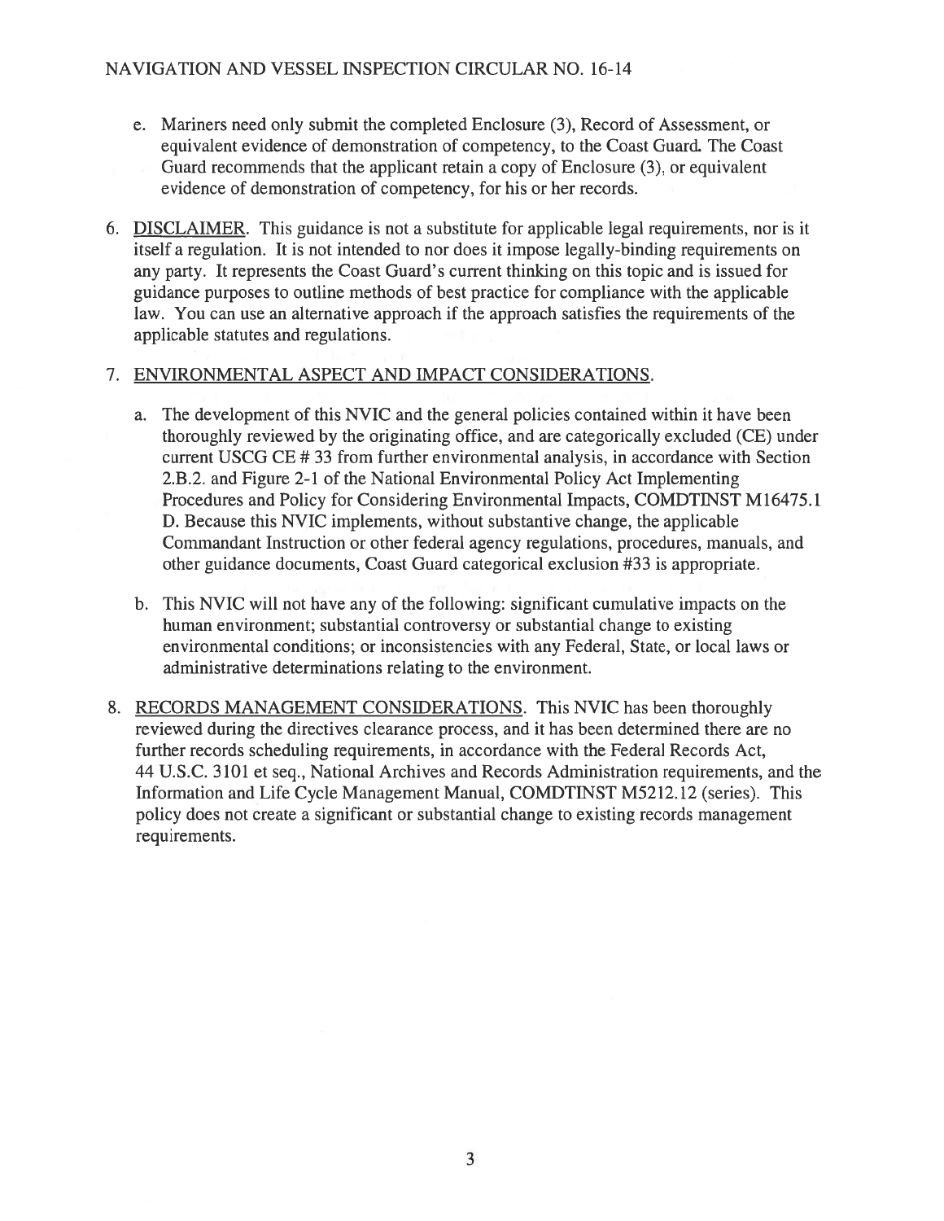e. Mariners need only submit the completed Enclosure (3), Record of Assessment, or equivalent evidence of demonstration of competency, to the Coast Guard. The Coast Guard recommends that the applicant retain a copy of Enclosure (3), or equivalent evidence of demonstration of competency, for his or her records.

6. DISCLAIMER. This guidance is not a substitute for applicable legal requirements, nor is it itself a regulation. It is not intended to nor does it impose legally-binding requirements on any party. It represents the Coast Guard's current thinking on this topic and is issued for guidance purposes to outline methods of best practice for compliance with the applicable law. You can use an alternative approach if the approach satisfies the requirements of the applicable statutes and regulations.

7. ENVIRONMENTAL ASPECT AND IMPACT CONSIDERATIONS.

   a. The development of this NVIC and the general policies contained within it have been thoroughly reviewed by the originating office, and are categorically excluded (CE) under current USCG CE # 33 from further environmental analysis, in accordance with Section 2.B.2. and Figure 2-1 of the National Environmental Policy Act Implementing Procedures and Policy for Considering Environmental Impacts, COMDTINST M16475.1 D. Because this NVIC implements, without substantive change, the applicable Commandant Instruction or other federal agency regulations, procedures, manuals, and other guidance documents, Coast Guard categorical exclusion #33 is appropriate.

   b. This NVIC will not have any of the following: significant cumulative impacts on the human environment; substantial controversy or substantial change to existing environmental conditions; or inconsistencies with any Federal, State, or local laws or administrative determinations relating to the environment.

8. RECORDS MANAGEMENT CONSIDERATIONS. This NVIC has been thoroughly reviewed during the directives clearance process, and it has been determined there are no further records scheduling requirements, in accordance with the Federal Records Act, 44 U.S.C. 3101 et seq., National Archives and Records Administration requirements, and the Information and Life Cycle Management Manual, COMDTINST M5212.12 (series). This policy does not create a significant or substantial change to existing records management requirements.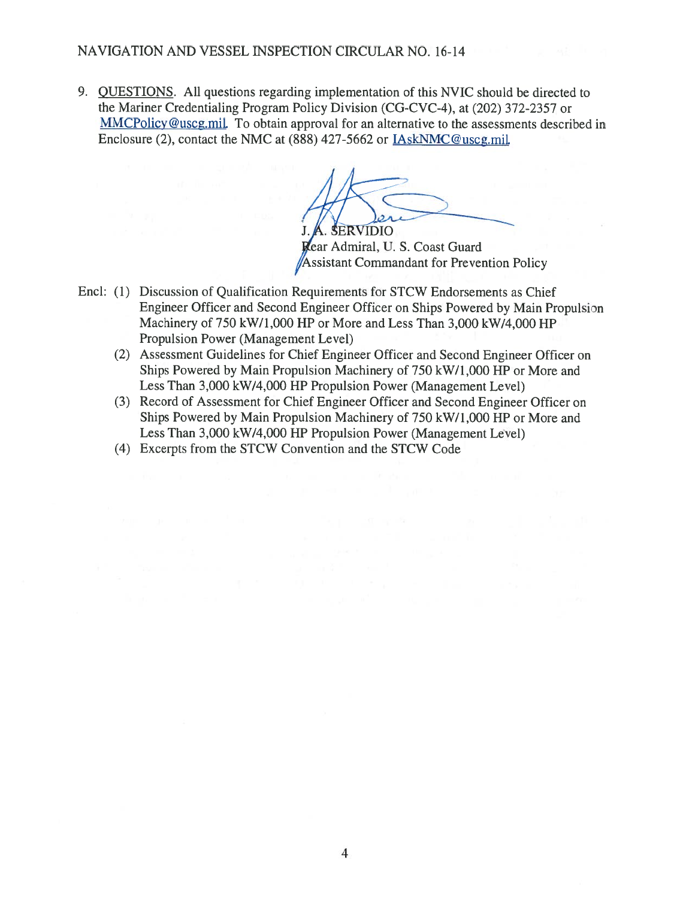9. QUESTIONS. All questions regarding implementation of this NVIC should be directed to the Mariner Credentialing Program Policy Division (CG-CVC-4), at (202) 372-2357 or MMCPolicy@uscg.mil. To obtain approval for an alternative to the assessments described in Enclosure (2), contact the NMC at (888) 427-5662 or IAskNMC@uscg.mil.

J. A. SERVIDIO
Rear Admiral, U. S. Coast Guard
Assistant Commandant for Prevention Policy

Encl:
(1) Discussion of Qualification Requirements for STCW Endorsements as Chief Engineer Officer and Second Engineer Officer on Ships Powered by Main Propulsion Machinery of 750 kW/1,000 HP or More and Less Than 3,000 kW/4,000 HP Propulsion Power (Management Level)
(2) Assessment Guidelines for Chief Engineer Officer and Second Engineer Officer on Ships Powered by Main Propulsion Machinery of 750 kW/1,000 HP or More and Less Than 3,000 kW/4,000 HP Propulsion Power (Management Level)
(3) Record of Assessment for Chief Engineer Officer and Second Engineer Officer on Ships Powered by Main Propulsion Machinery of 750 kW/1,000 HP or More and Less Than 3,000 kW/4,000 HP Propulsion Power (Management Level)
(4) Excerpts from the STCW Convention and the STCW Code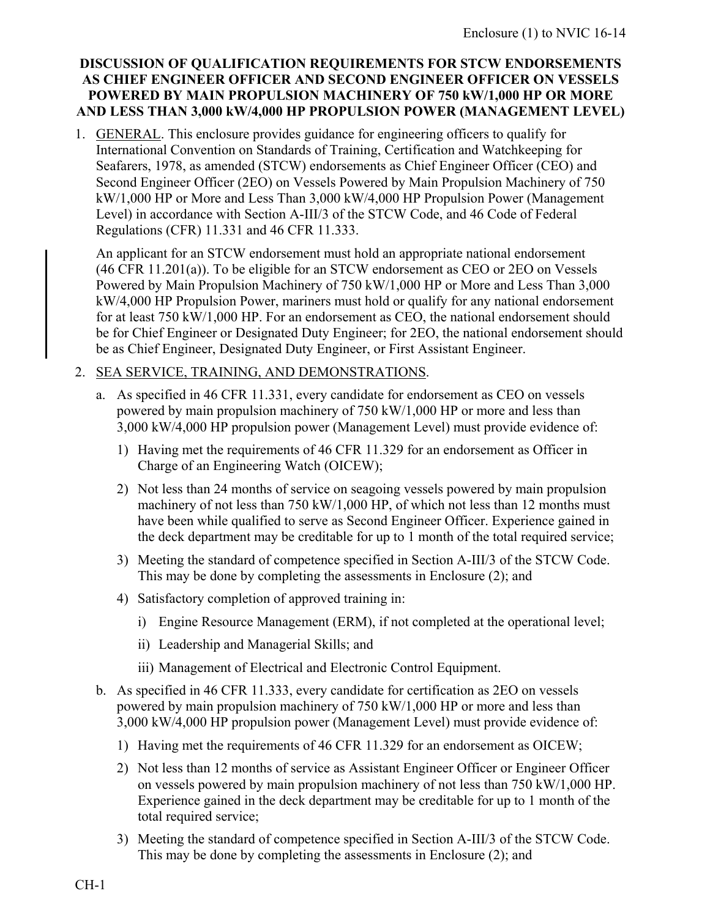**DISCUSSION OF QUALIFICATION REQUIREMENTS FOR STCW ENDORSEMENTS AS CHIEF ENGINEER OFFICER AND SECOND ENGINEER OFFICER ON VESSELS POWERED BY MAIN PROPULSION MACHINERY OF 750 kW/1,000 HP OR MORE AND LESS THAN 3,000 kW/4,000 HP PROPULSION POWER (MANAGEMENT LEVEL)**

1. GENERAL. This enclosure provides guidance for engineering officers to qualify for International Convention on Standards of Training, Certification and Watchkeeping for Seafarers, 1978, as amended (STCW) endorsements as Chief Engineer Officer (CEO) and Second Engineer Officer (2EO) on Vessels Powered by Main Propulsion Machinery of 750 kW/1,000 HP or More and Less Than 3,000 kW/4,000 HP Propulsion Power (Management Level) in accordance with Section A-III/3 of the STCW Code, and 46 Code of Federal Regulations (CFR) 11.331 and 46 CFR 11.333.

   An applicant for an STCW endorsement must hold an appropriate national endorsement (46 CFR 11.201(a)). To be eligible for an STCW endorsement as CEO or 2EO on Vessels Powered by Main Propulsion Machinery of 750 kW/1,000 HP or More and Less Than 3,000 kW/4,000 HP Propulsion Power, mariners must hold or qualify for any national endorsement for at least 750 kW/1,000 HP. For an endorsement as CEO, the national endorsement should be for Chief Engineer or Designated Duty Engineer; for 2EO, the national endorsement should be as Chief Engineer, Designated Duty Engineer, or First Assistant Engineer.

2. SEA SERVICE, TRAINING, AND DEMONSTRATIONS.

   a. As specified in 46 CFR 11.331, every candidate for endorsement as CEO on vessels powered by main propulsion machinery of 750 kW/1,000 HP or more and less than 3,000 kW/4,000 HP propulsion power (Management Level) must provide evidence of:

      1) Having met the requirements of 46 CFR 11.329 for an endorsement as Officer in Charge of an Engineering Watch (OICEW);

      2) Not less than 24 months of service on seagoing vessels powered by main propulsion machinery of not less than 750 kW/1,000 HP, of which not less than 12 months must have been while qualified to serve as Second Engineer Officer. Experience gained in the deck department may be creditable for up to 1 month of the total required service;

      3) Meeting the standard of competence specified in Section A-III/3 of the STCW Code. This may be done by completing the assessments in Enclosure (2); and

      4) Satisfactory completion of approved training in:

         i) Engine Resource Management (ERM), if not completed at the operational level;

         ii) Leadership and Managerial Skills; and

         iii) Management of Electrical and Electronic Control Equipment.

   b. As specified in 46 CFR 11.333, every candidate for certification as 2EO on vessels powered by main propulsion machinery of 750 kW/1,000 HP or more and less than 3,000 kW/4,000 HP propulsion power (Management Level) must provide evidence of:

      1) Having met the requirements of 46 CFR 11.329 for an endorsement as OICEW;

      2) Not less than 12 months of service as Assistant Engineer Officer or Engineer Officer on vessels powered by main propulsion machinery of not less than 750 kW/1,000 HP. Experience gained in the deck department may be creditable for up to 1 month of the total required service;

      3) Meeting the standard of competence specified in Section A-III/3 of the STCW Code. This may be done by completing the assessments in Enclosure (2); and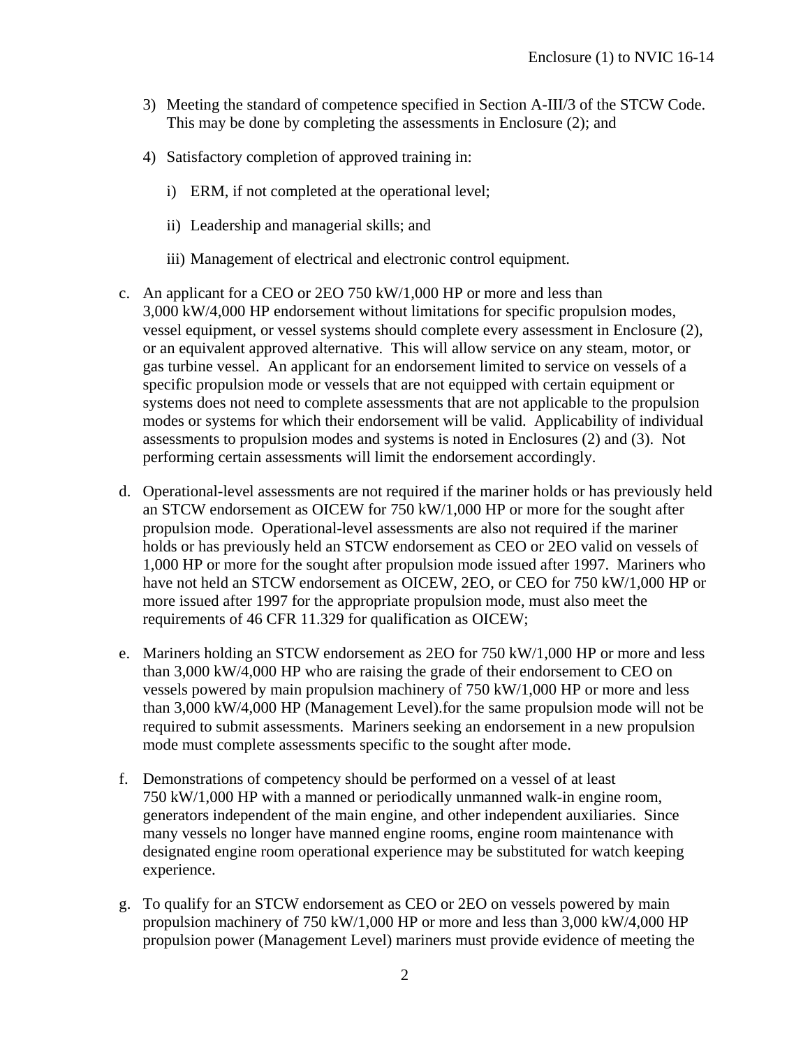3) Meeting the standard of competence specified in Section A-III/3 of the STCW Code. This may be done by completing the assessments in Enclosure (2); and

4) Satisfactory completion of approved training in:

   i) ERM, if not completed at the operational level;

   ii) Leadership and managerial skills; and

   iii) Management of electrical and electronic control equipment.

c. An applicant for a CEO or 2EO 750 kW/1,000 HP or more and less than 3,000 kW/4,000 HP endorsement without limitations for specific propulsion modes, vessel equipment, or vessel systems should complete every assessment in Enclosure (2), or an equivalent approved alternative. This will allow service on any steam, motor, or gas turbine vessel. An applicant for an endorsement limited to service on vessels of a specific propulsion mode or vessels that are not equipped with certain equipment or systems does not need to complete assessments that are not applicable to the propulsion modes or systems for which their endorsement will be valid. Applicability of individual assessments to propulsion modes and systems is noted in Enclosures (2) and (3). Not performing certain assessments will limit the endorsement accordingly.

d. Operational-level assessments are not required if the mariner holds or has previously held an STCW endorsement as OICEW for 750 kW/1,000 HP or more for the sought after propulsion mode. Operational-level assessments are also not required if the mariner holds or has previously held an STCW endorsement as CEO or 2EO valid on vessels of 1,000 HP or more for the sought after propulsion mode issued after 1997. Mariners who have not held an STCW endorsement as OICEW, 2EO, or CEO for 750 kW/1,000 HP or more issued after 1997 for the appropriate propulsion mode, must also meet the requirements of 46 CFR 11.329 for qualification as OICEW;

e. Mariners holding an STCW endorsement as 2EO for 750 kW/1,000 HP or more and less than 3,000 kW/4,000 HP who are raising the grade of their endorsement to CEO on vessels powered by main propulsion machinery of 750 kW/1,000 HP or more and less than 3,000 kW/4,000 HP (Management Level).for the same propulsion mode will not be required to submit assessments. Mariners seeking an endorsement in a new propulsion mode must complete assessments specific to the sought after mode.

f. Demonstrations of competency should be performed on a vessel of at least 750 kW/1,000 HP with a manned or periodically unmanned walk-in engine room, generators independent of the main engine, and other independent auxiliaries. Since many vessels no longer have manned engine rooms, engine room maintenance with designated engine room operational experience may be substituted for watch keeping experience.

g. To qualify for an STCW endorsement as CEO or 2EO on vessels powered by main propulsion machinery of 750 kW/1,000 HP or more and less than 3,000 kW/4,000 HP propulsion power (Management Level) mariners must provide evidence of meeting the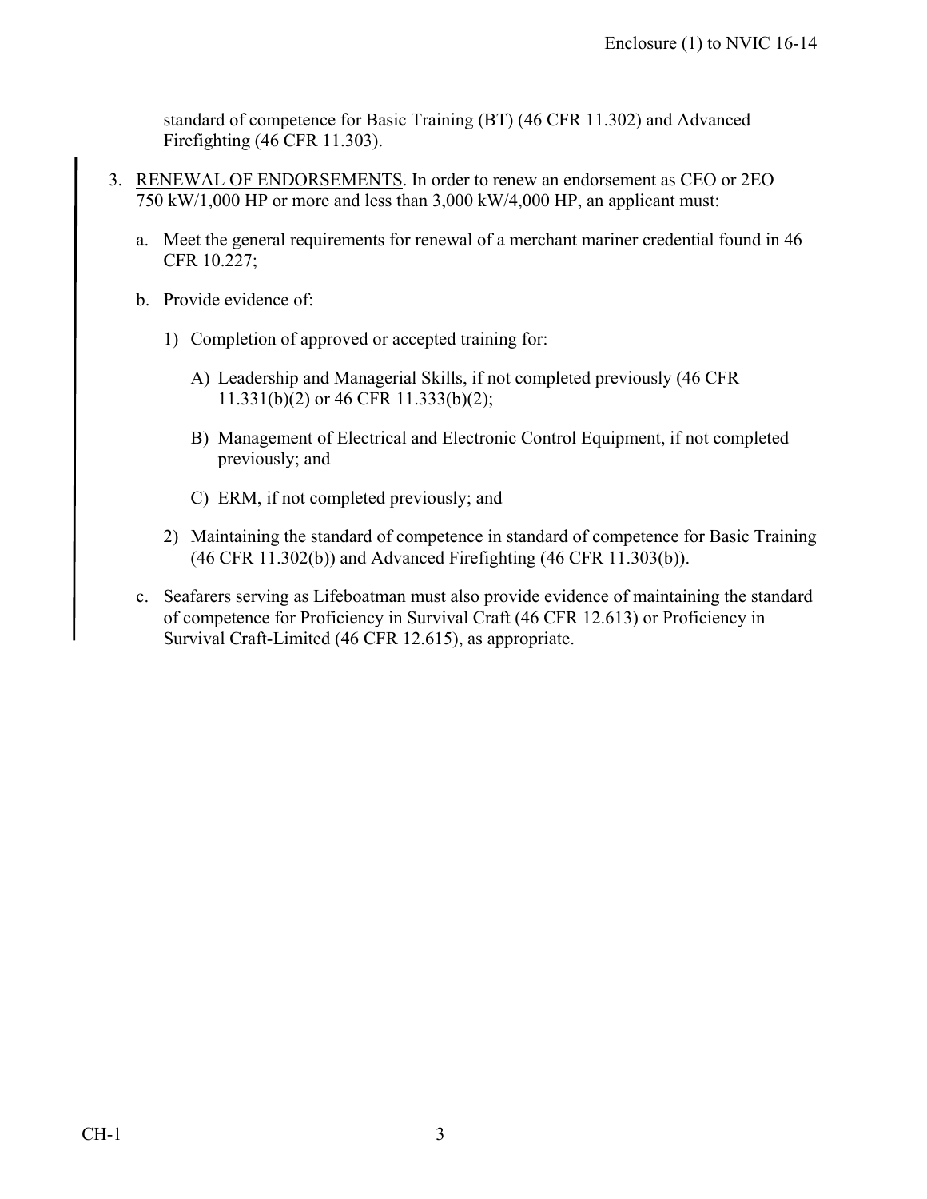standard of competence for Basic Training (BT) (46 CFR 11.302) and Advanced Firefighting (46 CFR 11.303).

3. RENEWAL OF ENDORSEMENTS. In order to renew an endorsement as CEO or 2EO 750 kW/1,000 HP or more and less than 3,000 kW/4,000 HP, an applicant must:

   a. Meet the general requirements for renewal of a merchant mariner credential found in 46 CFR 10.227;

   b. Provide evidence of:

      1) Completion of approved or accepted training for:

         A) Leadership and Managerial Skills, if not completed previously (46 CFR 11.331(b)(2) or 46 CFR 11.333(b)(2);

         B) Management of Electrical and Electronic Control Equipment, if not completed previously; and

         C) ERM, if not completed previously; and

      2) Maintaining the standard of competence in standard of competence for Basic Training (46 CFR 11.302(b)) and Advanced Firefighting (46 CFR 11.303(b)).

   c. Seafarers serving as Lifeboatman must also provide evidence of maintaining the standard of competence for Proficiency in Survival Craft (46 CFR 12.613) or Proficiency in Survival Craft-Limited (46 CFR 12.615), as appropriate.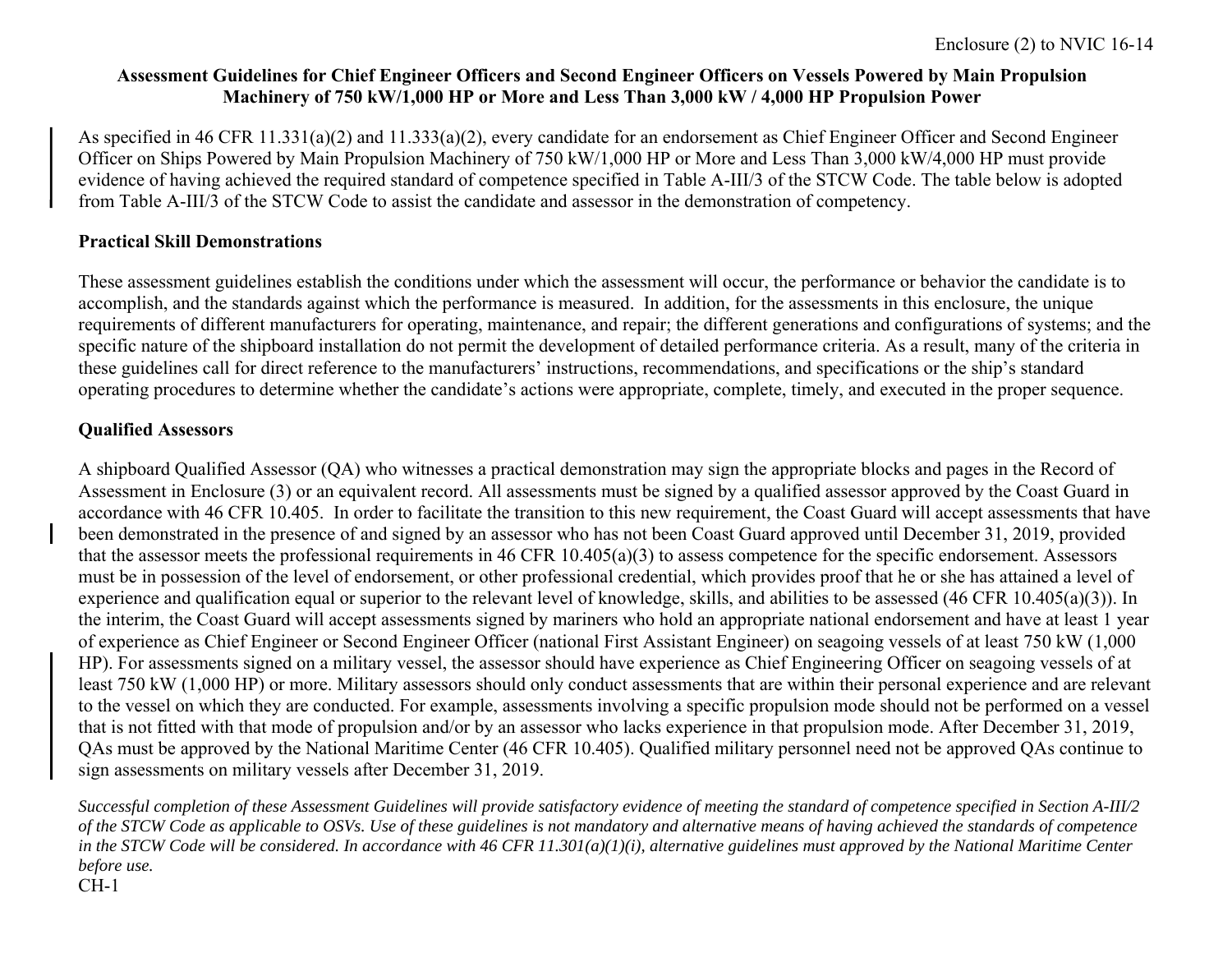Enclosure (2) to NVIC 16-14

**Assessment Guidelines for Chief Engineer Officers and Second Engineer Officers on Vessels Powered by Main Propulsion Machinery of 750 kW/1,000 HP or More and Less Than 3,000 kW / 4,000 HP Propulsion Power**

As specified in 46 CFR 11.331(a)(2) and 11.333(a)(2), every candidate for an endorsement as Chief Engineer Officer and Second Engineer Officer on Ships Powered by Main Propulsion Machinery of 750 kW/1,000 HP or More and Less Than 3,000 kW/4,000 HP must provide evidence of having achieved the required standard of competence specified in Table A-III/3 of the STCW Code. The table below is adopted from Table A-III/3 of the STCW Code to assist the candidate and assessor in the demonstration of competency.

**Practical Skill Demonstrations**

These assessment guidelines establish the conditions under which the assessment will occur, the performance or behavior the candidate is to accomplish, and the standards against which the performance is measured. In addition, for the assessments in this enclosure, the unique requirements of different manufacturers for operating, maintenance, and repair; the different generations and configurations of systems; and the specific nature of the shipboard installation do not permit the development of detailed performance criteria. As a result, many of the criteria in these guidelines call for direct reference to the manufacturers' instructions, recommendations, and specifications or the ship's standard operating procedures to determine whether the candidate's actions were appropriate, complete, timely, and executed in the proper sequence.

**Qualified Assessors**

A shipboard Qualified Assessor (QA) who witnesses a practical demonstration may sign the appropriate blocks and pages in the Record of Assessment in Enclosure (3) or an equivalent record. All assessments must be signed by a qualified assessor approved by the Coast Guard in accordance with 46 CFR 10.405. In order to facilitate the transition to this new requirement, the Coast Guard will accept assessments that have been demonstrated in the presence of and signed by an assessor who has not been Coast Guard approved until December 31, 2019, provided that the assessor meets the professional requirements in 46 CFR 10.405(a)(3) to assess competence for the specific endorsement. Assessors must be in possession of the level of endorsement, or other professional credential, which provides proof that he or she has attained a level of experience and qualification equal or superior to the relevant level of knowledge, skills, and abilities to be assessed (46 CFR 10.405(a)(3)). In the interim, the Coast Guard will accept assessments signed by mariners who hold an appropriate national endorsement and have at least 1 year of experience as Chief Engineer or Second Engineer Officer (national First Assistant Engineer) on seagoing vessels of at least 750 kW (1,000 HP). For assessments signed on a military vessel, the assessor should have experience as Chief Engineering Officer on seagoing vessels of at least 750 kW (1,000 HP) or more. Military assessors should only conduct assessments that are within their personal experience and are relevant to the vessel on which they are conducted. For example, assessments involving a specific propulsion mode should not be performed on a vessel that is not fitted with that mode of propulsion and/or by an assessor who lacks experience in that propulsion mode. After December 31, 2019, QAs must be approved by the National Maritime Center (46 CFR 10.405). Qualified military personnel need not be approved QAs continue to sign assessments on military vessels after December 31, 2019.

*Successful completion of these Assessment Guidelines will provide satisfactory evidence of meeting the standard of competence specified in Section A-III/2 of the STCW Code as applicable to OSVs. Use of these guidelines is not mandatory and alternative means of having achieved the standards of competence in the STCW Code will be considered. In accordance with 46 CFR 11.301(a)(1)(i), alternative guidelines must approved by the National Maritime Center before use.*

CH-1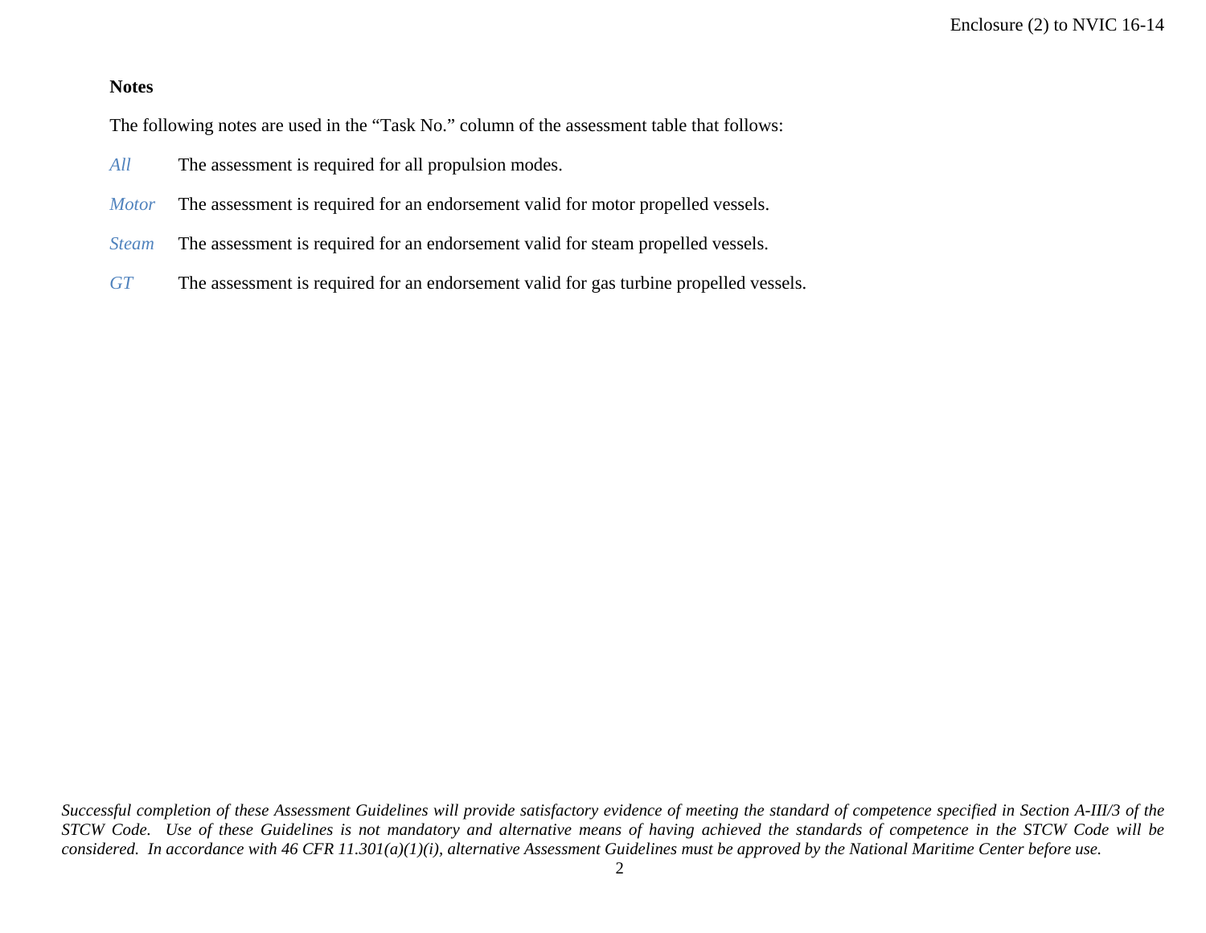**Notes**

The following notes are used in the "Task No." column of the assessment table that follows:

*All* The assessment is required for all propulsion modes.

*Motor* The assessment is required for an endorsement valid for motor propelled vessels.

*Steam* The assessment is required for an endorsement valid for steam propelled vessels.

*GT* The assessment is required for an endorsement valid for gas turbine propelled vessels.

*Successful completion of these Assessment Guidelines will provide satisfactory evidence of meeting the standard of competence specified in Section A-III/3 of the STCW Code. Use of these Guidelines is not mandatory and alternative means of having achieved the standards of competence in the STCW Code will be considered. In accordance with 46 CFR 11.301(a)(1)(i), alternative Assessment Guidelines must be approved by the National Maritime Center before use.*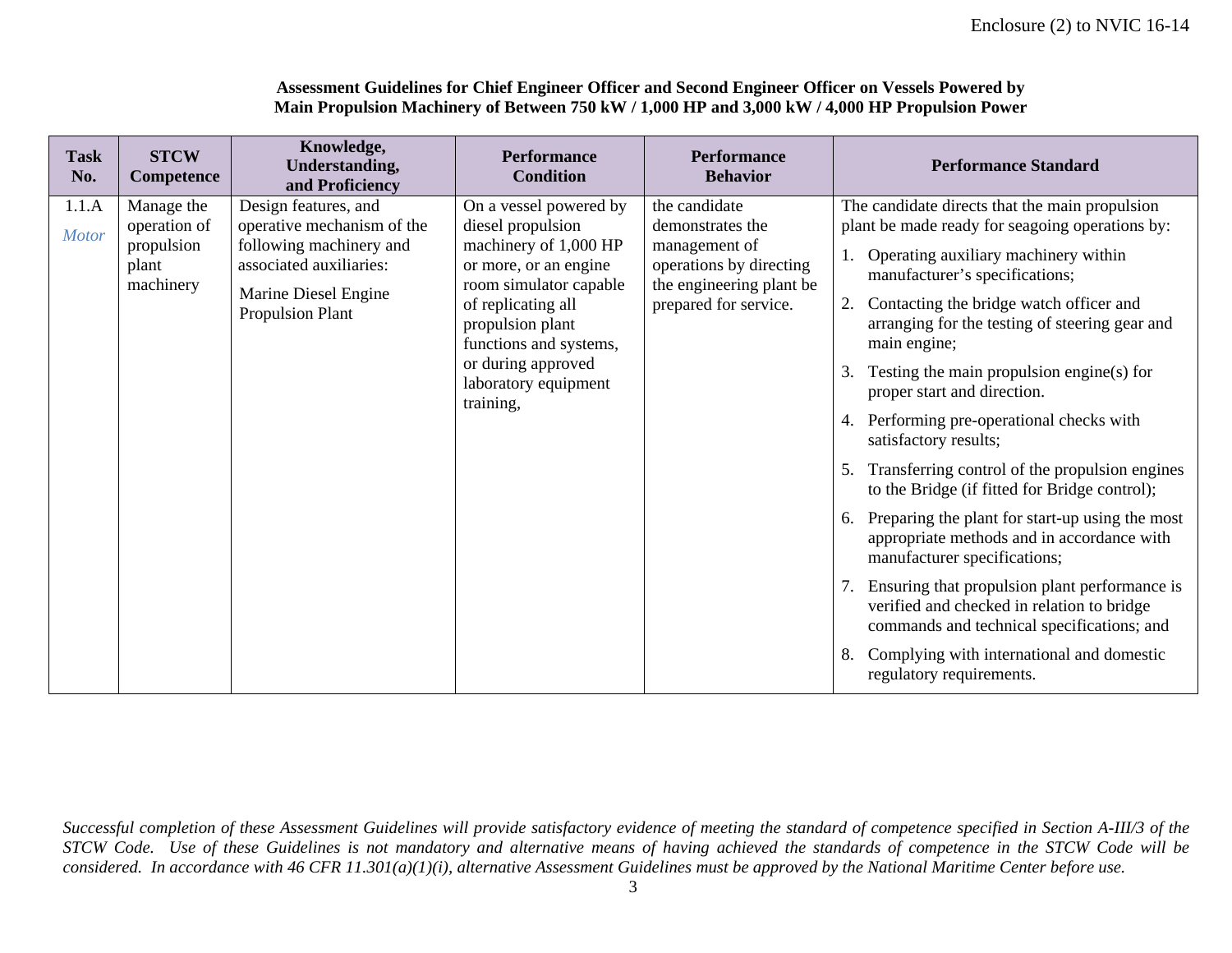Enclosure (2) to NVIC 16-14

**Assessment Guidelines for Chief Engineer Officer and Second Engineer Officer on Vessels Powered by Main Propulsion Machinery of Between 750 kW / 1,000 HP and 3,000 kW / 4,000 HP Propulsion Power**

| Task No. | STCW Competence | Knowledge, Understanding, and Proficiency | Performance Condition | Performance Behavior | Performance Standard |
|---|---|---|---|---|---|
| 1.1.A *Motor* | Manage the operation of propulsion plant machinery | Design features, and operative mechanism of the following machinery and associated auxiliaries: Marine Diesel Engine Propulsion Plant | On a vessel powered by diesel propulsion machinery of 1,000 HP or more, or an engine room simulator capable of replicating all propulsion plant functions and systems, or during approved laboratory equipment training, | the candidate demonstrates the management of operations by directing the engineering plant be prepared for service. | The candidate directs that the main propulsion plant be made ready for seagoing operations by: 1. Operating auxiliary machinery within manufacturer's specifications; 2. Contacting the bridge watch officer and arranging for the testing of steering gear and main engine; 3. Testing the main propulsion engine(s) for proper start and direction. 4. Performing pre-operational checks with satisfactory results; 5. Transferring control of the propulsion engines to the Bridge (if fitted for Bridge control); 6. Preparing the plant for start-up using the most appropriate methods and in accordance with manufacturer specifications; 7. Ensuring that propulsion plant performance is verified and checked in relation to bridge commands and technical specifications; and 8. Complying with international and domestic regulatory requirements. |

*Successful completion of these Assessment Guidelines will provide satisfactory evidence of meeting the standard of competence specified in Section A-III/3 of the STCW Code. Use of these Guidelines is not mandatory and alternative means of having achieved the standards of competence in the STCW Code will be considered. In accordance with 46 CFR 11.301(a)(1)(i), alternative Assessment Guidelines must be approved by the National Maritime Center before use.*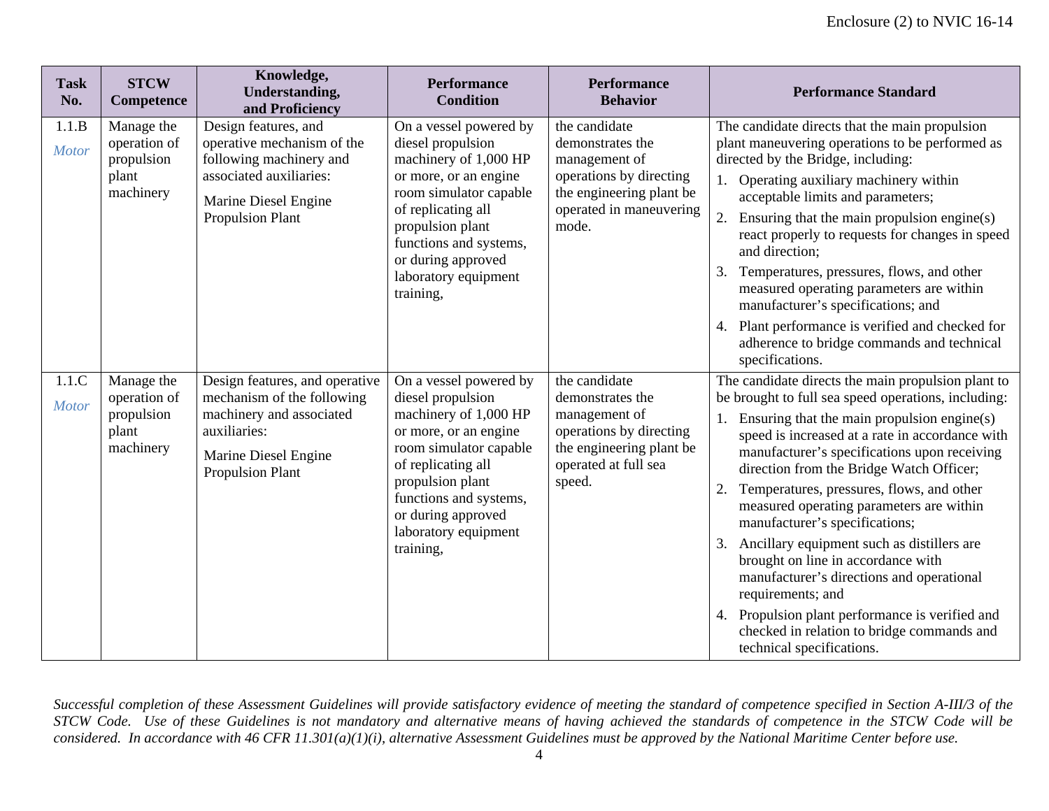| Task No. | STCW Competence | Knowledge, Understanding, and Proficiency | Performance Condition | Performance Behavior | Performance Standard |
|---|---|---|---|---|---|
| 1.1.B *Motor* | Manage the operation of propulsion plant machinery | Design features, and operative mechanism of the following machinery and associated auxiliaries: Marine Diesel Engine Propulsion Plant | On a vessel powered by diesel propulsion machinery of 1,000 HP or more, or an engine room simulator capable of replicating all propulsion plant functions and systems, or during approved laboratory equipment training, | the candidate demonstrates the management of operations by directing the engineering plant be operated in maneuvering mode. | The candidate directs that the main propulsion plant maneuvering operations to be performed as directed by the Bridge, including: 1. Operating auxiliary machinery within acceptable limits and parameters; 2. Ensuring that the main propulsion engine(s) react properly to requests for changes in speed and direction; 3. Temperatures, pressures, flows, and other measured operating parameters are within manufacturer's specifications; and 4. Plant performance is verified and checked for adherence to bridge commands and technical specifications. |
| 1.1.C *Motor* | Manage the operation of propulsion plant machinery | Design features, and operative mechanism of the following machinery and associated auxiliaries: Marine Diesel Engine Propulsion Plant | On a vessel powered by diesel propulsion machinery of 1,000 HP or more, or an engine room simulator capable of replicating all propulsion plant functions and systems, or during approved laboratory equipment training, | the candidate demonstrates the management of operations by directing the engineering plant be operated at full sea speed. | The candidate directs the main propulsion plant to be brought to full sea speed operations, including: 1. Ensuring that the main propulsion engine(s) speed is increased at a rate in accordance with manufacturer's specifications upon receiving direction from the Bridge Watch Officer; 2. Temperatures, pressures, flows, and other measured operating parameters are within manufacturer's specifications; 3. Ancillary equipment such as distillers are brought on line in accordance with manufacturer's directions and operational requirements; and 4. Propulsion plant performance is verified and checked in relation to bridge commands and technical specifications. |

*Successful completion of these Assessment Guidelines will provide satisfactory evidence of meeting the standard of competence specified in Section A-III/3 of the STCW Code. Use of these Guidelines is not mandatory and alternative means of having achieved the standards of competence in the STCW Code will be considered. In accordance with 46 CFR 11.301(a)(1)(i), alternative Assessment Guidelines must be approved by the National Maritime Center before use.*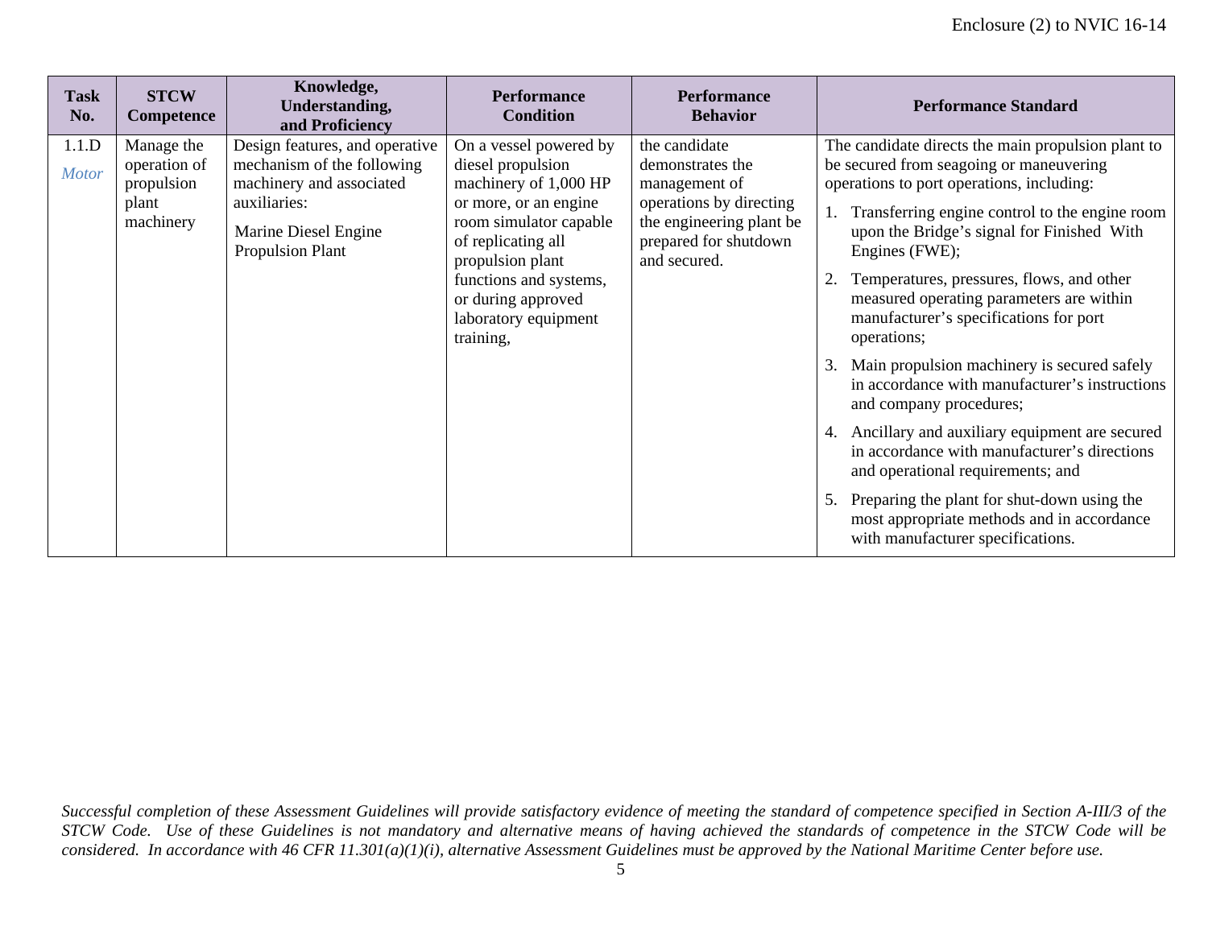| Task No. | STCW Competence | Knowledge, Understanding, and Proficiency | Performance Condition | Performance Behavior | Performance Standard |
|---|---|---|---|---|---|
| 1.1.D<br>*Motor* | Manage the operation of propulsion plant machinery | Design features, and operative mechanism of the following machinery and associated auxiliaries:<br>Marine Diesel Engine Propulsion Plant | On a vessel powered by diesel propulsion machinery of 1,000 HP or more, or an engine room simulator capable of replicating all propulsion plant functions and systems, or during approved laboratory equipment training, | the candidate demonstrates the management of operations by directing the engineering plant be prepared for shutdown and secured. | The candidate directs the main propulsion plant to be secured from seagoing or maneuvering operations to port operations, including:<br>1. Transferring engine control to the engine room upon the Bridge's signal for Finished With Engines (FWE);<br>2. Temperatures, pressures, flows, and other measured operating parameters are within manufacturer's specifications for port operations;<br>3. Main propulsion machinery is secured safely in accordance with manufacturer's instructions and company procedures;<br>4. Ancillary and auxiliary equipment are secured in accordance with manufacturer's directions and operational requirements; and<br>5. Preparing the plant for shut-down using the most appropriate methods and in accordance with manufacturer specifications. |

*Successful completion of these Assessment Guidelines will provide satisfactory evidence of meeting the standard of competence specified in Section A-III/3 of the STCW Code. Use of these Guidelines is not mandatory and alternative means of having achieved the standards of competence in the STCW Code will be considered. In accordance with 46 CFR 11.301(a)(1)(i), alternative Assessment Guidelines must be approved by the National Maritime Center before use.*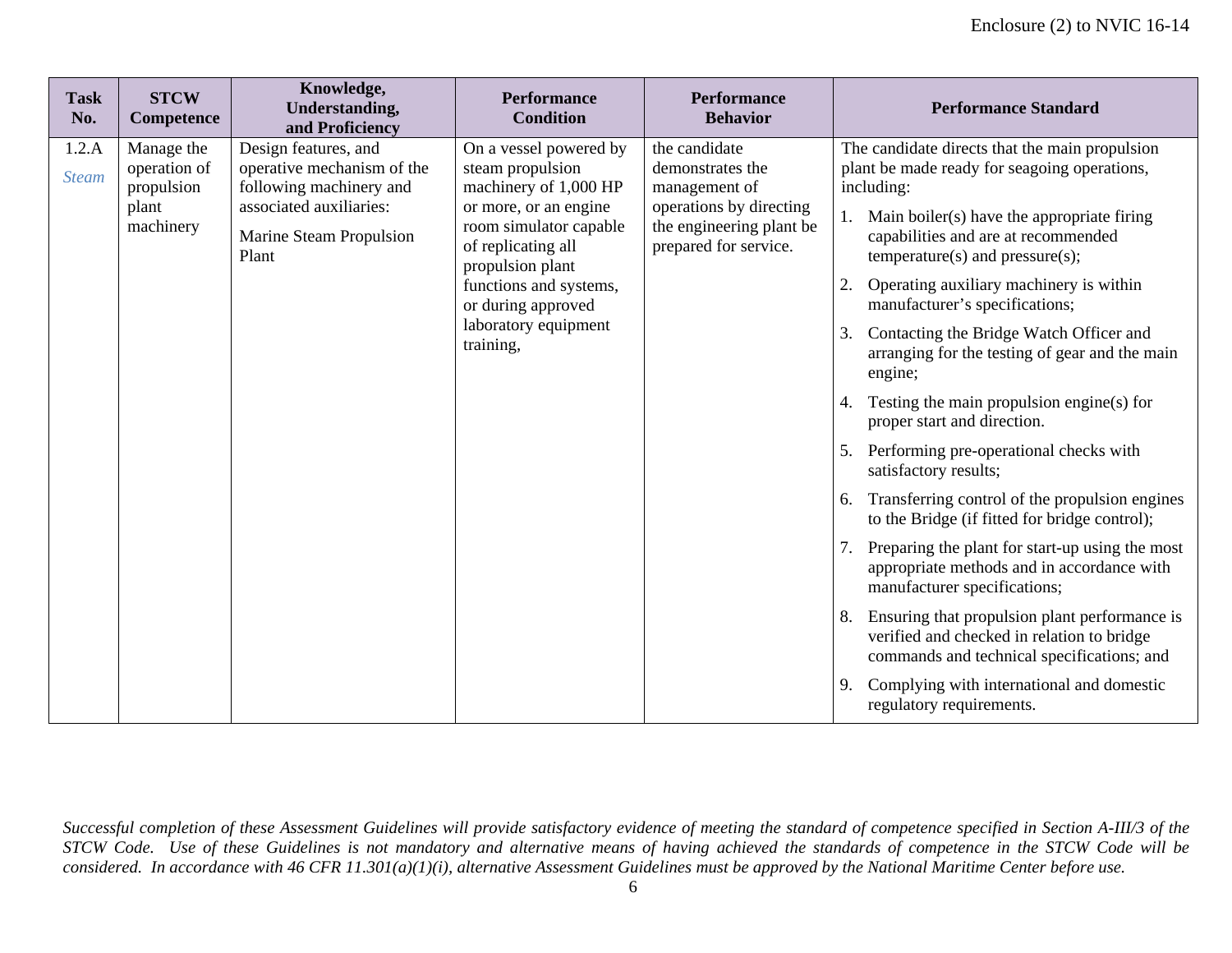| Task No. | STCW Competence | Knowledge, Understanding, and Proficiency | Performance Condition | Performance Behavior | Performance Standard |
|---|---|---|---|---|---|
| 1.2.A *Steam* | Manage the operation of propulsion plant machinery | Design features, and operative mechanism of the following machinery and associated auxiliaries:<br><br>Marine Steam Propulsion Plant | On a vessel powered by steam propulsion machinery of 1,000 HP or more, or an engine room simulator capable of replicating all propulsion plant functions and systems, or during approved laboratory equipment training, | the candidate demonstrates the management of operations by directing the engineering plant be prepared for service. | The candidate directs that the main propulsion plant be made ready for seagoing operations, including:<br><br>1. Main boiler(s) have the appropriate firing capabilities and are at recommended temperature(s) and pressure(s);<br>2. Operating auxiliary machinery is within manufacturer's specifications;<br>3. Contacting the Bridge Watch Officer and arranging for the testing of gear and the main engine;<br>4. Testing the main propulsion engine(s) for proper start and direction.<br>5. Performing pre-operational checks with satisfactory results;<br>6. Transferring control of the propulsion engines to the Bridge (if fitted for bridge control);<br>7. Preparing the plant for start-up using the most appropriate methods and in accordance with manufacturer specifications;<br>8. Ensuring that propulsion plant performance is verified and checked in relation to bridge commands and technical specifications; and<br>9. Complying with international and domestic regulatory requirements. |

*Successful completion of these Assessment Guidelines will provide satisfactory evidence of meeting the standard of competence specified in Section A-III/3 of the STCW Code. Use of these Guidelines is not mandatory and alternative means of having achieved the standards of competence in the STCW Code will be considered. In accordance with 46 CFR 11.301(a)(1)(i), alternative Assessment Guidelines must be approved by the National Maritime Center before use.*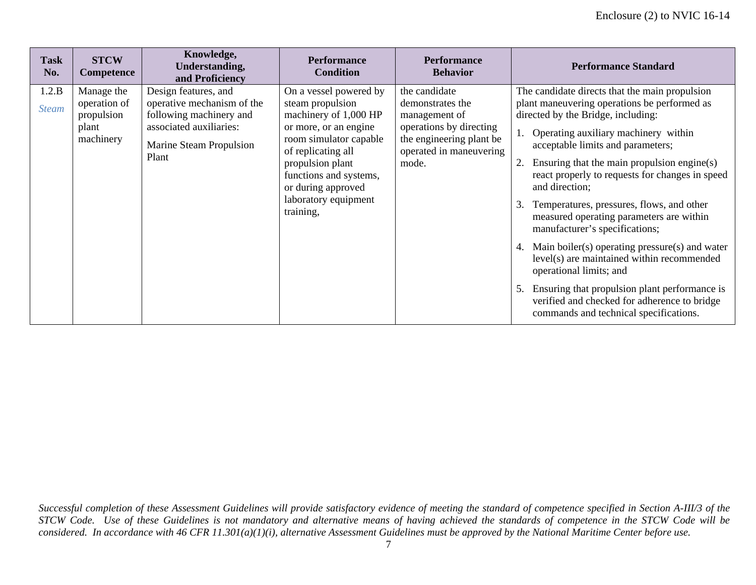| Task No. | STCW Competence | Knowledge, Understanding, and Proficiency | Performance Condition | Performance Behavior | Performance Standard |
|---|---|---|---|---|---|
| 1.2.B *Steam* | Manage the operation of propulsion plant machinery | Design features, and operative mechanism of the following machinery and associated auxiliaries: Marine Steam Propulsion Plant | On a vessel powered by steam propulsion machinery of 1,000 HP or more, or an engine room simulator capable of replicating all propulsion plant functions and systems, or during approved laboratory equipment training, | the candidate demonstrates the management of operations by directing the engineering plant be operated in maneuvering mode. | The candidate directs that the main propulsion plant maneuvering operations be performed as directed by the Bridge, including: 1. Operating auxiliary machinery within acceptable limits and parameters; 2. Ensuring that the main propulsion engine(s) react properly to requests for changes in speed and direction; 3. Temperatures, pressures, flows, and other measured operating parameters are within manufacturer's specifications; 4. Main boiler(s) operating pressure(s) and water level(s) are maintained within recommended operational limits; and 5. Ensuring that propulsion plant performance is verified and checked for adherence to bridge commands and technical specifications. |

*Successful completion of these Assessment Guidelines will provide satisfactory evidence of meeting the standard of competence specified in Section A-III/3 of the STCW Code. Use of these Guidelines is not mandatory and alternative means of having achieved the standards of competence in the STCW Code will be considered. In accordance with 46 CFR 11.301(a)(1)(i), alternative Assessment Guidelines must be approved by the National Maritime Center before use.*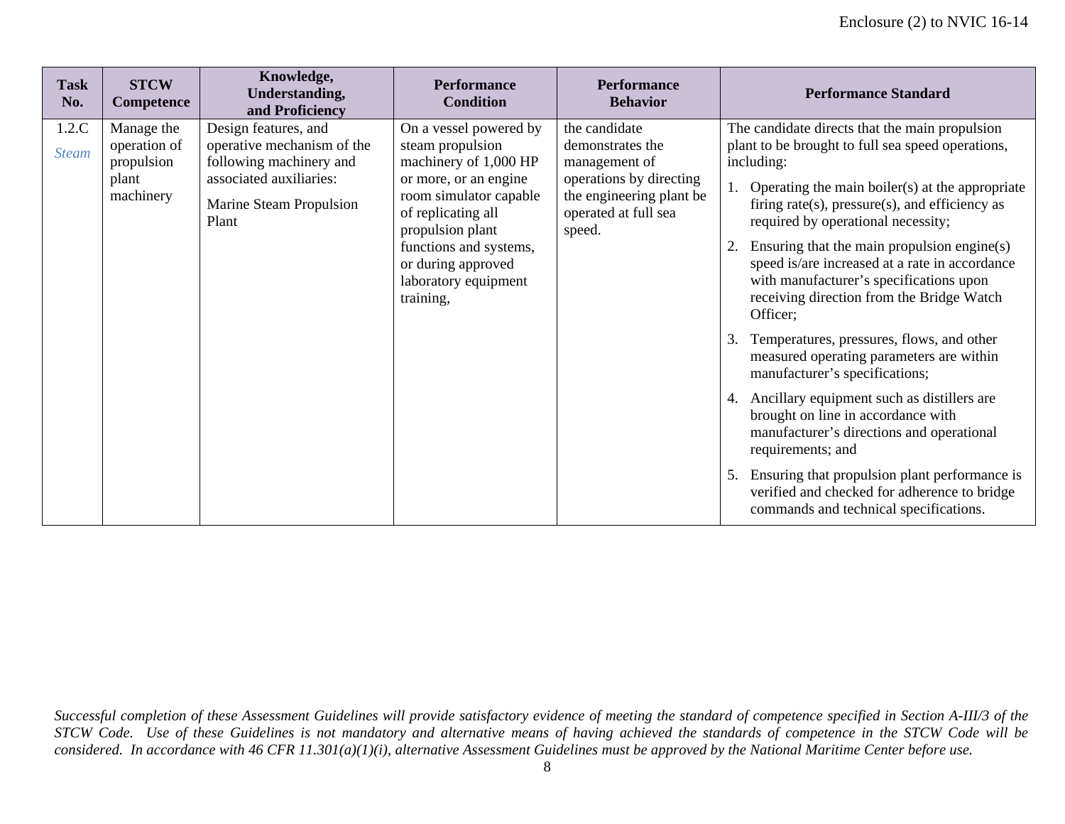| Task No. | STCW Competence | Knowledge, Understanding, and Proficiency | Performance Condition | Performance Behavior | Performance Standard |
|---|---|---|---|---|---|
| 1.2.C *Steam* | Manage the operation of propulsion plant machinery | Design features, and operative mechanism of the following machinery and associated auxiliaries:<br><br>Marine Steam Propulsion Plant | On a vessel powered by steam propulsion machinery of 1,000 HP or more, or an engine room simulator capable of replicating all propulsion plant functions and systems, or during approved laboratory equipment training, | the candidate demonstrates the management of operations by directing the engineering plant be operated at full sea speed. | The candidate directs that the main propulsion plant to be brought to full sea speed operations, including:<br><br>1. Operating the main boiler(s) at the appropriate firing rate(s), pressure(s), and efficiency as required by operational necessity;<br><br>2. Ensuring that the main propulsion engine(s) speed is/are increased at a rate in accordance with manufacturer's specifications upon receiving direction from the Bridge Watch Officer;<br><br>3. Temperatures, pressures, flows, and other measured operating parameters are within manufacturer's specifications;<br><br>4. Ancillary equipment such as distillers are brought on line in accordance with manufacturer's directions and operational requirements; and<br><br>5. Ensuring that propulsion plant performance is verified and checked for adherence to bridge commands and technical specifications. |

*Successful completion of these Assessment Guidelines will provide satisfactory evidence of meeting the standard of competence specified in Section A-III/3 of the STCW Code. Use of these Guidelines is not mandatory and alternative means of having achieved the standards of competence in the STCW Code will be considered. In accordance with 46 CFR 11.301(a)(1)(i), alternative Assessment Guidelines must be approved by the National Maritime Center before use.*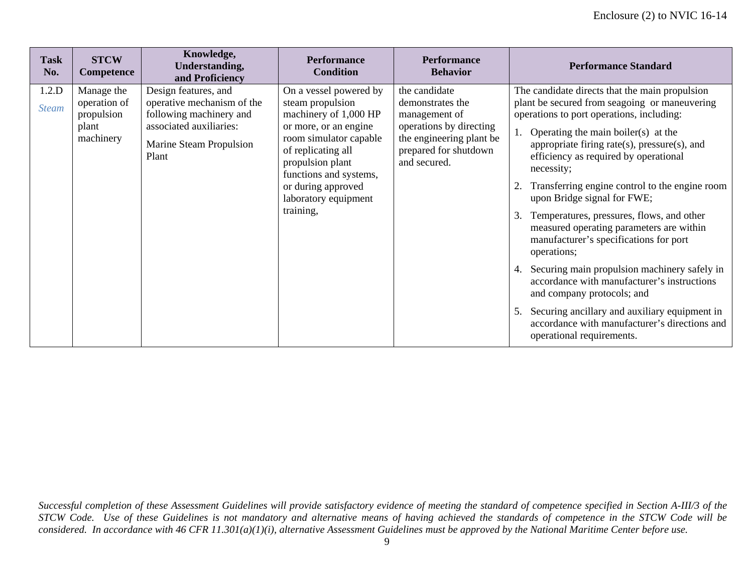| Task No. | STCW Competence | Knowledge, Understanding, and Proficiency | Performance Condition | Performance Behavior | Performance Standard |
|---|---|---|---|---|---|
| 1.2.D *Steam* | Manage the operation of propulsion plant machinery | Design features, and operative mechanism of the following machinery and associated auxiliaries:<br><br>Marine Steam Propulsion Plant | On a vessel powered by steam propulsion machinery of 1,000 HP or more, or an engine room simulator capable of replicating all propulsion plant functions and systems, or during approved laboratory equipment training, | the candidate demonstrates the management of operations by directing the engineering plant be prepared for shutdown and secured. | The candidate directs that the main propulsion plant be secured from seagoing or maneuvering operations to port operations, including:<br><br>1. Operating the main boiler(s) at the appropriate firing rate(s), pressure(s), and efficiency as required by operational necessity;<br>2. Transferring engine control to the engine room upon Bridge signal for FWE;<br>3. Temperatures, pressures, flows, and other measured operating parameters are within manufacturer's specifications for port operations;<br>4. Securing main propulsion machinery safely in accordance with manufacturer's instructions and company protocols; and<br>5. Securing ancillary and auxiliary equipment in accordance with manufacturer's directions and operational requirements. |

*Successful completion of these Assessment Guidelines will provide satisfactory evidence of meeting the standard of competence specified in Section A-III/3 of the STCW Code. Use of these Guidelines is not mandatory and alternative means of having achieved the standards of competence in the STCW Code will be considered. In accordance with 46 CFR 11.301(a)(1)(i), alternative Assessment Guidelines must be approved by the National Maritime Center before use.*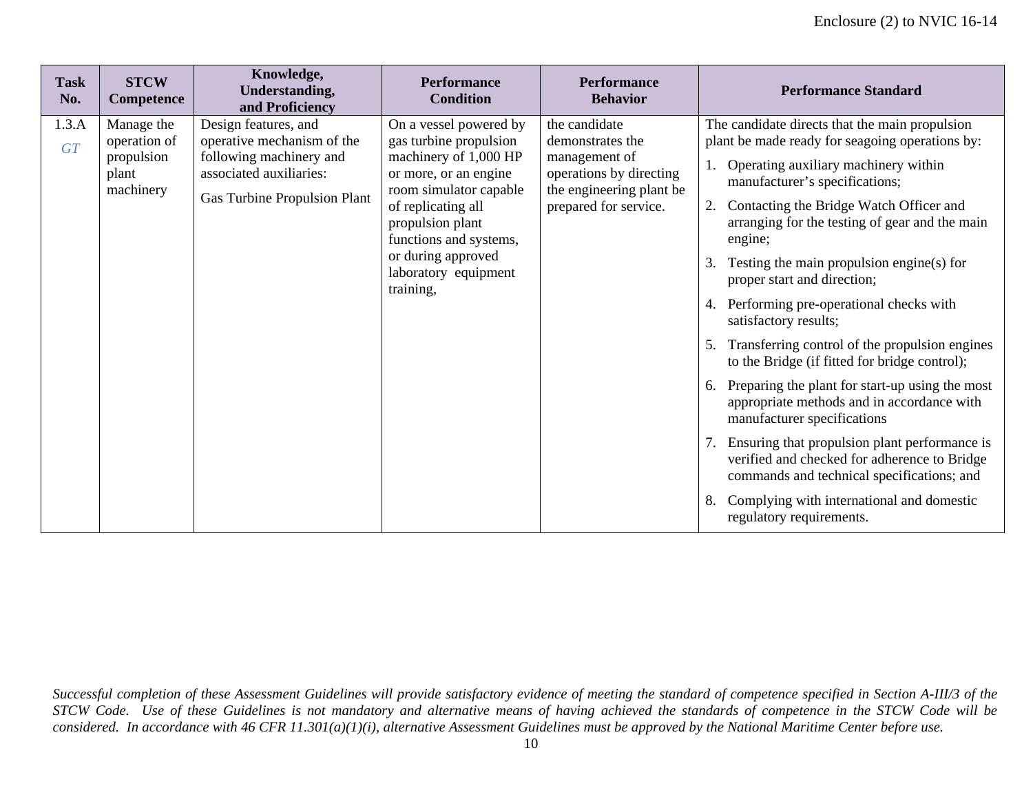| Task No. | STCW Competence | Knowledge, Understanding, and Proficiency | Performance Condition | Performance Behavior | Performance Standard |
|---|---|---|---|---|---|
| 1.3.A *GT* | Manage the operation of propulsion plant machinery | Design features, and operative mechanism of the following machinery and associated auxiliaries: Gas Turbine Propulsion Plant | On a vessel powered by gas turbine propulsion machinery of 1,000 HP or more, or an engine room simulator capable of replicating all propulsion plant functions and systems, or during approved laboratory equipment training, | the candidate demonstrates the management of operations by directing the engineering plant be prepared for service. | The candidate directs that the main propulsion plant be made ready for seagoing operations by: 1. Operating auxiliary machinery within manufacturer's specifications; 2. Contacting the Bridge Watch Officer and arranging for the testing of gear and the main engine; 3. Testing the main propulsion engine(s) for proper start and direction; 4. Performing pre-operational checks with satisfactory results; 5. Transferring control of the propulsion engines to the Bridge (if fitted for bridge control); 6. Preparing the plant for start-up using the most appropriate methods and in accordance with manufacturer specifications 7. Ensuring that propulsion plant performance is verified and checked for adherence to Bridge commands and technical specifications; and 8. Complying with international and domestic regulatory requirements. |

*Successful completion of these Assessment Guidelines will provide satisfactory evidence of meeting the standard of competence specified in Section A-III/3 of the STCW Code. Use of these Guidelines is not mandatory and alternative means of having achieved the standards of competence in the STCW Code will be considered. In accordance with 46 CFR 11.301(a)(1)(i), alternative Assessment Guidelines must be approved by the National Maritime Center before use.*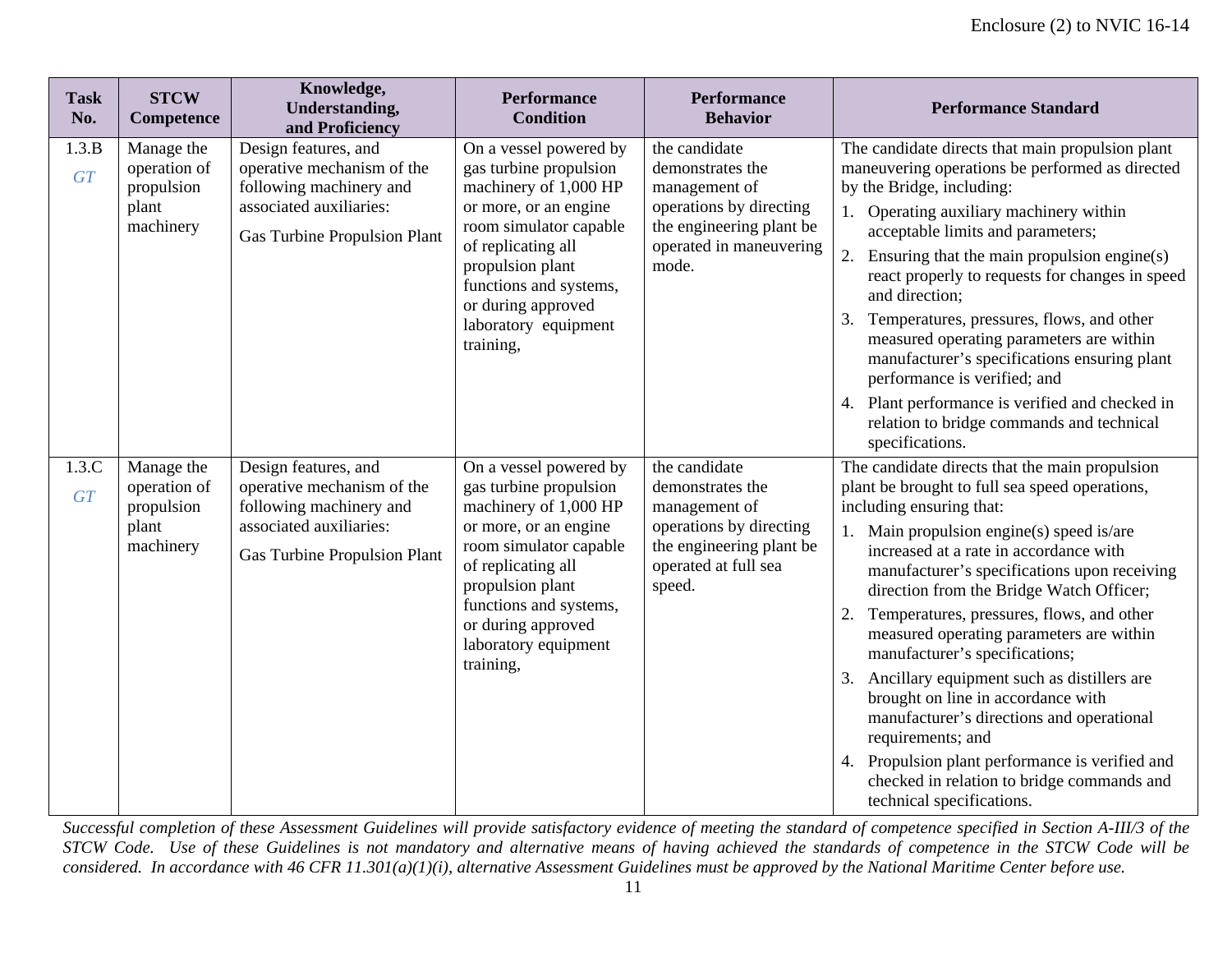| Task No. | STCW Competence | Knowledge, Understanding, and Proficiency | Performance Condition | Performance Behavior | Performance Standard |
|---|---|---|---|---|---|
| 1.3.B *GT* | Manage the operation of propulsion plant machinery | Design features, and operative mechanism of the following machinery and associated auxiliaries: Gas Turbine Propulsion Plant | On a vessel powered by gas turbine propulsion machinery of 1,000 HP or more, or an engine room simulator capable of replicating all propulsion plant functions and systems, or during approved laboratory equipment training, | the candidate demonstrates the management of operations by directing the engineering plant be operated in maneuvering mode. | The candidate directs that main propulsion plant maneuvering operations be performed as directed by the Bridge, including: 1. Operating auxiliary machinery within acceptable limits and parameters; 2. Ensuring that the main propulsion engine(s) react properly to requests for changes in speed and direction; 3. Temperatures, pressures, flows, and other measured operating parameters are within manufacturer's specifications ensuring plant performance is verified; and 4. Plant performance is verified and checked in relation to bridge commands and technical specifications. |
| 1.3.C *GT* | Manage the operation of propulsion plant machinery | Design features, and operative mechanism of the following machinery and associated auxiliaries: Gas Turbine Propulsion Plant | On a vessel powered by gas turbine propulsion machinery of 1,000 HP or more, or an engine room simulator capable of replicating all propulsion plant functions and systems, or during approved laboratory equipment training, | the candidate demonstrates the management of operations by directing the engineering plant be operated at full sea speed. | The candidate directs that the main propulsion plant be brought to full sea speed operations, including ensuring that: 1. Main propulsion engine(s) speed is/are increased at a rate in accordance with manufacturer's specifications upon receiving direction from the Bridge Watch Officer; 2. Temperatures, pressures, flows, and other measured operating parameters are within manufacturer's specifications; 3. Ancillary equipment such as distillers are brought on line in accordance with manufacturer's directions and operational requirements; and 4. Propulsion plant performance is verified and checked in relation to bridge commands and technical specifications. |

*Successful completion of these Assessment Guidelines will provide satisfactory evidence of meeting the standard of competence specified in Section A-III/3 of the STCW Code. Use of these Guidelines is not mandatory and alternative means of having achieved the standards of competence in the STCW Code will be considered. In accordance with 46 CFR 11.301(a)(1)(i), alternative Assessment Guidelines must be approved by the National Maritime Center before use.*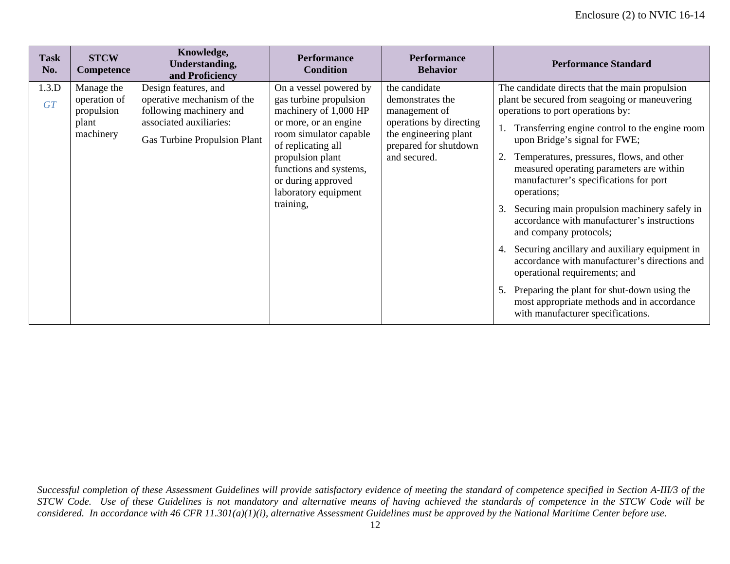| Task No. | STCW Competence | Knowledge, Understanding, and Proficiency | Performance Condition | Performance Behavior | Performance Standard |
|---|---|---|---|---|---|
| 1.3.D *GT* | Manage the operation of propulsion plant machinery | Design features, and operative mechanism of the following machinery and associated auxiliaries: Gas Turbine Propulsion Plant | On a vessel powered by gas turbine propulsion machinery of 1,000 HP or more, or an engine room simulator capable of replicating all propulsion plant functions and systems, or during approved laboratory equipment training, | the candidate demonstrates the management of operations by directing the engineering plant prepared for shutdown and secured. | The candidate directs that the main propulsion plant be secured from seagoing or maneuvering operations to port operations by: 1. Transferring engine control to the engine room upon Bridge's signal for FWE; 2. Temperatures, pressures, flows, and other measured operating parameters are within manufacturer's specifications for port operations; 3. Securing main propulsion machinery safely in accordance with manufacturer's instructions and company protocols; 4. Securing ancillary and auxiliary equipment in accordance with manufacturer's directions and operational requirements; and 5. Preparing the plant for shut-down using the most appropriate methods and in accordance with manufacturer specifications. |

*Successful completion of these Assessment Guidelines will provide satisfactory evidence of meeting the standard of competence specified in Section A-III/3 of the STCW Code. Use of these Guidelines is not mandatory and alternative means of having achieved the standards of competence in the STCW Code will be considered. In accordance with 46 CFR 11.301(a)(1)(i), alternative Assessment Guidelines must be approved by the National Maritime Center before use.*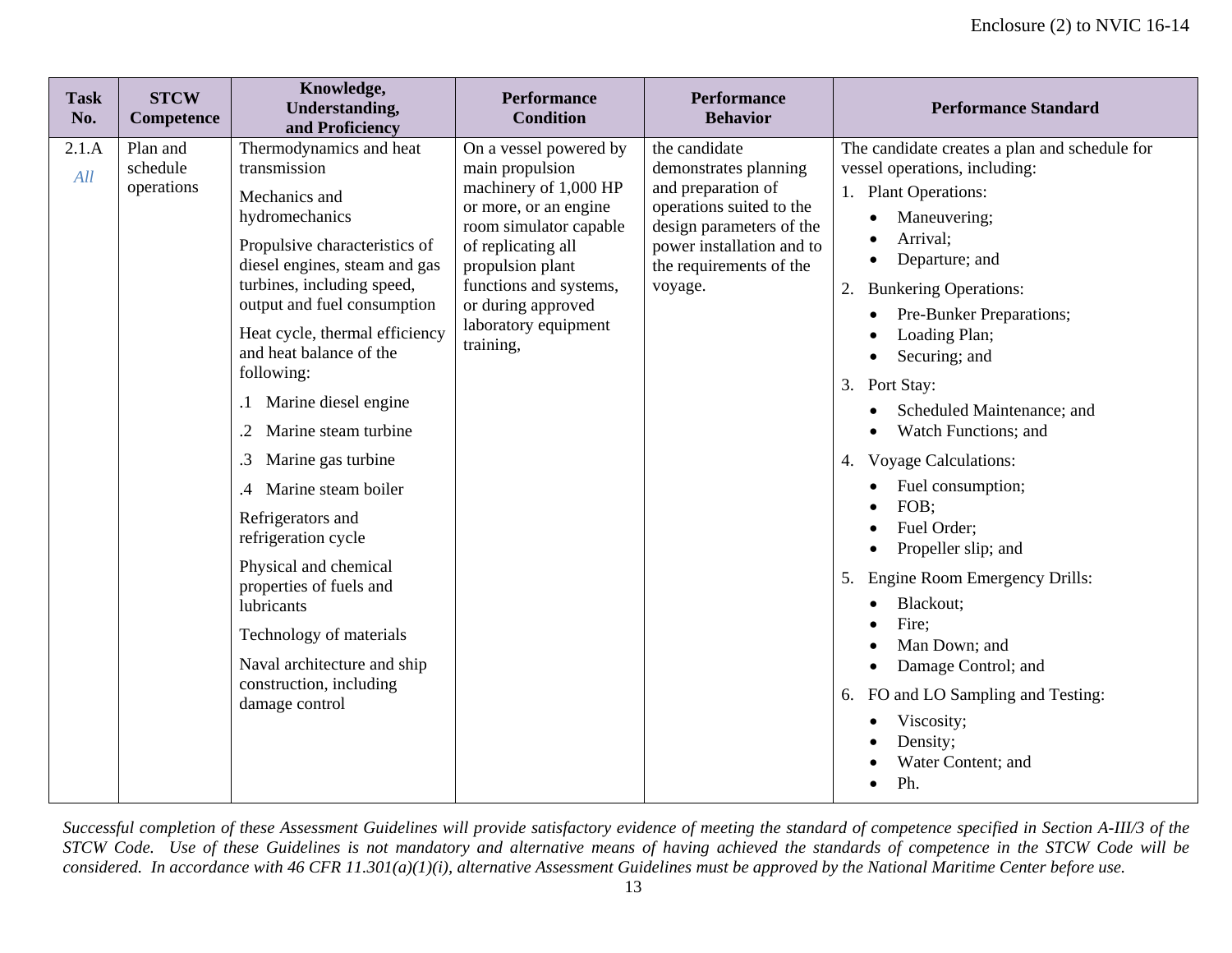| Task No. | STCW Competence | Knowledge, Understanding, and Proficiency | Performance Condition | Performance Behavior | Performance Standard |
|---|---|---|---|---|---|
| 2.1.A *All* | Plan and schedule operations | Thermodynamics and heat transmission<br><br>Mechanics and hydromechanics<br><br>Propulsive characteristics of diesel engines, steam and gas turbines, including speed, output and fuel consumption<br><br>Heat cycle, thermal efficiency and heat balance of the following:<br><br>.1 Marine diesel engine<br><br>.2 Marine steam turbine<br><br>.3 Marine gas turbine<br><br>.4 Marine steam boiler<br><br>Refrigerators and refrigeration cycle<br><br>Physical and chemical properties of fuels and lubricants<br><br>Technology of materials<br><br>Naval architecture and ship construction, including damage control | On a vessel powered by main propulsion machinery of 1,000 HP or more, or an engine room simulator capable of replicating all propulsion plant functions and systems, or during approved laboratory equipment training, | the candidate demonstrates planning and preparation of operations suited to the design parameters of the power installation and to the requirements of the voyage. | The candidate creates a plan and schedule for vessel operations, including:<br><br>1. Plant Operations:<br>• Maneuvering;<br>• Arrival;<br>• Departure; and<br><br>2. Bunkering Operations:<br>• Pre-Bunker Preparations;<br>• Loading Plan;<br>• Securing; and<br><br>3. Port Stay:<br>• Scheduled Maintenance; and<br>• Watch Functions; and<br><br>4. Voyage Calculations:<br>• Fuel consumption;<br>• FOB;<br>• Fuel Order;<br>• Propeller slip; and<br><br>5. Engine Room Emergency Drills:<br>• Blackout;<br>• Fire;<br>• Man Down; and<br>• Damage Control; and<br><br>6. FO and LO Sampling and Testing:<br>• Viscosity;<br>• Density;<br>• Water Content; and<br>• Ph. |

*Successful completion of these Assessment Guidelines will provide satisfactory evidence of meeting the standard of competence specified in Section A-III/3 of the STCW Code. Use of these Guidelines is not mandatory and alternative means of having achieved the standards of competence in the STCW Code will be considered. In accordance with 46 CFR 11.301(a)(1)(i), alternative Assessment Guidelines must be approved by the National Maritime Center before use.*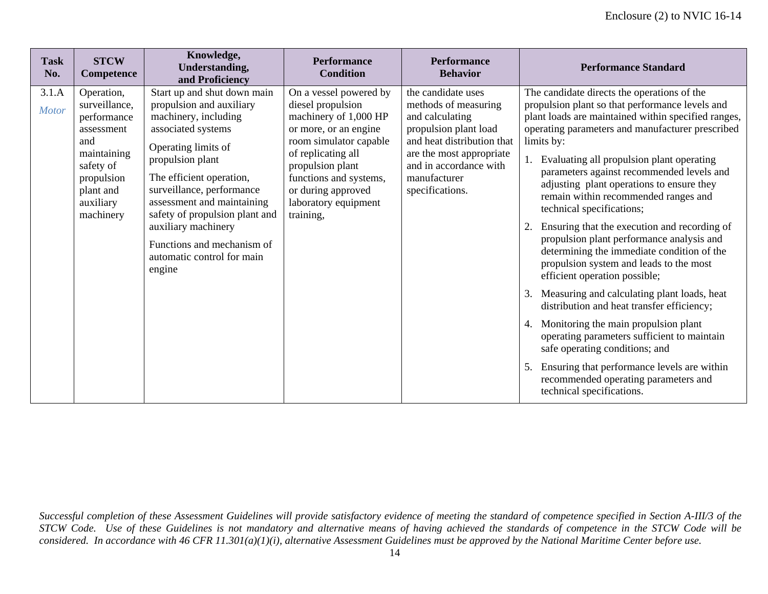| Task No. | STCW Competence | Knowledge, Understanding, and Proficiency | Performance Condition | Performance Behavior | Performance Standard |
|---|---|---|---|---|---|
| 3.1.A *Motor* | Operation, surveillance, performance assessment and maintaining safety of propulsion plant and auxiliary machinery | Start up and shut down main propulsion and auxiliary machinery, including associated systems<br><br>Operating limits of propulsion plant<br><br>The efficient operation, surveillance, performance assessment and maintaining safety of propulsion plant and auxiliary machinery<br><br>Functions and mechanism of automatic control for main engine | On a vessel powered by diesel propulsion machinery of 1,000 HP or more, or an engine room simulator capable of replicating all propulsion plant functions and systems, or during approved laboratory equipment training, | the candidate uses methods of measuring and calculating propulsion plant load and heat distribution that are the most appropriate and in accordance with manufacturer specifications. | The candidate directs the operations of the propulsion plant so that performance levels and plant loads are maintained within specified ranges, operating parameters and manufacturer prescribed limits by:<br><br>1. Evaluating all propulsion plant operating parameters against recommended levels and adjusting plant operations to ensure they remain within recommended ranges and technical specifications;<br><br>2. Ensuring that the execution and recording of propulsion plant performance analysis and determining the immediate condition of the propulsion system and leads to the most efficient operation possible;<br><br>3. Measuring and calculating plant loads, heat distribution and heat transfer efficiency;<br><br>4. Monitoring the main propulsion plant operating parameters sufficient to maintain safe operating conditions; and<br><br>5. Ensuring that performance levels are within recommended operating parameters and technical specifications. |

*Successful completion of these Assessment Guidelines will provide satisfactory evidence of meeting the standard of competence specified in Section A-III/3 of the STCW Code. Use of these Guidelines is not mandatory and alternative means of having achieved the standards of competence in the STCW Code will be considered. In accordance with 46 CFR 11.301(a)(1)(i), alternative Assessment Guidelines must be approved by the National Maritime Center before use.*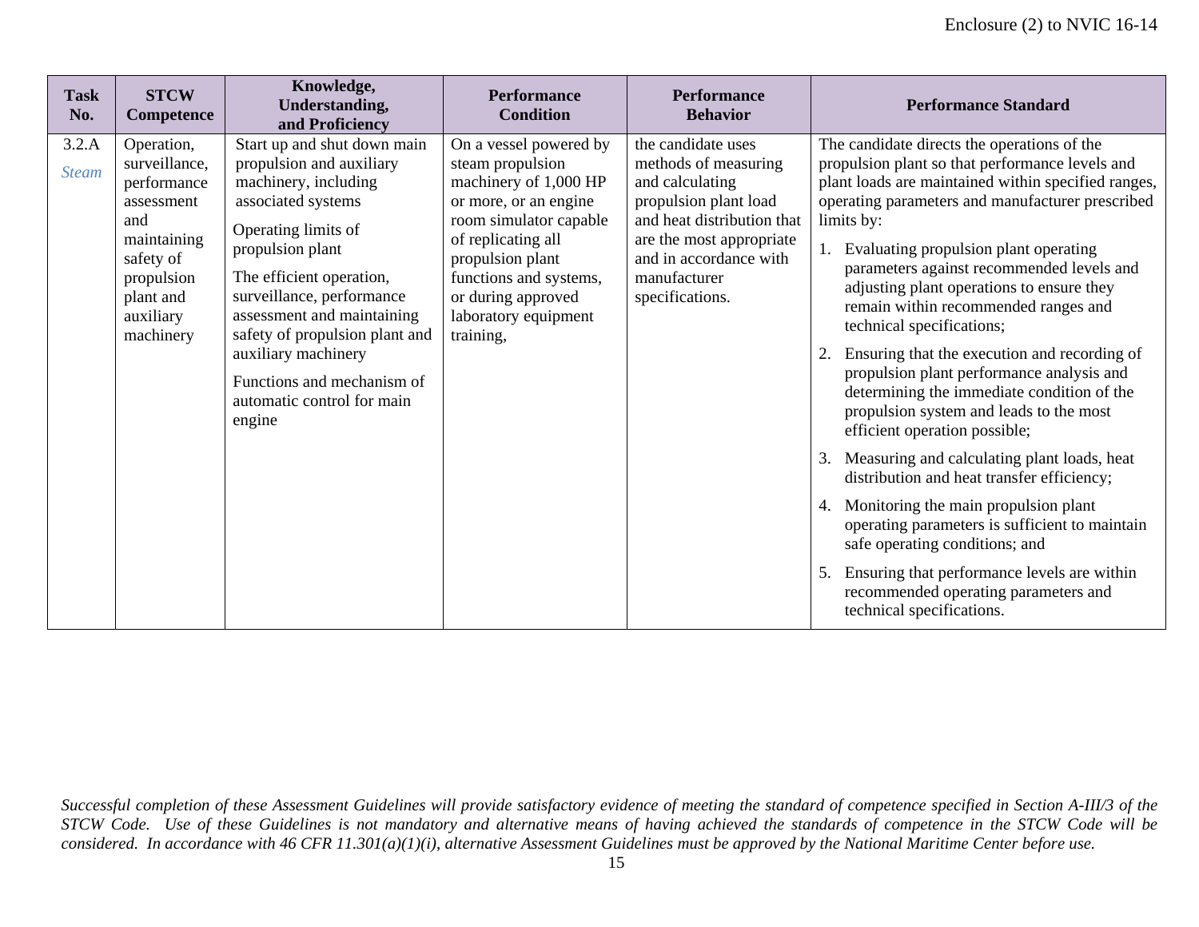| Task No. | STCW Competence | Knowledge, Understanding, and Proficiency | Performance Condition | Performance Behavior | Performance Standard |
|---|---|---|---|---|---|
| 3.2.A *Steam* | Operation, surveillance, performance assessment and maintaining safety of propulsion plant and auxiliary machinery | Start up and shut down main propulsion and auxiliary machinery, including associated systems<br><br>Operating limits of propulsion plant<br><br>The efficient operation, surveillance, performance assessment and maintaining safety of propulsion plant and auxiliary machinery<br><br>Functions and mechanism of automatic control for main engine | On a vessel powered by steam propulsion machinery of 1,000 HP or more, or an engine room simulator capable of replicating all propulsion plant functions and systems, or during approved laboratory equipment training, | the candidate uses methods of measuring and calculating propulsion plant load and heat distribution that are the most appropriate and in accordance with manufacturer specifications. | The candidate directs the operations of the propulsion plant so that performance levels and plant loads are maintained within specified ranges, operating parameters and manufacturer prescribed limits by:<br><br>1. Evaluating propulsion plant operating parameters against recommended levels and adjusting plant operations to ensure they remain within recommended ranges and technical specifications;<br><br>2. Ensuring that the execution and recording of propulsion plant performance analysis and determining the immediate condition of the propulsion system and leads to the most efficient operation possible;<br><br>3. Measuring and calculating plant loads, heat distribution and heat transfer efficiency;<br><br>4. Monitoring the main propulsion plant operating parameters is sufficient to maintain safe operating conditions; and<br><br>5. Ensuring that performance levels are within recommended operating parameters and technical specifications. |

*Successful completion of these Assessment Guidelines will provide satisfactory evidence of meeting the standard of competence specified in Section A-III/3 of the STCW Code. Use of these Guidelines is not mandatory and alternative means of having achieved the standards of competence in the STCW Code will be considered. In accordance with 46 CFR 11.301(a)(1)(i), alternative Assessment Guidelines must be approved by the National Maritime Center before use.*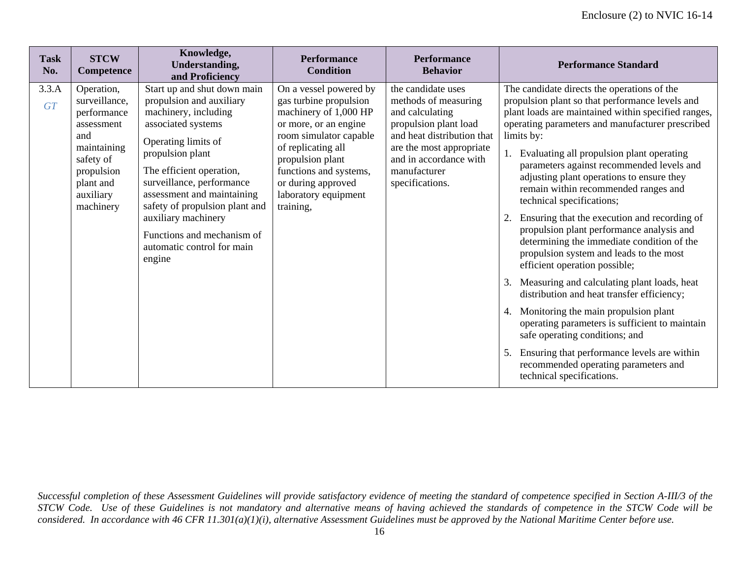| Task No. | STCW Competence | Knowledge, Understanding, and Proficiency | Performance Condition | Performance Behavior | Performance Standard |
|---|---|---|---|---|---|
| 3.3.A<br>*GT* | Operation, surveillance, performance assessment and maintaining safety of propulsion plant and auxiliary machinery | Start up and shut down main propulsion and auxiliary machinery, including associated systems<br><br>Operating limits of propulsion plant<br><br>The efficient operation, surveillance, performance assessment and maintaining safety of propulsion plant and auxiliary machinery<br><br>Functions and mechanism of automatic control for main engine | On a vessel powered by gas turbine propulsion machinery of 1,000 HP or more, or an engine room simulator capable of replicating all propulsion plant functions and systems, or during approved laboratory equipment training, | the candidate uses methods of measuring and calculating propulsion plant load and heat distribution that are the most appropriate and in accordance with manufacturer specifications. | The candidate directs the operations of the propulsion plant so that performance levels and plant loads are maintained within specified ranges, operating parameters and manufacturer prescribed limits by:<br><br>1. Evaluating all propulsion plant operating parameters against recommended levels and adjusting plant operations to ensure they remain within recommended ranges and technical specifications;<br><br>2. Ensuring that the execution and recording of propulsion plant performance analysis and determining the immediate condition of the propulsion system and leads to the most efficient operation possible;<br><br>3. Measuring and calculating plant loads, heat distribution and heat transfer efficiency;<br><br>4. Monitoring the main propulsion plant operating parameters is sufficient to maintain safe operating conditions; and<br><br>5. Ensuring that performance levels are within recommended operating parameters and technical specifications. |

*Successful completion of these Assessment Guidelines will provide satisfactory evidence of meeting the standard of competence specified in Section A-III/3 of the STCW Code. Use of these Guidelines is not mandatory and alternative means of having achieved the standards of competence in the STCW Code will be considered. In accordance with 46 CFR 11.301(a)(1)(i), alternative Assessment Guidelines must be approved by the National Maritime Center before use.*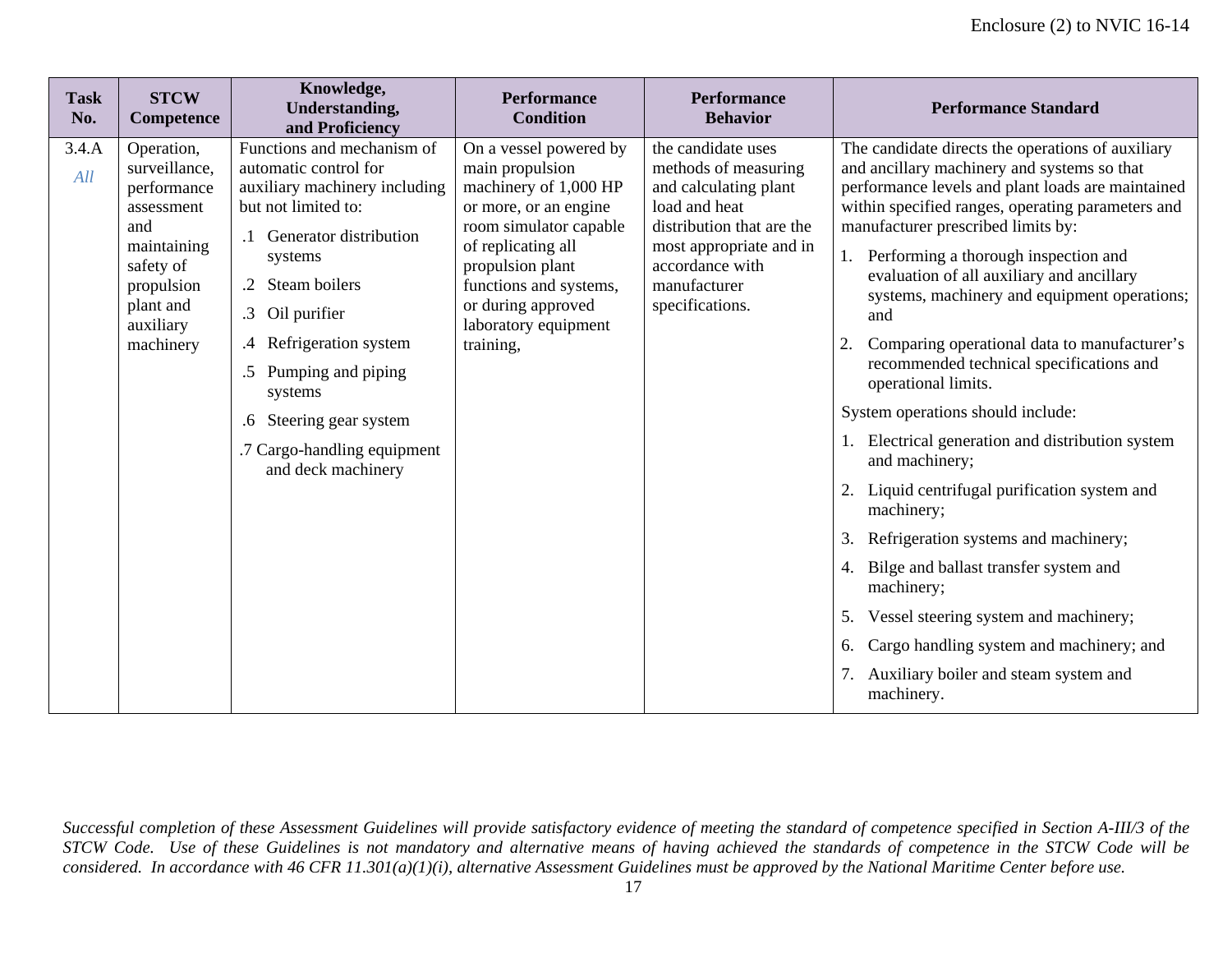| Task No. | STCW Competence | Knowledge, Understanding, and Proficiency | Performance Condition | Performance Behavior | Performance Standard |
|---|---|---|---|---|---|
| 3.4.A *All* | Operation, surveillance, performance assessment and maintaining safety of propulsion plant and auxiliary machinery | Functions and mechanism of automatic control for auxiliary machinery including but not limited to:<br>.1 Generator distribution systems<br>.2 Steam boilers<br>.3 Oil purifier<br>.4 Refrigeration system<br>.5 Pumping and piping systems<br>.6 Steering gear system<br>.7 Cargo-handling equipment and deck machinery | On a vessel powered by main propulsion machinery of 1,000 HP or more, or an engine room simulator capable of replicating all propulsion plant functions and systems, or during approved laboratory equipment training, | the candidate uses methods of measuring and calculating plant load and heat distribution that are the most appropriate and in accordance with manufacturer specifications. | The candidate directs the operations of auxiliary and ancillary machinery and systems so that performance levels and plant loads are maintained within specified ranges, operating parameters and manufacturer prescribed limits by:<br>1. Performing a thorough inspection and evaluation of all auxiliary and ancillary systems, machinery and equipment operations; and<br>2. Comparing operational data to manufacturer's recommended technical specifications and operational limits.<br>System operations should include:<br>1. Electrical generation and distribution system and machinery;<br>2. Liquid centrifugal purification system and machinery;<br>3. Refrigeration systems and machinery;<br>4. Bilge and ballast transfer system and machinery;<br>5. Vessel steering system and machinery;<br>6. Cargo handling system and machinery; and<br>7. Auxiliary boiler and steam system and machinery. |

*Successful completion of these Assessment Guidelines will provide satisfactory evidence of meeting the standard of competence specified in Section A-III/3 of the STCW Code. Use of these Guidelines is not mandatory and alternative means of having achieved the standards of competence in the STCW Code will be considered. In accordance with 46 CFR 11.301(a)(1)(i), alternative Assessment Guidelines must be approved by the National Maritime Center before use.*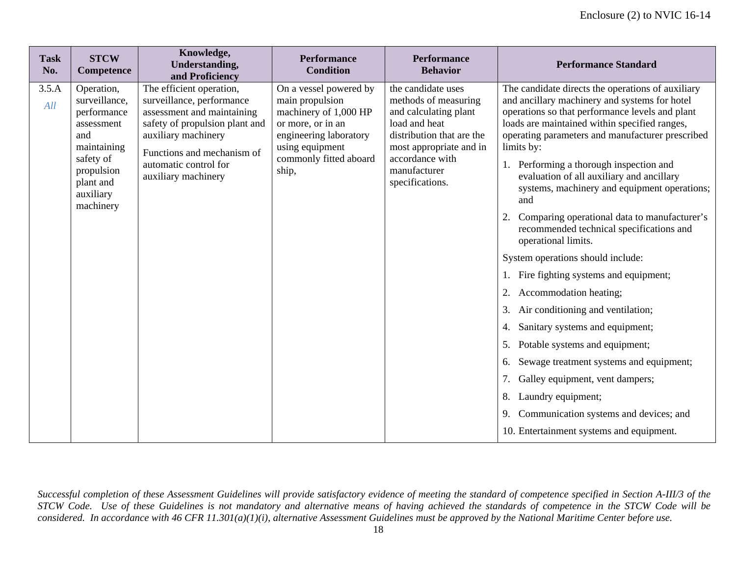| Task No. | STCW Competence | Knowledge, Understanding, and Proficiency | Performance Condition | Performance Behavior | Performance Standard |
|---|---|---|---|---|---|
| 3.5.A *All* | Operation, surveillance, performance assessment and maintaining safety of propulsion plant and auxiliary machinery | The efficient operation, surveillance, performance assessment and maintaining safety of propulsion plant and auxiliary machinery<br><br>Functions and mechanism of automatic control for auxiliary machinery | On a vessel powered by main propulsion machinery of 1,000 HP or more, or in an engineering laboratory using equipment commonly fitted aboard ship, | the candidate uses methods of measuring and calculating plant load and heat distribution that are the most appropriate and in accordance with manufacturer specifications. | The candidate directs the operations of auxiliary and ancillary machinery and systems for hotel operations so that performance levels and plant loads are maintained within specified ranges, operating parameters and manufacturer prescribed limits by:<br><br>1. Performing a thorough inspection and evaluation of all auxiliary and ancillary systems, machinery and equipment operations; and<br>2. Comparing operational data to manufacturer's recommended technical specifications and operational limits.<br><br>System operations should include:<br><br>1. Fire fighting systems and equipment;<br>2. Accommodation heating;<br>3. Air conditioning and ventilation;<br>4. Sanitary systems and equipment;<br>5. Potable systems and equipment;<br>6. Sewage treatment systems and equipment;<br>7. Galley equipment, vent dampers;<br>8. Laundry equipment;<br>9. Communication systems and devices; and<br>10. Entertainment systems and equipment. |

*Successful completion of these Assessment Guidelines will provide satisfactory evidence of meeting the standard of competence specified in Section A-III/3 of the STCW Code. Use of these Guidelines is not mandatory and alternative means of having achieved the standards of competence in the STCW Code will be considered. In accordance with 46 CFR 11.301(a)(1)(i), alternative Assessment Guidelines must be approved by the National Maritime Center before use.*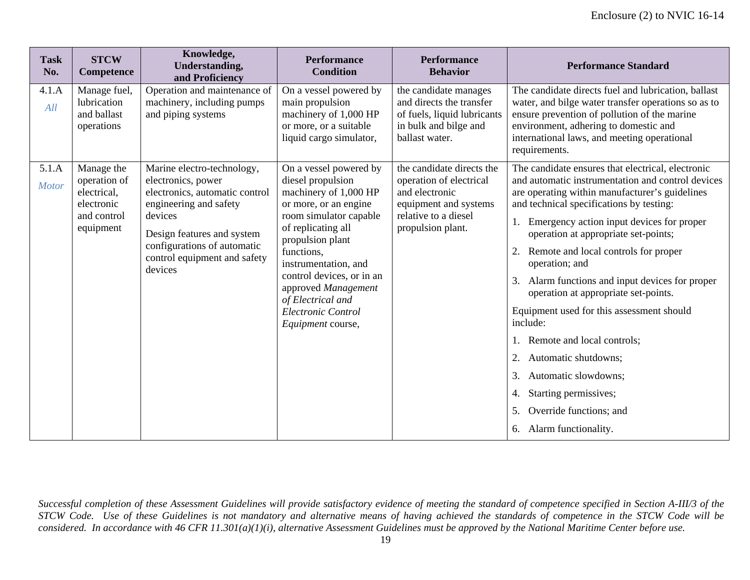| Task No. | STCW Competence | Knowledge, Understanding, and Proficiency | Performance Condition | Performance Behavior | Performance Standard |
|---|---|---|---|---|---|
| 4.1.A *All* | Manage fuel, lubrication and ballast operations | Operation and maintenance of machinery, including pumps and piping systems | On a vessel powered by main propulsion machinery of 1,000 HP or more, or a suitable liquid cargo simulator, | the candidate manages and directs the transfer of fuels, liquid lubricants in bulk and bilge and ballast water. | The candidate directs fuel and lubrication, ballast water, and bilge water transfer operations so as to ensure prevention of pollution of the marine environment, adhering to domestic and international laws, and meeting operational requirements. |
| 5.1.A *Motor* | Manage the operation of electrical, electronic and control equipment | Marine electro-technology, electronics, power electronics, automatic control engineering and safety devices<br><br>Design features and system configurations of automatic control equipment and safety devices | On a vessel powered by diesel propulsion machinery of 1,000 HP or more, or an engine room simulator capable of replicating all propulsion plant functions, instrumentation, and control devices, or in an approved *Management of Electrical and Electronic Control Equipment* course, | the candidate directs the operation of electrical and electronic equipment and systems relative to a diesel propulsion plant. | The candidate ensures that electrical, electronic and automatic instrumentation and control devices are operating within manufacturer's guidelines and technical specifications by testing:<br>1. Emergency action input devices for proper operation at appropriate set-points;<br>2. Remote and local controls for proper operation; and<br>3. Alarm functions and input devices for proper operation at appropriate set-points.<br><br>Equipment used for this assessment should include:<br>1. Remote and local controls;<br>2. Automatic shutdowns;<br>3. Automatic slowdowns;<br>4. Starting permissives;<br>5. Override functions; and<br>6. Alarm functionality. |

*Successful completion of these Assessment Guidelines will provide satisfactory evidence of meeting the standard of competence specified in Section A-III/3 of the STCW Code. Use of these Guidelines is not mandatory and alternative means of having achieved the standards of competence in the STCW Code will be considered. In accordance with 46 CFR 11.301(a)(1)(i), alternative Assessment Guidelines must be approved by the National Maritime Center before use.*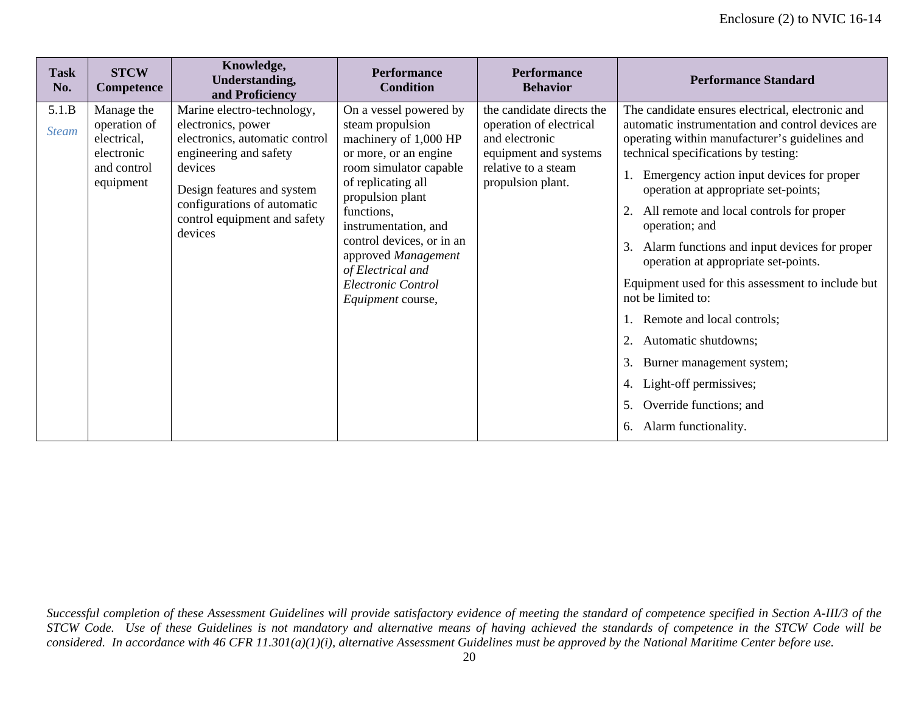| Task No. | STCW Competence | Knowledge, Understanding, and Proficiency | Performance Condition | Performance Behavior | Performance Standard |
|---|---|---|---|---|---|
| 5.1.B<br>*Steam* | Manage the operation of electrical, electronic and control equipment | Marine electro-technology, electronics, power electronics, automatic control engineering and safety devices<br><br>Design features and system configurations of automatic control equipment and safety devices | On a vessel powered by steam propulsion machinery of 1,000 HP or more, or an engine room simulator capable of replicating all propulsion plant functions, instrumentation, and control devices, or in an approved *Management of Electrical and Electronic Control Equipment* course, | the candidate directs the operation of electrical and electronic equipment and systems relative to a steam propulsion plant. | The candidate ensures electrical, electronic and automatic instrumentation and control devices are operating within manufacturer's guidelines and technical specifications by testing:<br>1. Emergency action input devices for proper operation at appropriate set-points;<br>2. All remote and local controls for proper operation; and<br>3. Alarm functions and input devices for proper operation at appropriate set-points.<br><br>Equipment used for this assessment to include but not be limited to:<br>1. Remote and local controls;<br>2. Automatic shutdowns;<br>3. Burner management system;<br>4. Light-off permissives;<br>5. Override functions; and<br>6. Alarm functionality. |

*Successful completion of these Assessment Guidelines will provide satisfactory evidence of meeting the standard of competence specified in Section A-III/3 of the STCW Code. Use of these Guidelines is not mandatory and alternative means of having achieved the standards of competence in the STCW Code will be considered. In accordance with 46 CFR 11.301(a)(1)(i), alternative Assessment Guidelines must be approved by the National Maritime Center before use.*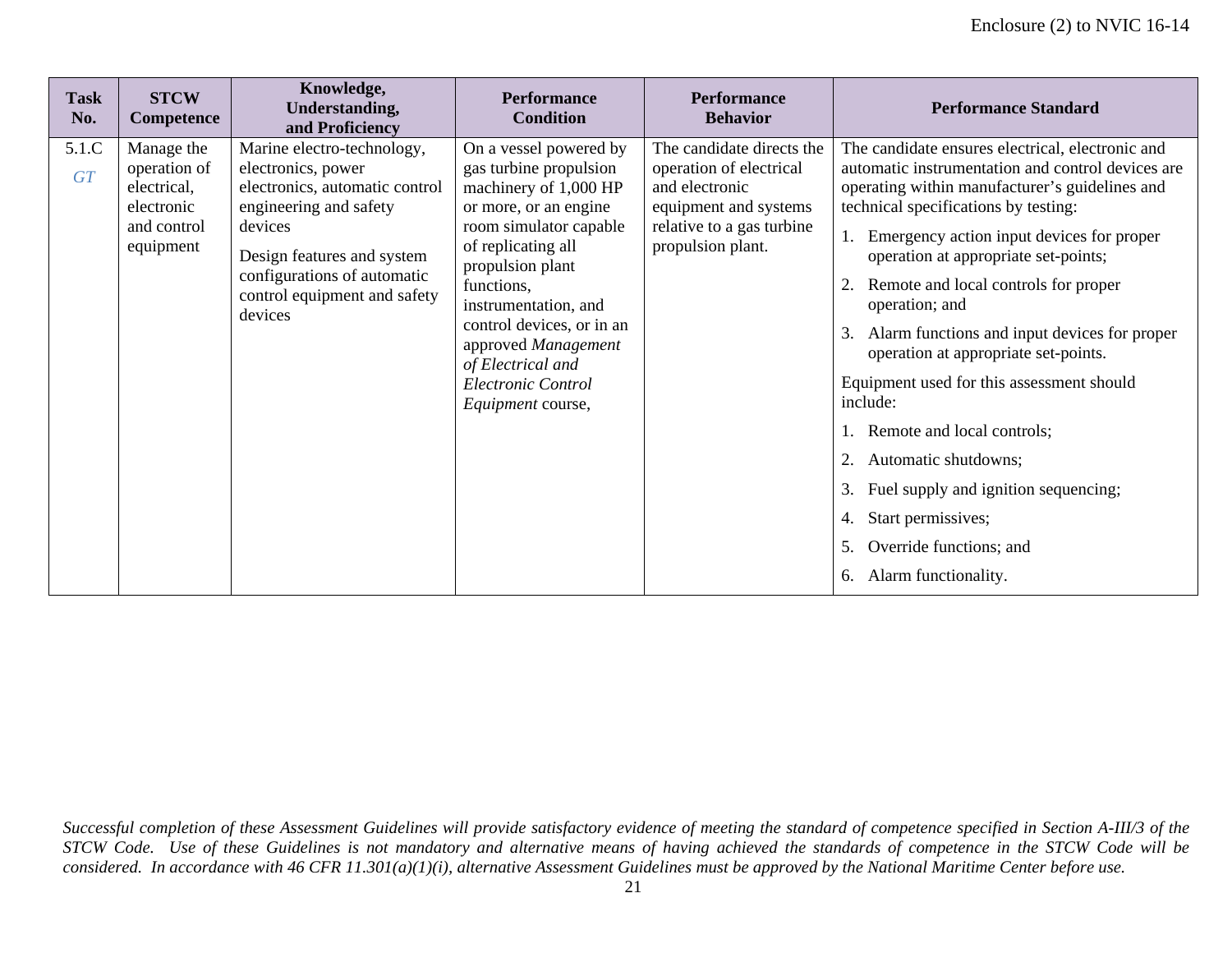| Task No. | STCW Competence | Knowledge, Understanding, and Proficiency | Performance Condition | Performance Behavior | Performance Standard |
|---|---|---|---|---|---|
| 5.1.C *GT* | Manage the operation of electrical, electronic and control equipment | Marine electro-technology, electronics, power electronics, automatic control engineering and safety devices<br><br>Design features and system configurations of automatic control equipment and safety devices | On a vessel powered by gas turbine propulsion machinery of 1,000 HP or more, or an engine room simulator capable of replicating all propulsion plant functions, instrumentation, and control devices, or in an approved *Management of Electrical and Electronic Control Equipment* course, | The candidate directs the operation of electrical and electronic equipment and systems relative to a gas turbine propulsion plant. | The candidate ensures electrical, electronic and automatic instrumentation and control devices are operating within manufacturer's guidelines and technical specifications by testing:<br>1. Emergency action input devices for proper operation at appropriate set-points;<br>2. Remote and local controls for proper operation; and<br>3. Alarm functions and input devices for proper operation at appropriate set-points.<br><br>Equipment used for this assessment should include:<br>1. Remote and local controls;<br>2. Automatic shutdowns;<br>3. Fuel supply and ignition sequencing;<br>4. Start permissives;<br>5. Override functions; and<br>6. Alarm functionality. |

*Successful completion of these Assessment Guidelines will provide satisfactory evidence of meeting the standard of competence specified in Section A-III/3 of the STCW Code. Use of these Guidelines is not mandatory and alternative means of having achieved the standards of competence in the STCW Code will be considered. In accordance with 46 CFR 11.301(a)(1)(i), alternative Assessment Guidelines must be approved by the National Maritime Center before use.*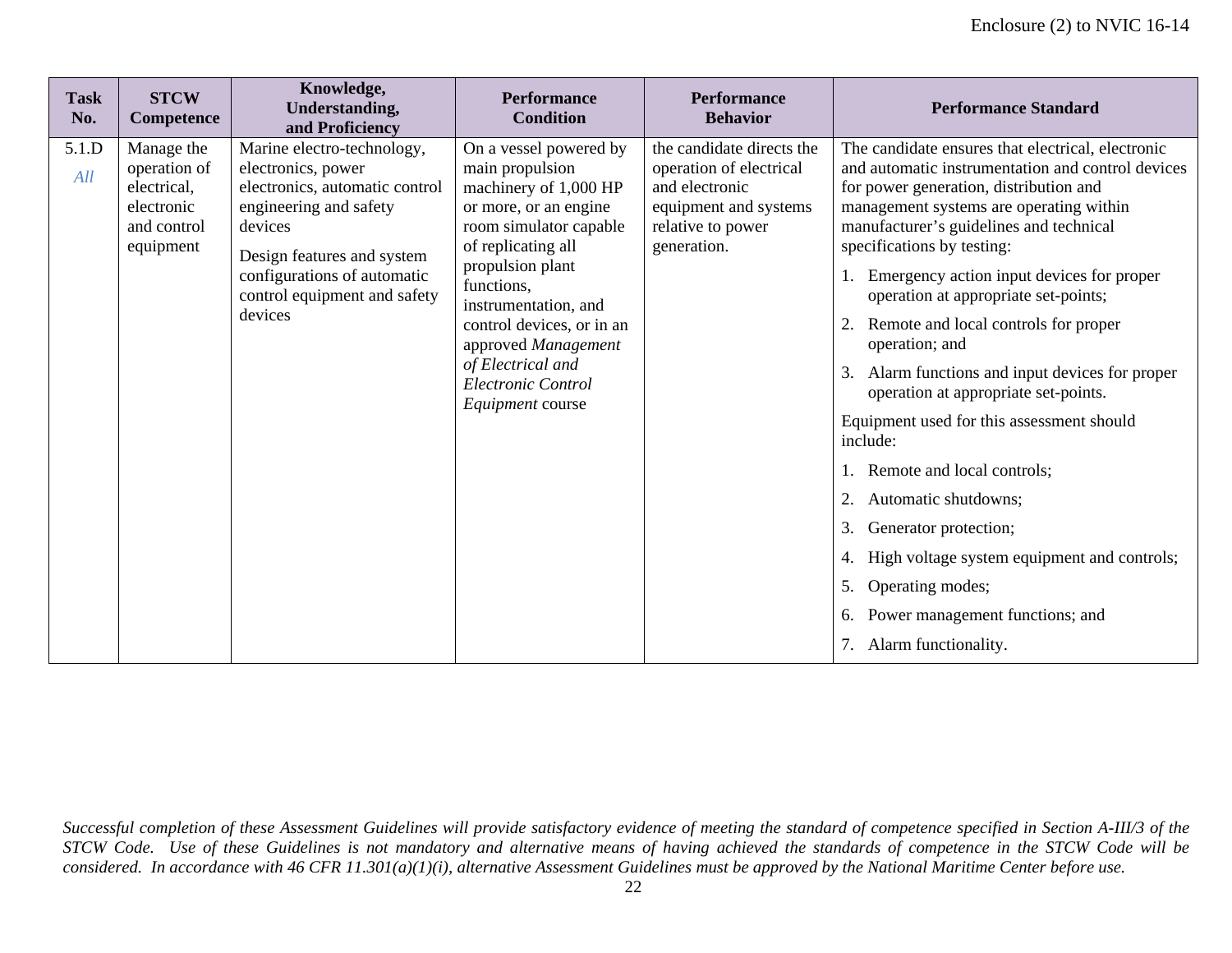| Task No. | STCW Competence | Knowledge, Understanding, and Proficiency | Performance Condition | Performance Behavior | Performance Standard |
|---|---|---|---|---|---|
| 5.1.D *All* | Manage the operation of electrical, electronic and control equipment | Marine electro-technology, electronics, power electronics, automatic control engineering and safety devices<br><br>Design features and system configurations of automatic control equipment and safety devices | On a vessel powered by main propulsion machinery of 1,000 HP or more, or an engine room simulator capable of replicating all propulsion plant functions, instrumentation, and control devices, or in an approved *Management of Electrical and Electronic Control Equipment* course | the candidate directs the operation of electrical and electronic equipment and systems relative to power generation. | The candidate ensures that electrical, electronic and automatic instrumentation and control devices for power generation, distribution and management systems are operating within manufacturer's guidelines and technical specifications by testing:<br><br>1. Emergency action input devices for proper operation at appropriate set-points;<br>2. Remote and local controls for proper operation; and<br>3. Alarm functions and input devices for proper operation at appropriate set-points.<br><br>Equipment used for this assessment should include:<br><br>1. Remote and local controls;<br>2. Automatic shutdowns;<br>3. Generator protection;<br>4. High voltage system equipment and controls;<br>5. Operating modes;<br>6. Power management functions; and<br>7. Alarm functionality. |

*Successful completion of these Assessment Guidelines will provide satisfactory evidence of meeting the standard of competence specified in Section A-III/3 of the STCW Code. Use of these Guidelines is not mandatory and alternative means of having achieved the standards of competence in the STCW Code will be considered. In accordance with 46 CFR 11.301(a)(1)(i), alternative Assessment Guidelines must be approved by the National Maritime Center before use.*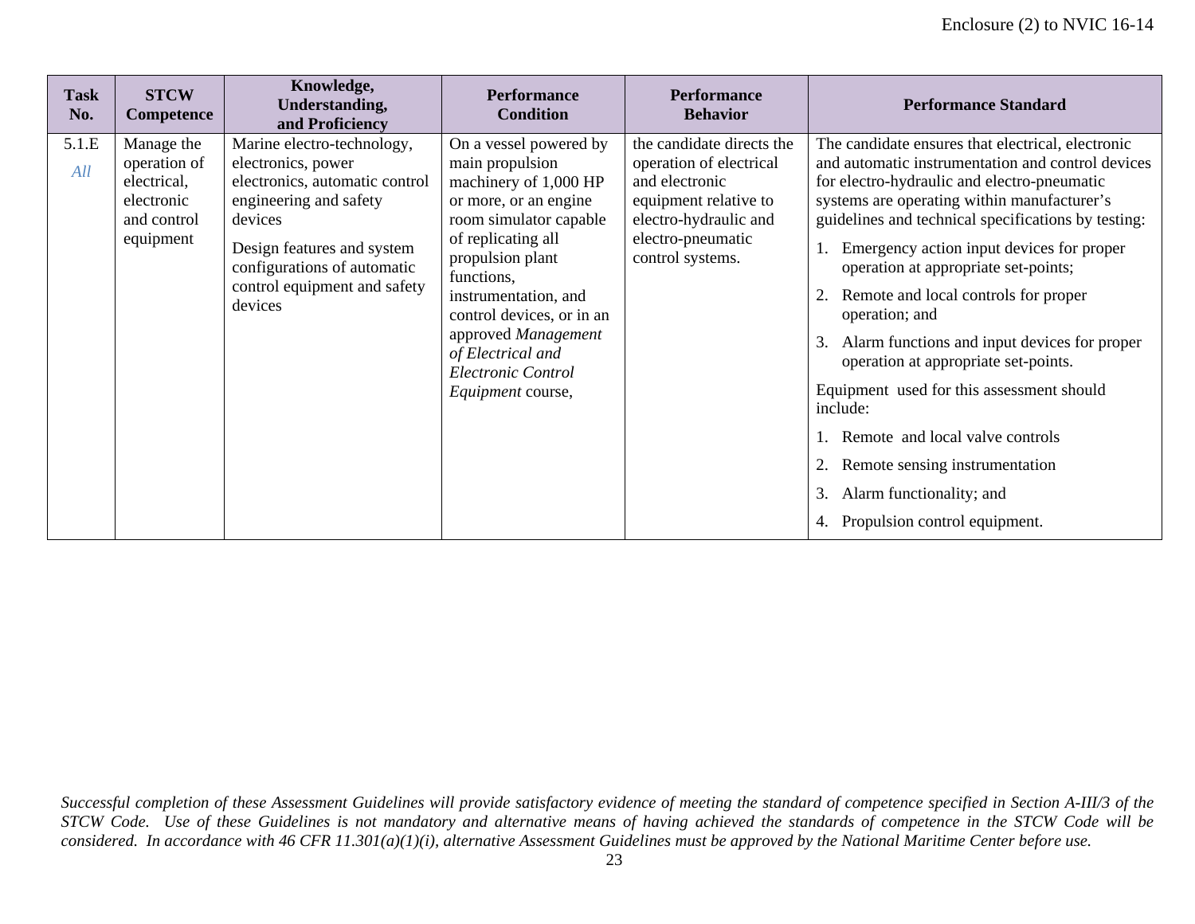| Task No. | STCW Competence | Knowledge, Understanding, and Proficiency | Performance Condition | Performance Behavior | Performance Standard |
|---|---|---|---|---|---|
| 5.1.E *All* | Manage the operation of electrical, electronic and control equipment | Marine electro-technology, electronics, power electronics, automatic control engineering and safety devices<br><br>Design features and system configurations of automatic control equipment and safety devices | On a vessel powered by main propulsion machinery of 1,000 HP or more, or an engine room simulator capable of replicating all propulsion plant functions, instrumentation, and control devices, or in an approved *Management of Electrical and Electronic Control Equipment* course, | the candidate directs the operation of electrical and electronic equipment relative to electro-hydraulic and electro-pneumatic control systems. | The candidate ensures that electrical, electronic and automatic instrumentation and control devices for electro-hydraulic and electro-pneumatic systems are operating within manufacturer's guidelines and technical specifications by testing:<br><br>1. Emergency action input devices for proper operation at appropriate set-points;<br>2. Remote and local controls for proper operation; and<br>3. Alarm functions and input devices for proper operation at appropriate set-points.<br><br>Equipment used for this assessment should include:<br><br>1. Remote and local valve controls<br>2. Remote sensing instrumentation<br>3. Alarm functionality; and<br>4. Propulsion control equipment. |

*Successful completion of these Assessment Guidelines will provide satisfactory evidence of meeting the standard of competence specified in Section A-III/3 of the STCW Code. Use of these Guidelines is not mandatory and alternative means of having achieved the standards of competence in the STCW Code will be considered. In accordance with 46 CFR 11.301(a)(1)(i), alternative Assessment Guidelines must be approved by the National Maritime Center before use.*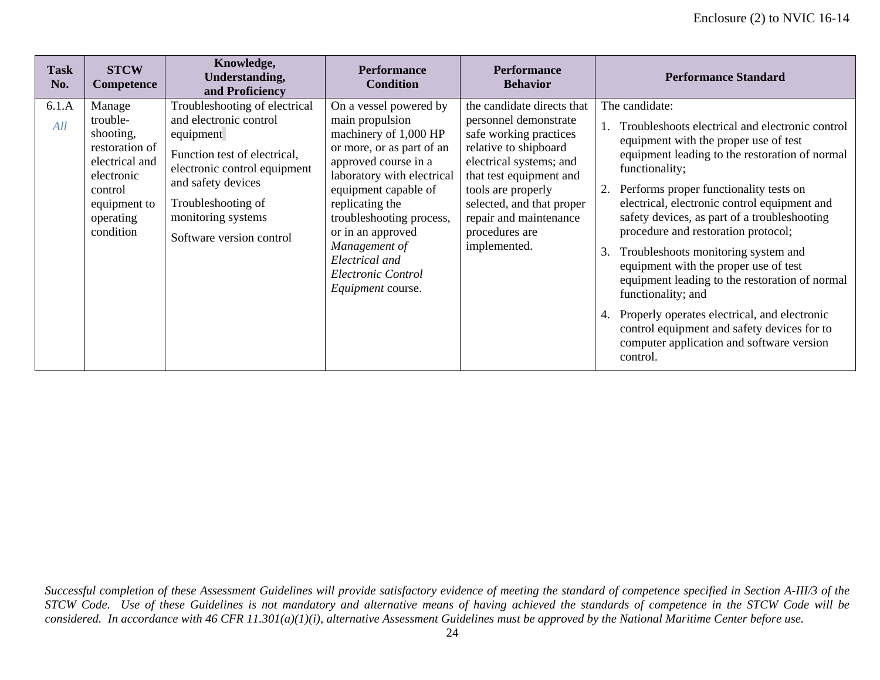| Task No. | STCW Competence | Knowledge, Understanding, and Proficiency | Performance Condition | Performance Behavior | Performance Standard |
|---|---|---|---|---|---|
| 6.1.A *All* | Manage trouble-shooting, restoration of electrical and electronic control equipment to operating condition | Troubleshooting of electrical and electronic control equipment<br><br>Function test of electrical, electronic control equipment and safety devices<br><br>Troubleshooting of monitoring systems<br><br>Software version control | On a vessel powered by main propulsion machinery of 1,000 HP or more, or as part of an approved course in a laboratory with electrical equipment capable of replicating the troubleshooting process, or in an approved *Management of Electrical and Electronic Control Equipment* course. | the candidate directs that personnel demonstrate safe working practices relative to shipboard electrical systems; and that test equipment and tools are properly selected, and that proper repair and maintenance procedures are implemented. | The candidate:<br><br>1. Troubleshoots electrical and electronic control equipment with the proper use of test equipment leading to the restoration of normal functionality;<br><br>2. Performs proper functionality tests on electrical, electronic control equipment and safety devices, as part of a troubleshooting procedure and restoration protocol;<br><br>3. Troubleshoots monitoring system and equipment with the proper use of test equipment leading to the restoration of normal functionality; and<br><br>4. Properly operates electrical, and electronic control equipment and safety devices for to computer application and software version control. |

*Successful completion of these Assessment Guidelines will provide satisfactory evidence of meeting the standard of competence specified in Section A-III/3 of the STCW Code. Use of these Guidelines is not mandatory and alternative means of having achieved the standards of competence in the STCW Code will be considered. In accordance with 46 CFR 11.301(a)(1)(i), alternative Assessment Guidelines must be approved by the National Maritime Center before use.*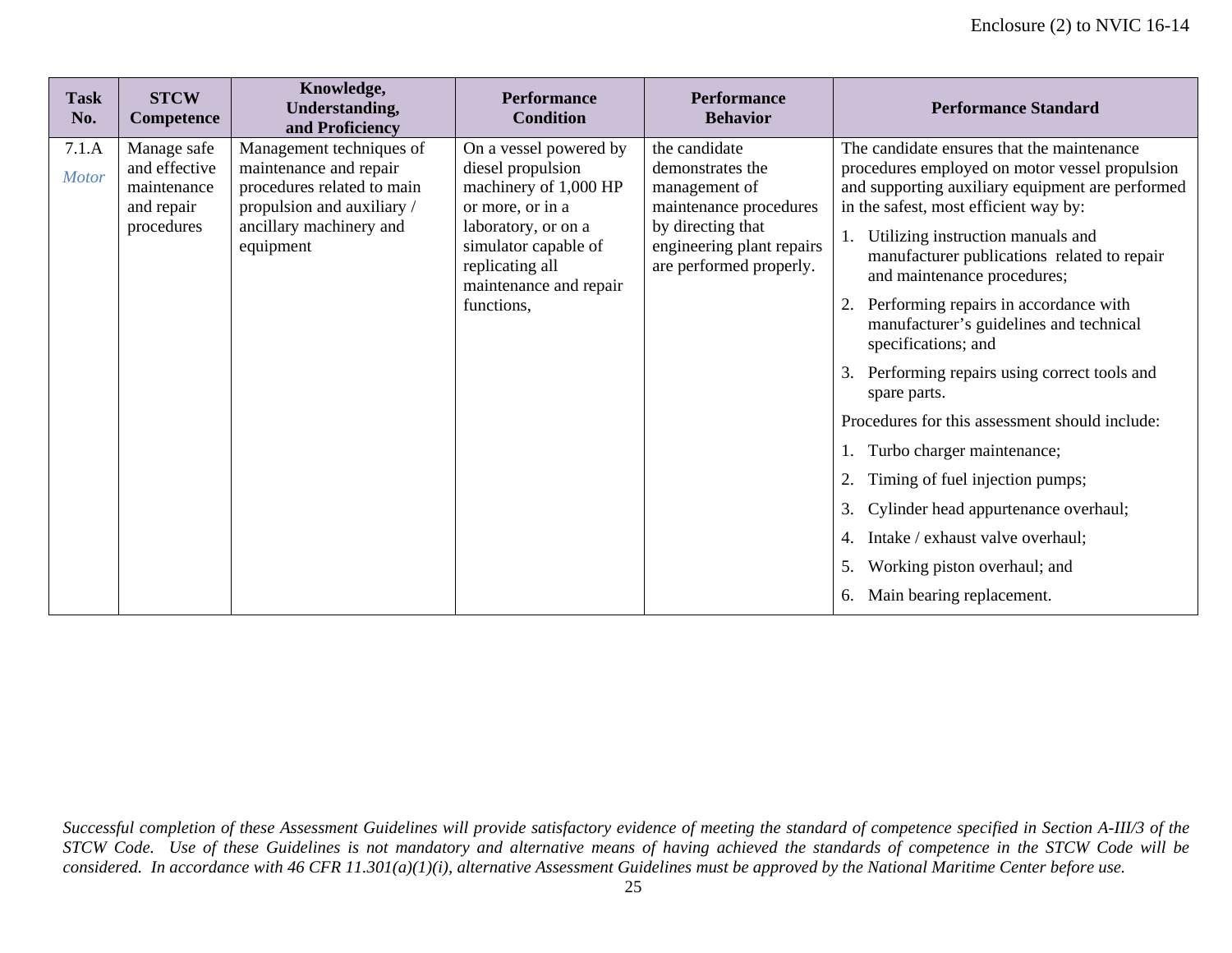| Task No. | STCW Competence | Knowledge, Understanding, and Proficiency | Performance Condition | Performance Behavior | Performance Standard |
|---|---|---|---|---|---|
| 7.1.A *Motor* | Manage safe and effective maintenance and repair procedures | Management techniques of maintenance and repair procedures related to main propulsion and auxiliary / ancillary machinery and equipment | On a vessel powered by diesel propulsion machinery of 1,000 HP or more, or in a laboratory, or on a simulator capable of replicating all maintenance and repair functions, | the candidate demonstrates the management of maintenance procedures by directing that engineering plant repairs are performed properly. | The candidate ensures that the maintenance procedures employed on motor vessel propulsion and supporting auxiliary equipment are performed in the safest, most efficient way by:<br>1. Utilizing instruction manuals and manufacturer publications related to repair and maintenance procedures;<br>2. Performing repairs in accordance with manufacturer's guidelines and technical specifications; and<br>3. Performing repairs using correct tools and spare parts.<br>Procedures for this assessment should include:<br>1. Turbo charger maintenance;<br>2. Timing of fuel injection pumps;<br>3. Cylinder head appurtenance overhaul;<br>4. Intake / exhaust valve overhaul;<br>5. Working piston overhaul; and<br>6. Main bearing replacement. |

*Successful completion of these Assessment Guidelines will provide satisfactory evidence of meeting the standard of competence specified in Section A-III/3 of the STCW Code. Use of these Guidelines is not mandatory and alternative means of having achieved the standards of competence in the STCW Code will be considered. In accordance with 46 CFR 11.301(a)(1)(i), alternative Assessment Guidelines must be approved by the National Maritime Center before use.*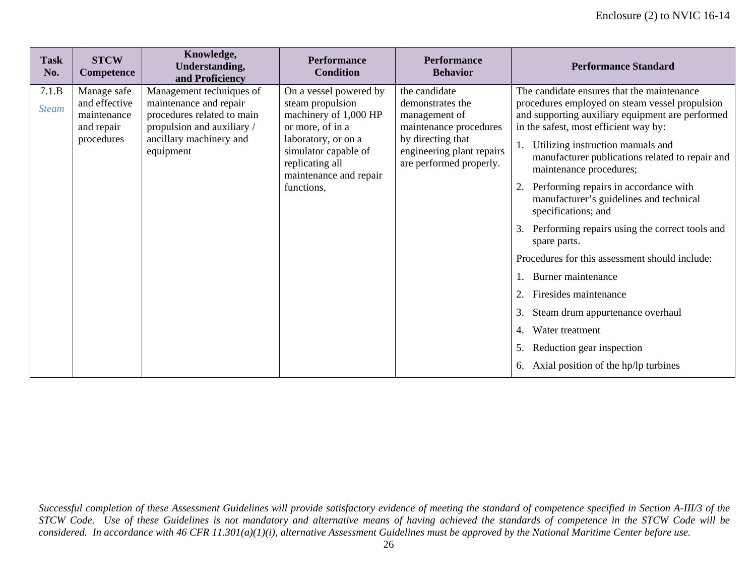| Task No. | STCW Competence | Knowledge, Understanding, and Proficiency | Performance Condition | Performance Behavior | Performance Standard |
|---|---|---|---|---|---|
| 7.1.B *Steam* | Manage safe and effective maintenance and repair procedures | Management techniques of maintenance and repair procedures related to main propulsion and auxiliary / ancillary machinery and equipment | On a vessel powered by steam propulsion machinery of 1,000 HP or more, of in a laboratory, or on a simulator capable of replicating all maintenance and repair functions, | the candidate demonstrates the management of maintenance procedures by directing that engineering plant repairs are performed properly. | The candidate ensures that the maintenance procedures employed on steam vessel propulsion and supporting auxiliary equipment are performed in the safest, most efficient way by:<br>1. Utilizing instruction manuals and manufacturer publications related to repair and maintenance procedures;<br>2. Performing repairs in accordance with manufacturer's guidelines and technical specifications; and<br>3. Performing repairs using the correct tools and spare parts.<br>Procedures for this assessment should include:<br>1. Burner maintenance<br>2. Firesides maintenance<br>3. Steam drum appurtenance overhaul<br>4. Water treatment<br>5. Reduction gear inspection<br>6. Axial position of the hp/lp turbines |

*Successful completion of these Assessment Guidelines will provide satisfactory evidence of meeting the standard of competence specified in Section A-III/3 of the STCW Code. Use of these Guidelines is not mandatory and alternative means of having achieved the standards of competence in the STCW Code will be considered. In accordance with 46 CFR 11.301(a)(1)(i), alternative Assessment Guidelines must be approved by the National Maritime Center before use.*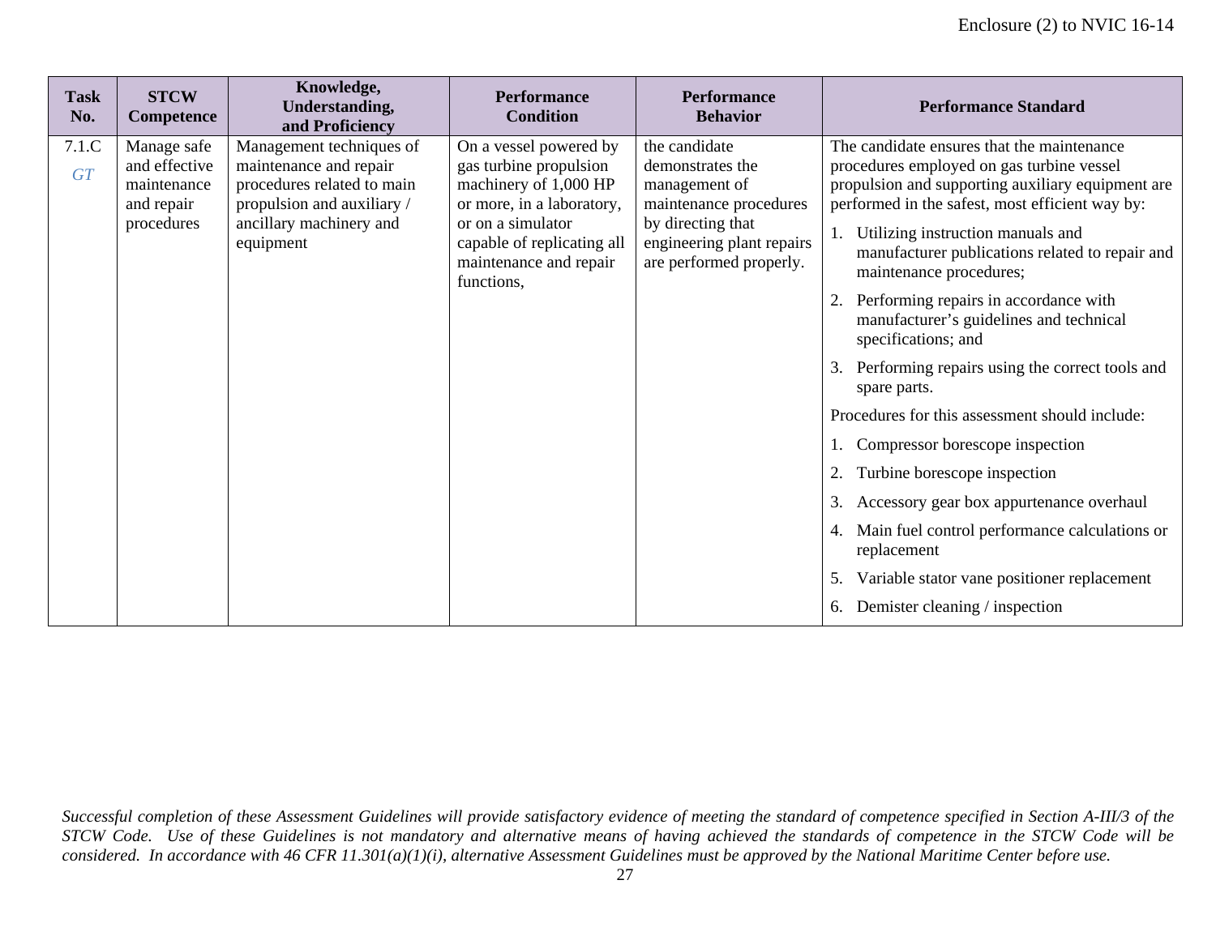| Task No. | STCW Competence | Knowledge, Understanding, and Proficiency | Performance Condition | Performance Behavior | Performance Standard |
|---|---|---|---|---|---|
| 7.1.C *GT* | Manage safe and effective maintenance and repair procedures | Management techniques of maintenance and repair procedures related to main propulsion and auxiliary / ancillary machinery and equipment | On a vessel powered by gas turbine propulsion machinery of 1,000 HP or more, in a laboratory, or on a simulator capable of replicating all maintenance and repair functions, | the candidate demonstrates the management of maintenance procedures by directing that engineering plant repairs are performed properly. | The candidate ensures that the maintenance procedures employed on gas turbine vessel propulsion and supporting auxiliary equipment are performed in the safest, most efficient way by:<br>1. Utilizing instruction manuals and manufacturer publications related to repair and maintenance procedures;<br>2. Performing repairs in accordance with manufacturer's guidelines and technical specifications; and<br>3. Performing repairs using the correct tools and spare parts.<br>Procedures for this assessment should include:<br>1. Compressor borescope inspection<br>2. Turbine borescope inspection<br>3. Accessory gear box appurtenance overhaul<br>4. Main fuel control performance calculations or replacement<br>5. Variable stator vane positioner replacement<br>6. Demister cleaning / inspection |

*Successful completion of these Assessment Guidelines will provide satisfactory evidence of meeting the standard of competence specified in Section A-III/3 of the STCW Code. Use of these Guidelines is not mandatory and alternative means of having achieved the standards of competence in the STCW Code will be considered. In accordance with 46 CFR 11.301(a)(1)(i), alternative Assessment Guidelines must be approved by the National Maritime Center before use.*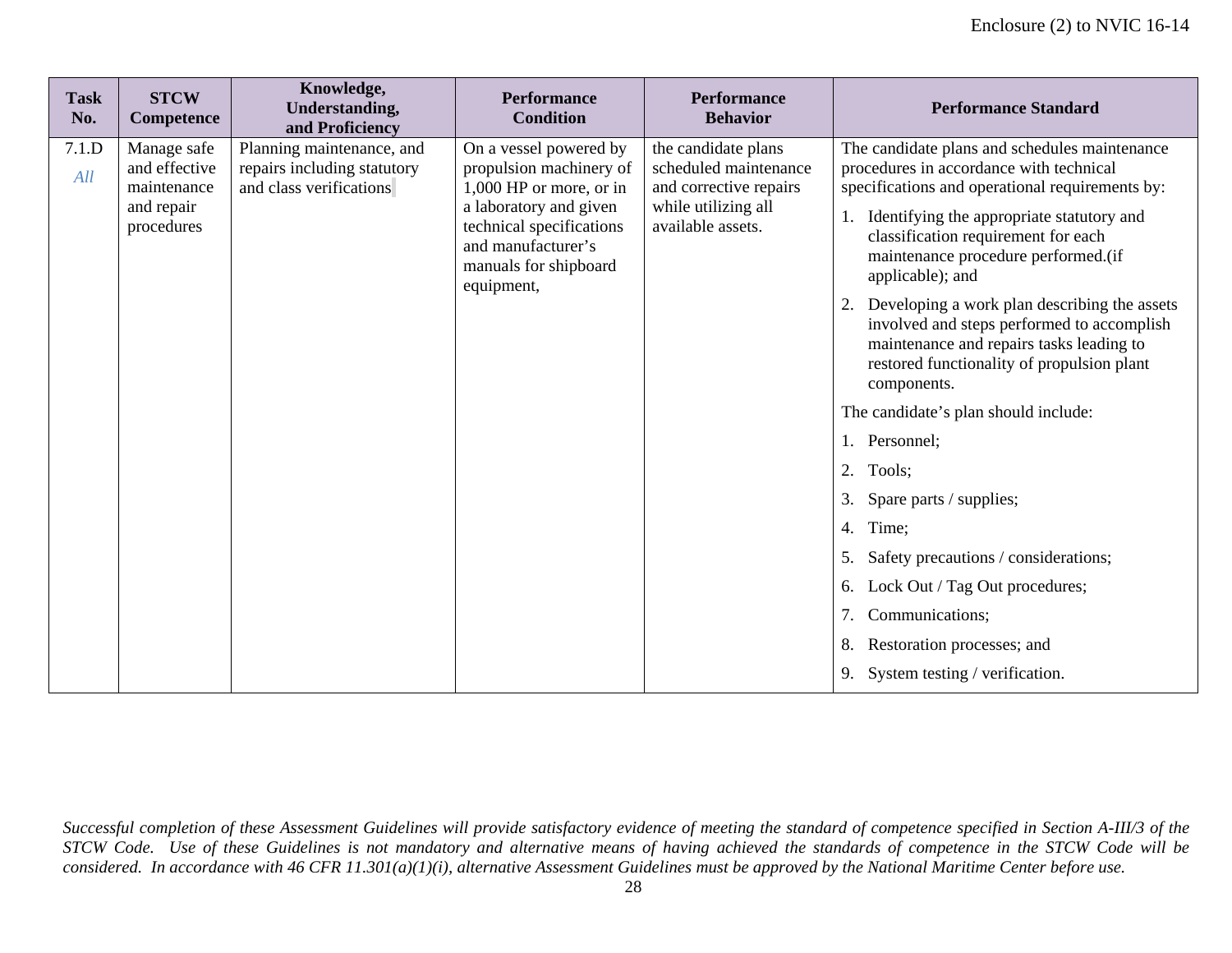| Task No. | STCW Competence | Knowledge, Understanding, and Proficiency | Performance Condition | Performance Behavior | Performance Standard |
|---|---|---|---|---|---|
| 7.1.D *All* | Manage safe and effective maintenance and repair procedures | Planning maintenance, and repairs including statutory and class verifications | On a vessel powered by propulsion machinery of 1,000 HP or more, or in a laboratory and given technical specifications and manufacturer's manuals for shipboard equipment, | the candidate plans scheduled maintenance and corrective repairs while utilizing all available assets. | The candidate plans and schedules maintenance procedures in accordance with technical specifications and operational requirements by: 1. Identifying the appropriate statutory and classification requirement for each maintenance procedure performed.(if applicable); and 2. Developing a work plan describing the assets involved and steps performed to accomplish maintenance and repairs tasks leading to restored functionality of propulsion plant components. The candidate's plan should include: 1. Personnel; 2. Tools; 3. Spare parts / supplies; 4. Time; 5. Safety precautions / considerations; 6. Lock Out / Tag Out procedures; 7. Communications; 8. Restoration processes; and 9. System testing / verification. |

*Successful completion of these Assessment Guidelines will provide satisfactory evidence of meeting the standard of competence specified in Section A-III/3 of the STCW Code. Use of these Guidelines is not mandatory and alternative means of having achieved the standards of competence in the STCW Code will be considered. In accordance with 46 CFR 11.301(a)(1)(i), alternative Assessment Guidelines must be approved by the National Maritime Center before use.*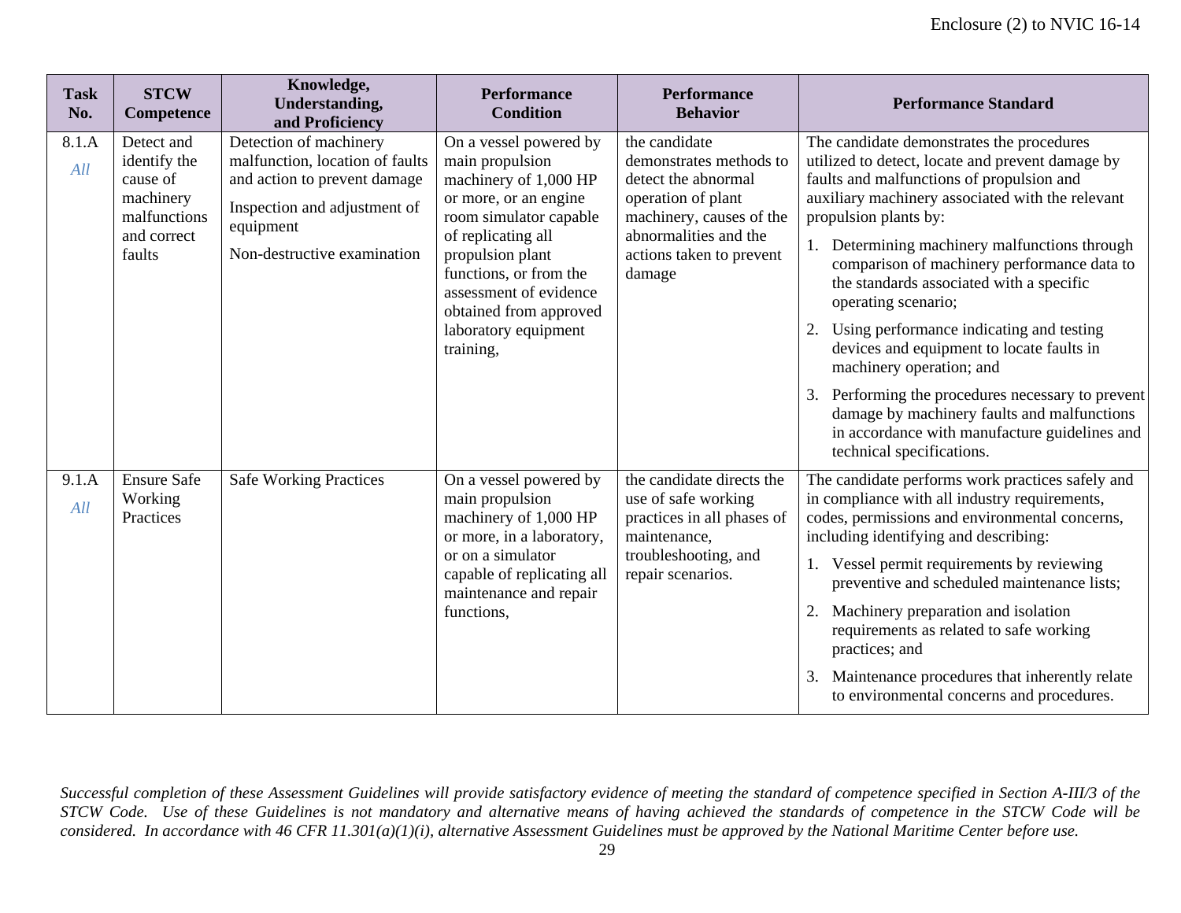| Task No. | STCW Competence | Knowledge, Understanding, and Proficiency | Performance Condition | Performance Behavior | Performance Standard |
|---|---|---|---|---|---|
| 8.1.A *All* | Detect and identify the cause of machinery malfunctions and correct faults | Detection of machinery malfunction, location of faults and action to prevent damage<br><br>Inspection and adjustment of equipment<br><br>Non-destructive examination | On a vessel powered by main propulsion machinery of 1,000 HP or more, or an engine room simulator capable of replicating all propulsion plant functions, or from the assessment of evidence obtained from approved laboratory equipment training, | the candidate demonstrates methods to detect the abnormal operation of plant machinery, causes of the abnormalities and the actions taken to prevent damage | The candidate demonstrates the procedures utilized to detect, locate and prevent damage by faults and malfunctions of propulsion and auxiliary machinery associated with the relevant propulsion plants by:<br><br>1. Determining machinery malfunctions through comparison of machinery performance data to the standards associated with a specific operating scenario;<br><br>2. Using performance indicating and testing devices and equipment to locate faults in machinery operation; and<br><br>3. Performing the procedures necessary to prevent damage by machinery faults and malfunctions in accordance with manufacture guidelines and technical specifications. |
| 9.1.A *All* | Ensure Safe Working Practices | Safe Working Practices | On a vessel powered by main propulsion machinery of 1,000 HP or more, in a laboratory, or on a simulator capable of replicating all maintenance and repair functions, | the candidate directs the use of safe working practices in all phases of maintenance, troubleshooting, and repair scenarios. | The candidate performs work practices safely and in compliance with all industry requirements, codes, permissions and environmental concerns, including identifying and describing:<br><br>1. Vessel permit requirements by reviewing preventive and scheduled maintenance lists;<br><br>2. Machinery preparation and isolation requirements as related to safe working practices; and<br><br>3. Maintenance procedures that inherently relate to environmental concerns and procedures. |

*Successful completion of these Assessment Guidelines will provide satisfactory evidence of meeting the standard of competence specified in Section A-III/3 of the STCW Code. Use of these Guidelines is not mandatory and alternative means of having achieved the standards of competence in the STCW Code will be considered. In accordance with 46 CFR 11.301(a)(1)(i), alternative Assessment Guidelines must be approved by the National Maritime Center before use.*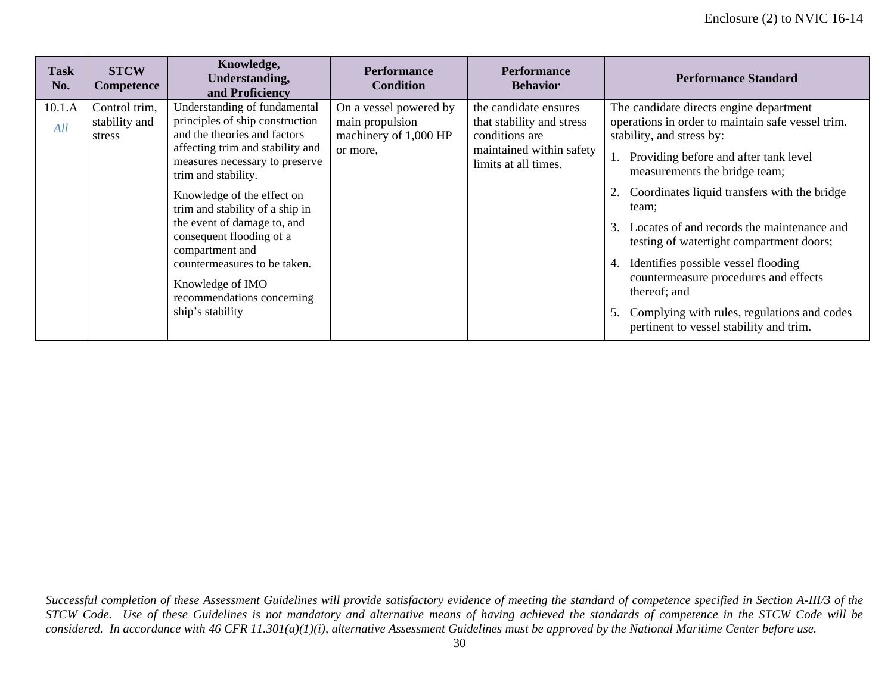| Task No. | STCW Competence | Knowledge, Understanding, and Proficiency | Performance Condition | Performance Behavior | Performance Standard |
|---|---|---|---|---|---|
| 10.1.A *All* | Control trim, stability and stress | Understanding of fundamental principles of ship construction and the theories and factors affecting trim and stability and measures necessary to preserve trim and stability.<br><br>Knowledge of the effect on trim and stability of a ship in the event of damage to, and consequent flooding of a compartment and countermeasures to be taken.<br><br>Knowledge of IMO recommendations concerning ship's stability | On a vessel powered by main propulsion machinery of 1,000 HP or more, | the candidate ensures that stability and stress conditions are maintained within safety limits at all times. | The candidate directs engine department operations in order to maintain safe vessel trim. stability, and stress by:<br>1. Providing before and after tank level measurements the bridge team;<br>2. Coordinates liquid transfers with the bridge team;<br>3. Locates of and records the maintenance and testing of watertight compartment doors;<br>4. Identifies possible vessel flooding countermeasure procedures and effects thereof; and<br>5. Complying with rules, regulations and codes pertinent to vessel stability and trim. |

*Successful completion of these Assessment Guidelines will provide satisfactory evidence of meeting the standard of competence specified in Section A-III/3 of the STCW Code. Use of these Guidelines is not mandatory and alternative means of having achieved the standards of competence in the STCW Code will be considered. In accordance with 46 CFR 11.301(a)(1)(i), alternative Assessment Guidelines must be approved by the National Maritime Center before use.*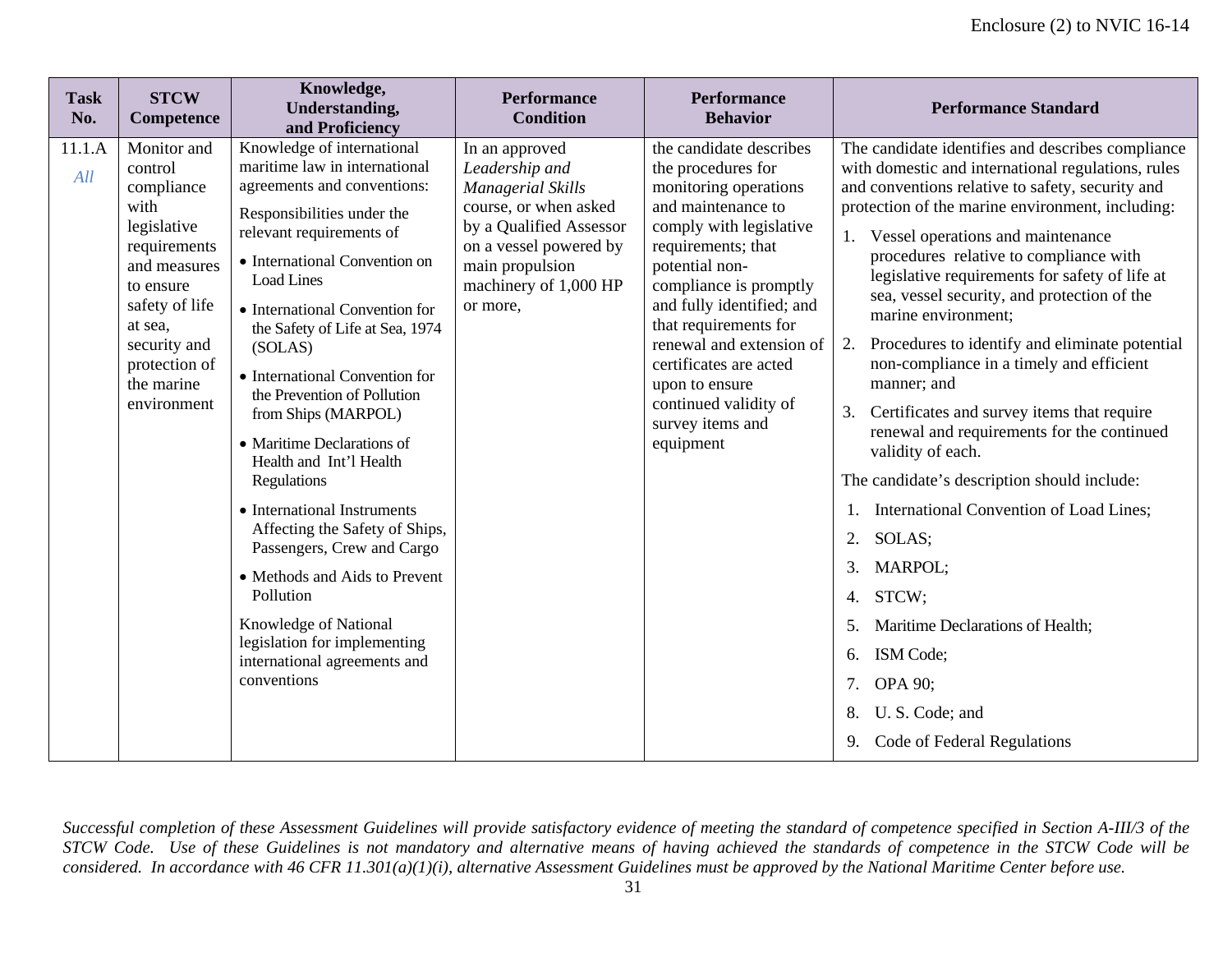| Task No. | STCW Competence | Knowledge, Understanding, and Proficiency | Performance Condition | Performance Behavior | Performance Standard |
|---|---|---|---|---|---|
| 11.1.A *All* | Monitor and control compliance with legislative requirements and measures to ensure safety of life at sea, security and protection of the marine environment | Knowledge of international maritime law in international agreements and conventions:<br><br>Responsibilities under the relevant requirements of<br>• International Convention on Load Lines<br>• International Convention for the Safety of Life at Sea, 1974 (SOLAS)<br>• International Convention for the Prevention of Pollution from Ships (MARPOL)<br>• Maritime Declarations of Health and Int'l Health Regulations<br>• International Instruments Affecting the Safety of Ships, Passengers, Crew and Cargo<br>• Methods and Aids to Prevent Pollution<br><br>Knowledge of National legislation for implementing international agreements and conventions | In an approved *Leadership and Managerial Skills* course, or when asked by a Qualified Assessor on a vessel powered by main propulsion machinery of 1,000 HP or more, | the candidate describes the procedures for monitoring operations and maintenance to comply with legislative requirements; that potential non-compliance is promptly and fully identified; and that requirements for renewal and extension of certificates are acted upon to ensure continued validity of survey items and equipment | The candidate identifies and describes compliance with domestic and international regulations, rules and conventions relative to safety, security and protection of the marine environment, including:<br>1. Vessel operations and maintenance procedures relative to compliance with legislative requirements for safety of life at sea, vessel security, and protection of the marine environment;<br>2. Procedures to identify and eliminate potential non-compliance in a timely and efficient manner; and<br>3. Certificates and survey items that require renewal and requirements for the continued validity of each.<br><br>The candidate's description should include:<br>1. International Convention of Load Lines;<br>2. SOLAS;<br>3. MARPOL;<br>4. STCW;<br>5. Maritime Declarations of Health;<br>6. ISM Code;<br>7. OPA 90;<br>8. U. S. Code; and<br>9. Code of Federal Regulations |

*Successful completion of these Assessment Guidelines will provide satisfactory evidence of meeting the standard of competence specified in Section A-III/3 of the STCW Code. Use of these Guidelines is not mandatory and alternative means of having achieved the standards of competence in the STCW Code will be considered. In accordance with 46 CFR 11.301(a)(1)(i), alternative Assessment Guidelines must be approved by the National Maritime Center before use.*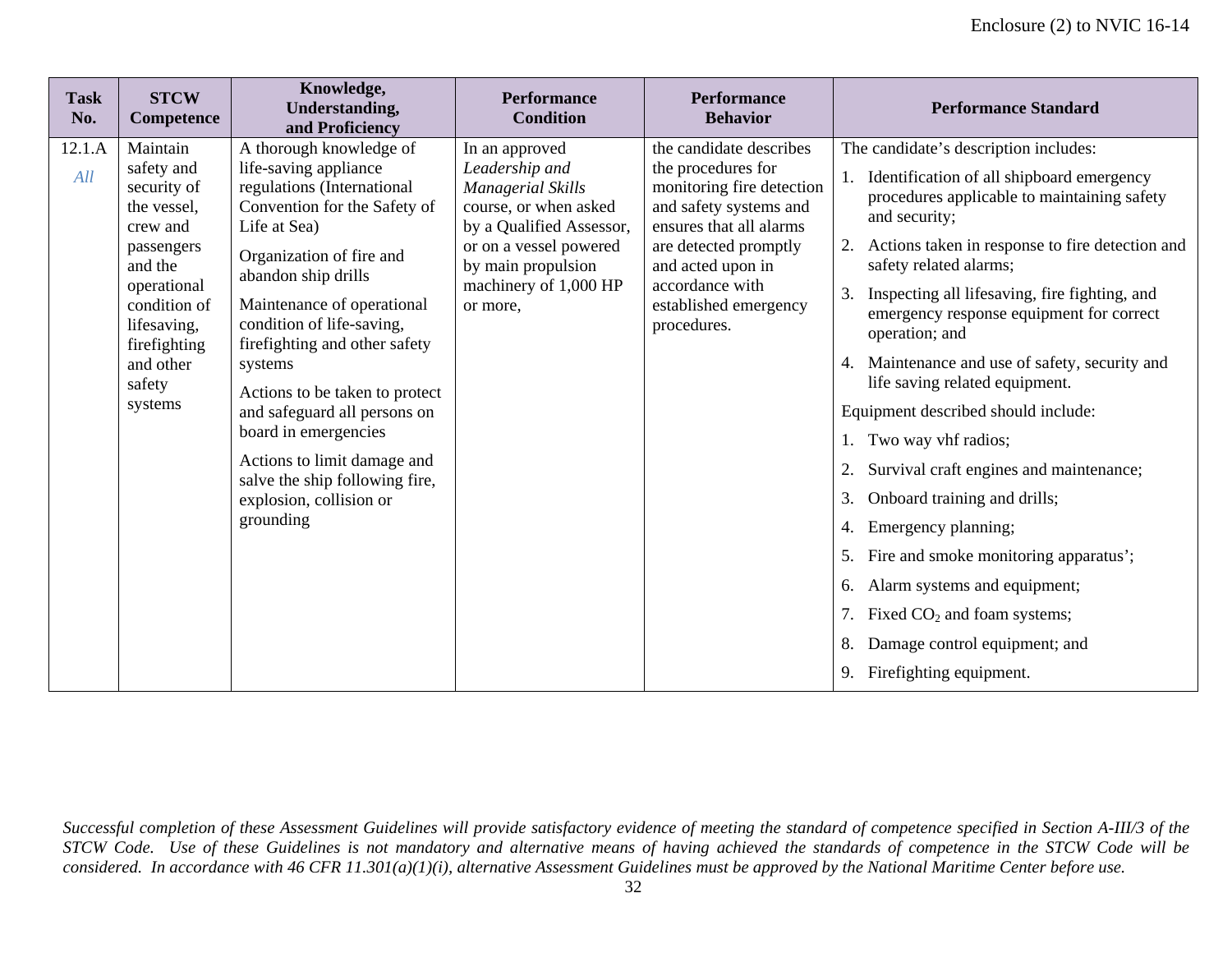| Task No. | STCW Competence | Knowledge, Understanding, and Proficiency | Performance Condition | Performance Behavior | Performance Standard |
|---|---|---|---|---|---|
| 12.1.A<br>*All* | Maintain safety and security of the vessel, crew and passengers and the operational condition of lifesaving, firefighting and other safety systems | A thorough knowledge of life-saving appliance regulations (International Convention for the Safety of Life at Sea)<br><br>Organization of fire and abandon ship drills<br><br>Maintenance of operational condition of life-saving, firefighting and other safety systems<br><br>Actions to be taken to protect and safeguard all persons on board in emergencies<br><br>Actions to limit damage and salve the ship following fire, explosion, collision or grounding | In an approved *Leadership and Managerial Skills* course, or when asked by a Qualified Assessor, or on a vessel powered by main propulsion machinery of 1,000 HP or more, | the candidate describes the procedures for monitoring fire detection and safety systems and ensures that all alarms are detected promptly and acted upon in accordance with established emergency procedures. | The candidate's description includes:<br>1. Identification of all shipboard emergency procedures applicable to maintaining safety and security;<br>2. Actions taken in response to fire detection and safety related alarms;<br>3. Inspecting all lifesaving, fire fighting, and emergency response equipment for correct operation; and<br>4. Maintenance and use of safety, security and life saving related equipment.<br><br>Equipment described should include:<br>1. Two way vhf radios;<br>2. Survival craft engines and maintenance;<br>3. Onboard training and drills;<br>4. Emergency planning;<br>5. Fire and smoke monitoring apparatus';<br>6. Alarm systems and equipment;<br>7. Fixed $CO_2$ and foam systems;<br>8. Damage control equipment; and<br>9. Firefighting equipment. |

*Successful completion of these Assessment Guidelines will provide satisfactory evidence of meeting the standard of competence specified in Section A-III/3 of the STCW Code. Use of these Guidelines is not mandatory and alternative means of having achieved the standards of competence in the STCW Code will be considered. In accordance with 46 CFR 11.301(a)(1)(i), alternative Assessment Guidelines must be approved by the National Maritime Center before use.*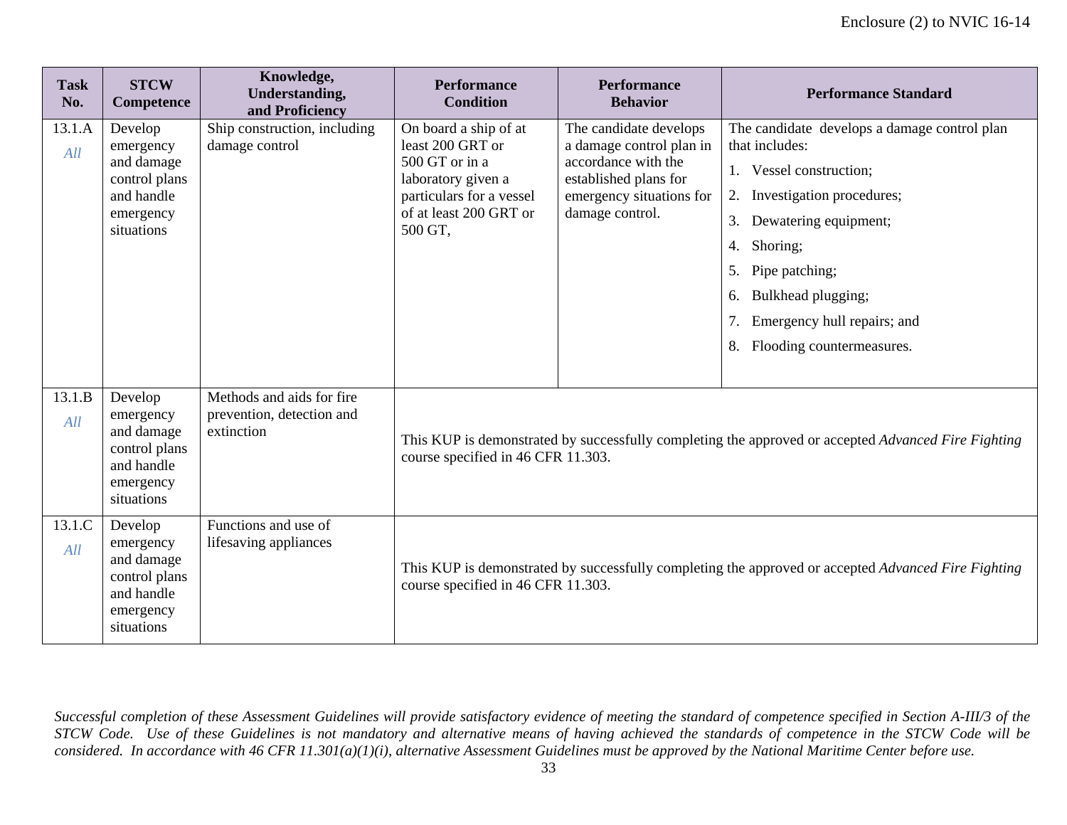| Task No. | STCW Competence | Knowledge, Understanding, and Proficiency | Performance Condition | Performance Behavior | Performance Standard |
|---|---|---|---|---|---|
| 13.1.A *All* | Develop emergency and damage control plans and handle emergency situations | Ship construction, including damage control | On board a ship of at least 200 GRT or 500 GT or in a laboratory given a particulars for a vessel of at least 200 GRT or 500 GT, | The candidate develops a damage control plan in accordance with the established plans for emergency situations for damage control. | The candidate develops a damage control plan that includes: 1. Vessel construction; 2. Investigation procedures; 3. Dewatering equipment; 4. Shoring; 5. Pipe patching; 6. Bulkhead plugging; 7. Emergency hull repairs; and 8. Flooding countermeasures. |
| 13.1.B *All* | Develop emergency and damage control plans and handle emergency situations | Methods and aids for fire prevention, detection and extinction | This KUP is demonstrated by successfully completing the approved or accepted *Advanced Fire Fighting* course specified in 46 CFR 11.303. | | |
| 13.1.C *All* | Develop emergency and damage control plans and handle emergency situations | Functions and use of lifesaving appliances | This KUP is demonstrated by successfully completing the approved or accepted *Advanced Fire Fighting* course specified in 46 CFR 11.303. | | |

*Successful completion of these Assessment Guidelines will provide satisfactory evidence of meeting the standard of competence specified in Section A-III/3 of the STCW Code. Use of these Guidelines is not mandatory and alternative means of having achieved the standards of competence in the STCW Code will be considered. In accordance with 46 CFR 11.301(a)(1)(i), alternative Assessment Guidelines must be approved by the National Maritime Center before use.*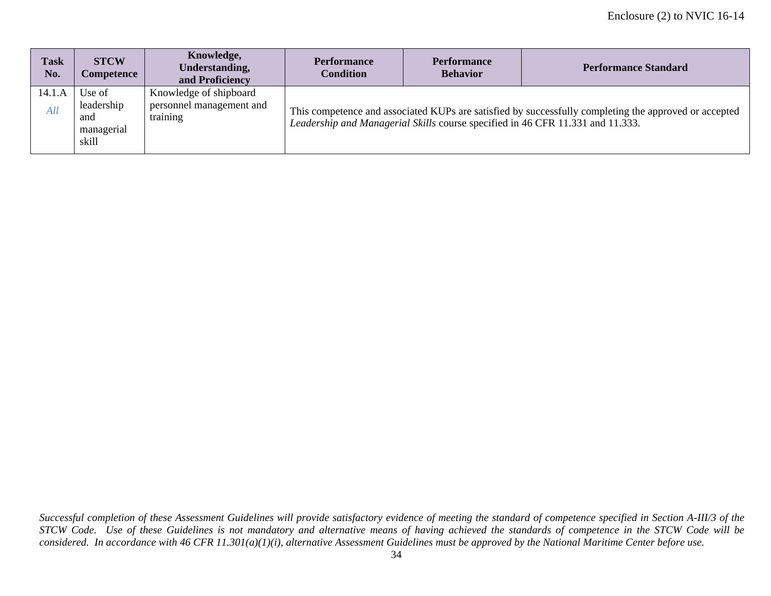| Task No. | STCW Competence | Knowledge, Understanding, and Proficiency | Performance Condition | Performance Behavior | Performance Standard |
|---|---|---|---|---|---|
| 14.1.A *All* | Use of leadership and managerial skill | Knowledge of shipboard personnel management and training | This competence and associated KUPs are satisfied by successfully completing the approved or accepted *Leadership and Managerial Skills* course specified in 46 CFR 11.331 and 11.333. | | |

*Successful completion of these Assessment Guidelines will provide satisfactory evidence of meeting the standard of competence specified in Section A-III/3 of the STCW Code. Use of these Guidelines is not mandatory and alternative means of having achieved the standards of competence in the STCW Code will be considered. In accordance with 46 CFR 11.301(a)(1)(i), alternative Assessment Guidelines must be approved by the National Maritime Center before use.*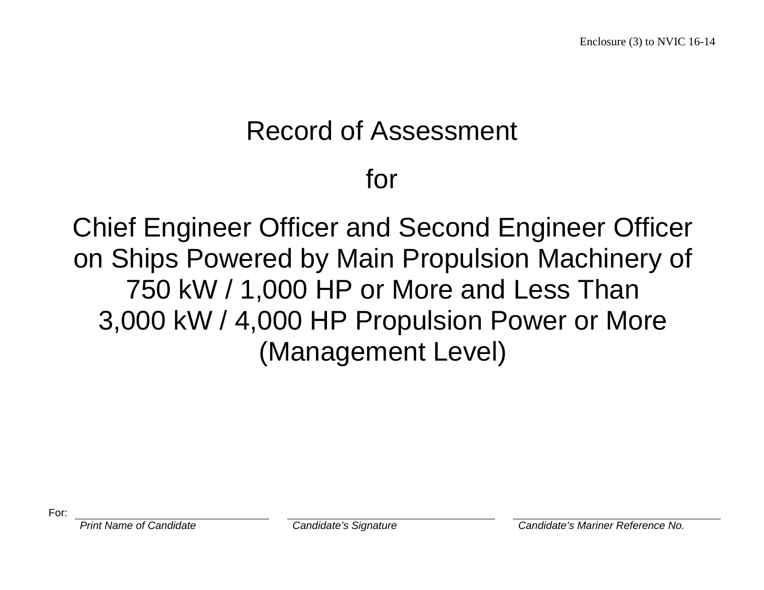Enclosure (3) to NVIC 16-14

# Record of Assessment

# for

# Chief Engineer Officer and Second Engineer Officer on Ships Powered by Main Propulsion Machinery of 750 kW / 1,000 HP or More and Less Than 3,000 kW / 4,000 HP Propulsion Power or More (Management Level)

For: ______________________ ______________________ ______________________

*Print Name of Candidate* *Candidate's Signature* *Candidate's Mariner Reference No.*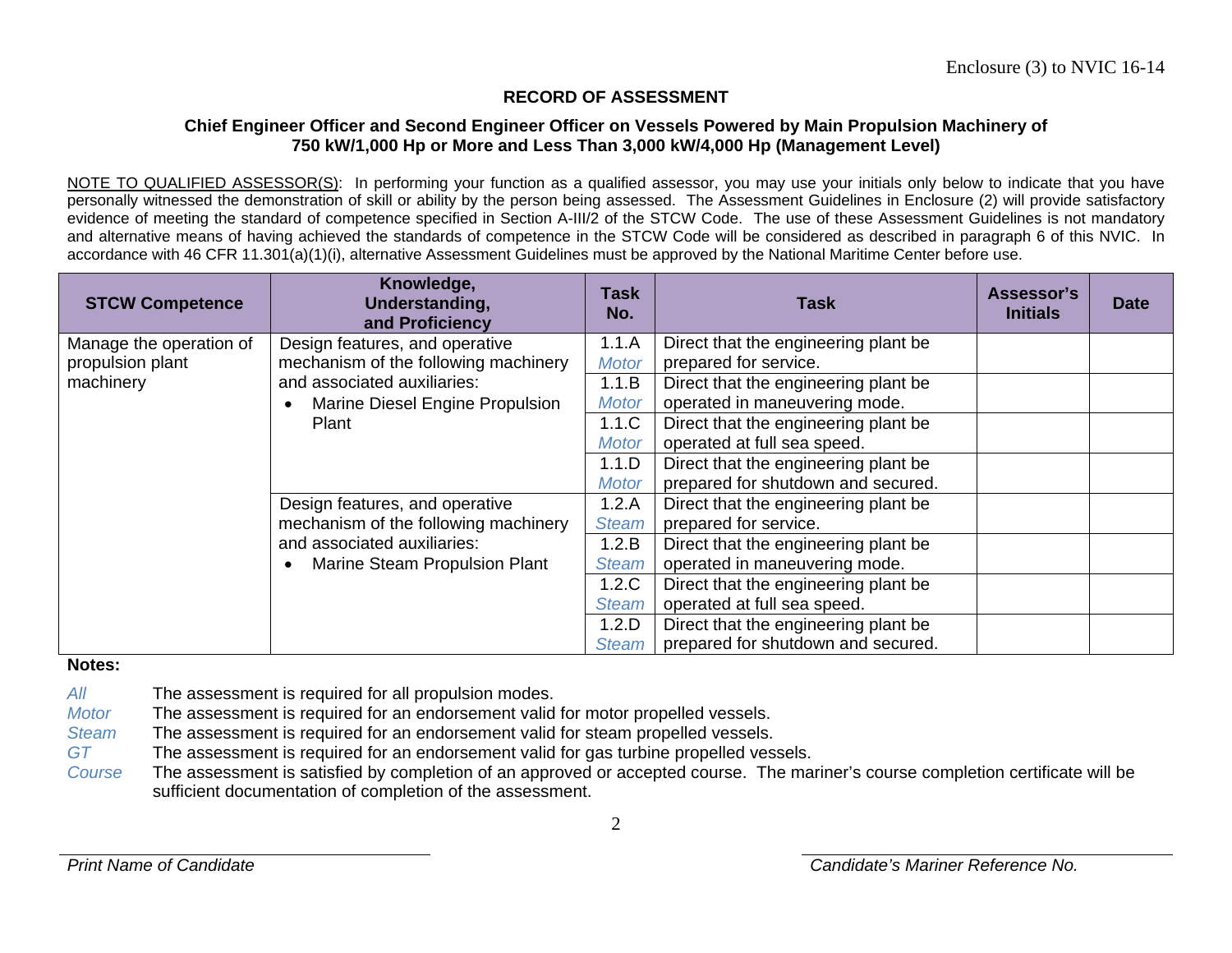Enclosure (3) to NVIC 16-14

**RECORD OF ASSESSMENT**

**Chief Engineer Officer and Second Engineer Officer on Vessels Powered by Main Propulsion Machinery of 750 kW/1,000 Hp or More and Less Than 3,000 kW/4,000 Hp (Management Level)**

NOTE TO QUALIFIED ASSESSOR(S): In performing your function as a qualified assessor, you may use your initials only below to indicate that you have personally witnessed the demonstration of skill or ability by the person being assessed. The Assessment Guidelines in Enclosure (2) will provide satisfactory evidence of meeting the standard of competence specified in Section A-III/2 of the STCW Code. The use of these Assessment Guidelines is not mandatory and alternative means of having achieved the standards of competence in the STCW Code will be considered as described in paragraph 6 of this NVIC. In accordance with 46 CFR 11.301(a)(1)(i), alternative Assessment Guidelines must be approved by the National Maritime Center before use.

| STCW Competence | Knowledge, Understanding, and Proficiency | Task No. | Task | Assessor's Initials | Date |
|---|---|---|---|---|---|
| Manage the operation of propulsion plant machinery | Design features, and operative mechanism of the following machinery and associated auxiliaries: • Marine Diesel Engine Propulsion Plant | 1.1.A *Motor* | Direct that the engineering plant be prepared for service. | | |
| | | 1.1.B *Motor* | Direct that the engineering plant be operated in maneuvering mode. | | |
| | | 1.1.C *Motor* | Direct that the engineering plant be operated at full sea speed. | | |
| | | 1.1.D *Motor* | Direct that the engineering plant be prepared for shutdown and secured. | | |
| | Design features, and operative mechanism of the following machinery and associated auxiliaries: • Marine Steam Propulsion Plant | 1.2.A *Steam* | Direct that the engineering plant be prepared for service. | | |
| | | 1.2.B *Steam* | Direct that the engineering plant be operated in maneuvering mode. | | |
| | | 1.2.C *Steam* | Direct that the engineering plant be operated at full sea speed. | | |
| | | 1.2.D *Steam* | Direct that the engineering plant be prepared for shutdown and secured. | | |

**Notes:**

*All* The assessment is required for all propulsion modes.
*Motor* The assessment is required for an endorsement valid for motor propelled vessels.
*Steam* The assessment is required for an endorsement valid for steam propelled vessels.
*GT* The assessment is required for an endorsement valid for gas turbine propelled vessels.
*Course* The assessment is satisfied by completion of an approved or accepted course. The mariner's course completion certificate will be sufficient documentation of completion of the assessment.

_Print Name of Candidate_ _Candidate's Mariner Reference No._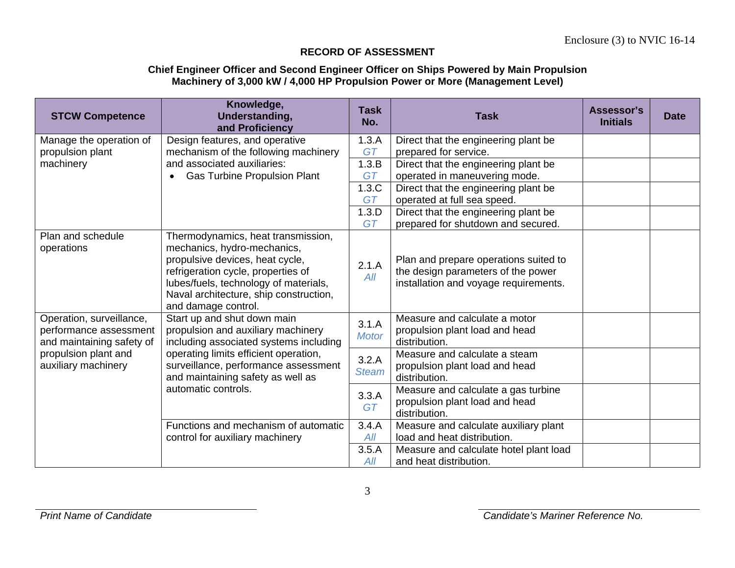Enclosure (3) to NVIC 16-14

## RECORD OF ASSESSMENT

### Chief Engineer Officer and Second Engineer Officer on Ships Powered by Main Propulsion Machinery of 3,000 kW / 4,000 HP Propulsion Power or More (Management Level)

| STCW Competence | Knowledge, Understanding, and Proficiency | Task No. | Task | Assessor's Initials | Date |
|---|---|---|---|---|---|
| Manage the operation of propulsion plant machinery | Design features, and operative mechanism of the following machinery and associated auxiliaries: • Gas Turbine Propulsion Plant | 1.3.A *GT* | Direct that the engineering plant be prepared for service. | | |
| | | 1.3.B *GT* | Direct that the engineering plant be operated in maneuvering mode. | | |
| | | 1.3.C *GT* | Direct that the engineering plant be operated at full sea speed. | | |
| | | 1.3.D *GT* | Direct that the engineering plant be prepared for shutdown and secured. | | |
| Plan and schedule operations | Thermodynamics, heat transmission, mechanics, hydro-mechanics, propulsive devices, heat cycle, refrigeration cycle, properties of lubes/fuels, technology of materials, Naval architecture, ship construction, and damage control. | 2.1.A *All* | Plan and prepare operations suited to the design parameters of the power installation and voyage requirements. | | |
| Operation, surveillance, performance assessment and maintaining safety of propulsion plant and auxiliary machinery | Start up and shut down main propulsion and auxiliary machinery including associated systems including operating limits efficient operation, surveillance, performance assessment and maintaining safety as well as automatic controls. | 3.1.A *Motor* | Measure and calculate a motor propulsion plant load and head distribution. | | |
| | | 3.2.A *Steam* | Measure and calculate a steam propulsion plant load and head distribution. | | |
| | | 3.3.A *GT* | Measure and calculate a gas turbine propulsion plant load and head distribution. | | |
| | Functions and mechanism of automatic control for auxiliary machinery | 3.4.A *All* | Measure and calculate auxiliary plant load and heat distribution. | | |
| | | 3.5.A *All* | Measure and calculate hotel plant load and heat distribution. | | |

*Print Name of Candidate* | *Candidate's Mariner Reference No.*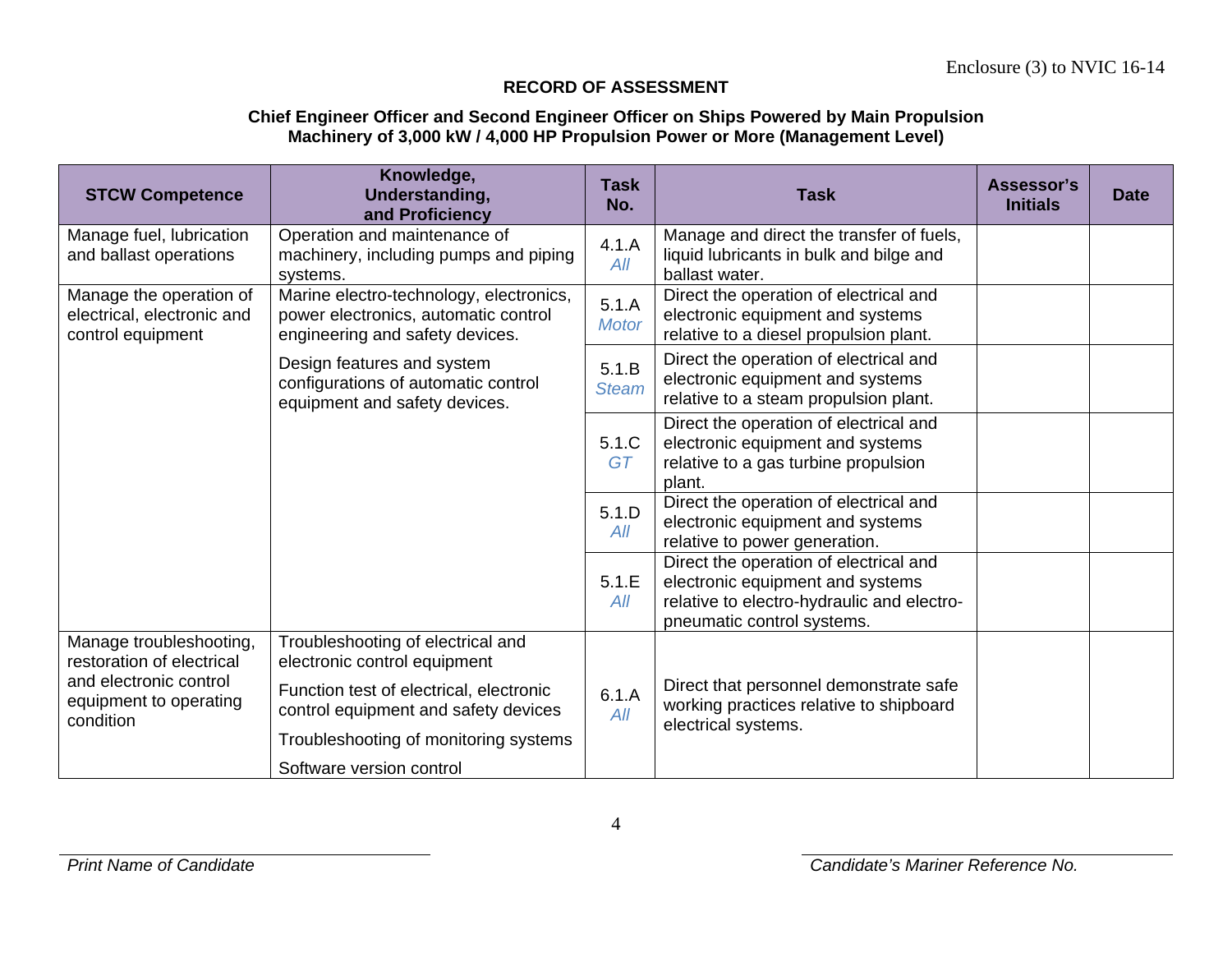**RECORD OF ASSESSMENT**

**Chief Engineer Officer and Second Engineer Officer on Ships Powered by Main Propulsion Machinery of 3,000 kW / 4,000 HP Propulsion Power or More (Management Level)**

| STCW Competence | Knowledge, Understanding, and Proficiency | Task No. | Task | Assessor's Initials | Date |
|---|---|---|---|---|---|
| Manage fuel, lubrication and ballast operations | Operation and maintenance of machinery, including pumps and piping systems. | 4.1.A *All* | Manage and direct the transfer of fuels, liquid lubricants in bulk and bilge and ballast water. | | |
| Manage the operation of electrical, electronic and control equipment | Marine electro-technology, electronics, power electronics, automatic control engineering and safety devices. Design features and system configurations of automatic control equipment and safety devices. | 5.1.A *Motor* | Direct the operation of electrical and electronic equipment and systems relative to a diesel propulsion plant. | | |
| | | 5.1.B *Steam* | Direct the operation of electrical and electronic equipment and systems relative to a steam propulsion plant. | | |
| | | 5.1.C *GT* | Direct the operation of electrical and electronic equipment and systems relative to a gas turbine propulsion plant. | | |
| | | 5.1.D *All* | Direct the operation of electrical and electronic equipment and systems relative to power generation. | | |
| | | 5.1.E *All* | Direct the operation of electrical and electronic equipment and systems relative to electro-hydraulic and electro-pneumatic control systems. | | |
| Manage troubleshooting, restoration of electrical and electronic control equipment to operating condition | Troubleshooting of electrical and electronic control equipment. Function test of electrical, electronic control equipment and safety devices. Troubleshooting of monitoring systems. Software version control | 6.1.A *All* | Direct that personnel demonstrate safe working practices relative to shipboard electrical systems. | | |

*Print Name of Candidate* _______________ *Candidate's Mariner Reference No.* _______________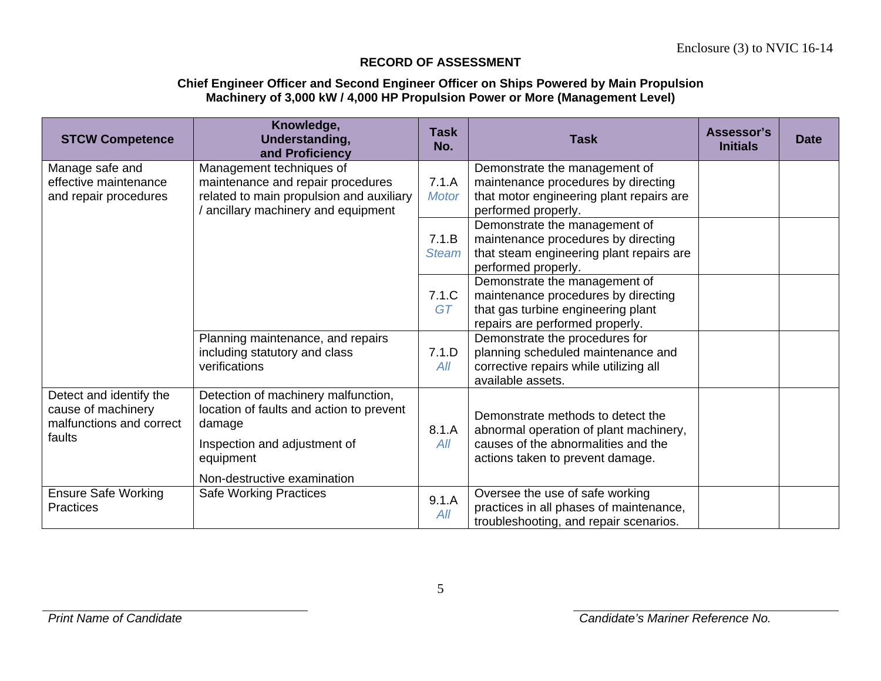Enclosure (3) to NVIC 16-14

## RECORD OF ASSESSMENT

### Chief Engineer Officer and Second Engineer Officer on Ships Powered by Main Propulsion Machinery of 3,000 kW / 4,000 HP Propulsion Power or More (Management Level)

| STCW Competence | Knowledge, Understanding, and Proficiency | Task No. | Task | Assessor's Initials | Date |
|---|---|---|---|---|---|
| Manage safe and effective maintenance and repair procedures | Management techniques of maintenance and repair procedures related to main propulsion and auxiliary / ancillary machinery and equipment | 7.1.A *Motor* | Demonstrate the management of maintenance procedures by directing that motor engineering plant repairs are performed properly. | | |
| | | 7.1.B *Steam* | Demonstrate the management of maintenance procedures by directing that steam engineering plant repairs are performed properly. | | |
| | | 7.1.C *GT* | Demonstrate the management of maintenance procedures by directing that gas turbine engineering plant repairs are performed properly. | | |
| | Planning maintenance, and repairs including statutory and class verifications | 7.1.D *All* | Demonstrate the procedures for planning scheduled maintenance and corrective repairs while utilizing all available assets. | | |
| Detect and identify the cause of machinery malfunctions and correct faults | Detection of machinery malfunction, location of faults and action to prevent damage<br><br>Inspection and adjustment of equipment<br><br>Non-destructive examination | 8.1.A *All* | Demonstrate methods to detect the abnormal operation of plant machinery, causes of the abnormalities and the actions taken to prevent damage. | | |
| Ensure Safe Working Practices | Safe Working Practices | 9.1.A *All* | Oversee the use of safe working practices in all phases of maintenance, troubleshooting, and repair scenarios. | | |

*Print Name of Candidate* | *Candidate's Mariner Reference No.*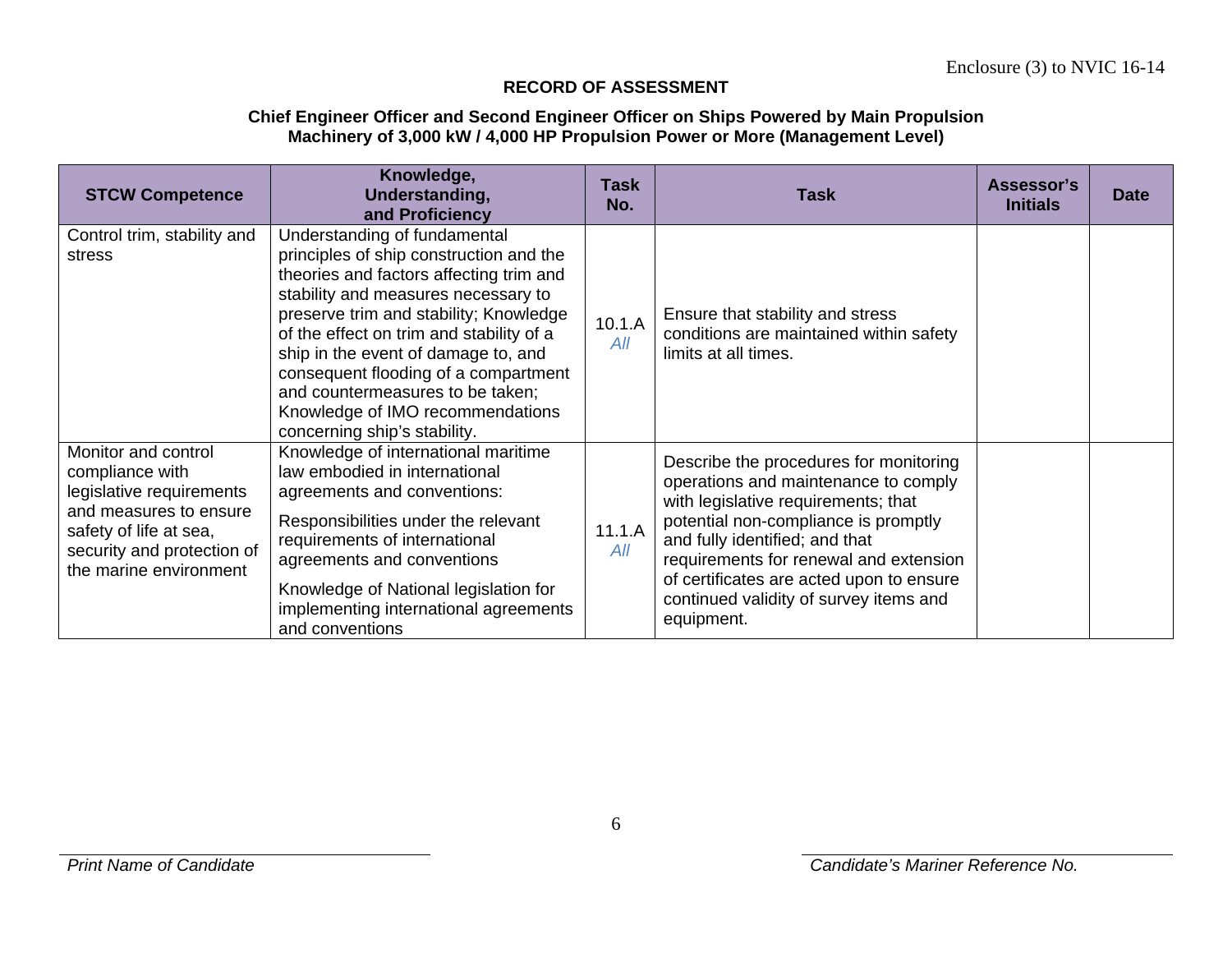**RECORD OF ASSESSMENT**

**Chief Engineer Officer and Second Engineer Officer on Ships Powered by Main Propulsion Machinery of 3,000 kW / 4,000 HP Propulsion Power or More (Management Level)**

| STCW Competence | Knowledge, Understanding, and Proficiency | Task No. | Task | Assessor's Initials | Date |
|---|---|---|---|---|---|
| Control trim, stability and stress | Understanding of fundamental principles of ship construction and the theories and factors affecting trim and stability and measures necessary to preserve trim and stability; Knowledge of the effect on trim and stability of a ship in the event of damage to, and consequent flooding of a compartment and countermeasures to be taken; Knowledge of IMO recommendations concerning ship's stability. | 10.1.A *All* | Ensure that stability and stress conditions are maintained within safety limits at all times. | | |
| Monitor and control compliance with legislative requirements and measures to ensure safety of life at sea, security and protection of the marine environment | Knowledge of international maritime law embodied in international agreements and conventions: Responsibilities under the relevant requirements of international agreements and conventions Knowledge of National legislation for implementing international agreements and conventions | 11.1.A *All* | Describe the procedures for monitoring operations and maintenance to comply with legislative requirements; that potential non-compliance is promptly and fully identified; and that requirements for renewal and extension of certificates are acted upon to ensure continued validity of survey items and equipment. | | |

*Print Name of Candidate* *Candidate's Mariner Reference No.*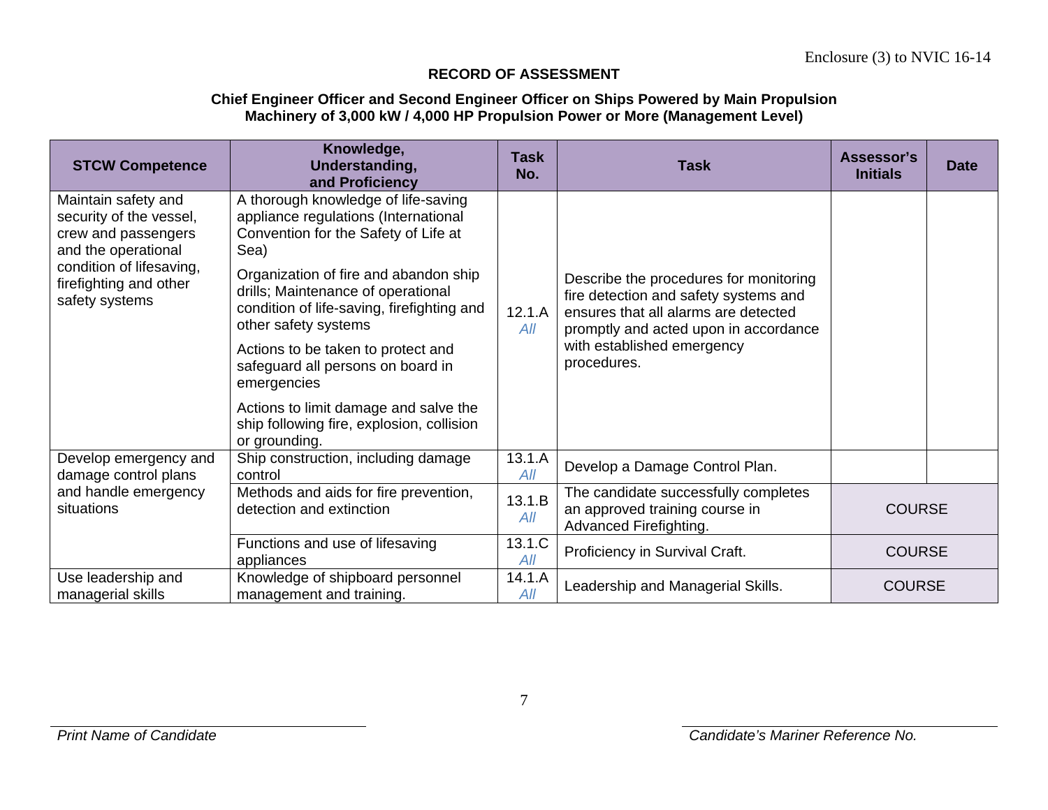Enclosure (3) to NVIC 16-14

**RECORD OF ASSESSMENT**

**Chief Engineer Officer and Second Engineer Officer on Ships Powered by Main Propulsion Machinery of 3,000 kW / 4,000 HP Propulsion Power or More (Management Level)**

| STCW Competence | Knowledge, Understanding, and Proficiency | Task No. | Task | Assessor's Initials | Date |
|---|---|---|---|---|---|
| Maintain safety and security of the vessel, crew and passengers and the operational condition of lifesaving, firefighting and other safety systems | A thorough knowledge of life-saving appliance regulations (International Convention for the Safety of Life at Sea)<br><br>Organization of fire and abandon ship drills; Maintenance of operational condition of life-saving, firefighting and other safety systems<br><br>Actions to be taken to protect and safeguard all persons on board in emergencies<br><br>Actions to limit damage and salve the ship following fire, explosion, collision or grounding. | 12.1.A *All* | Describe the procedures for monitoring fire detection and safety systems and ensures that all alarms are detected promptly and acted upon in accordance with established emergency procedures. | | |
| Develop emergency and damage control plans and handle emergency situations | Ship construction, including damage control | 13.1.A *All* | Develop a Damage Control Plan. | | |
| | Methods and aids for fire prevention, detection and extinction | 13.1.B *All* | The candidate successfully completes an approved training course in Advanced Firefighting. | COURSE | |
| | Functions and use of lifesaving appliances | 13.1.C *All* | Proficiency in Survival Craft. | COURSE | |
| Use leadership and managerial skills | Knowledge of shipboard personnel management and training. | 14.1.A *All* | Leadership and Managerial Skills. | COURSE | |

*Print Name of Candidate* | *Candidate's Mariner Reference No.*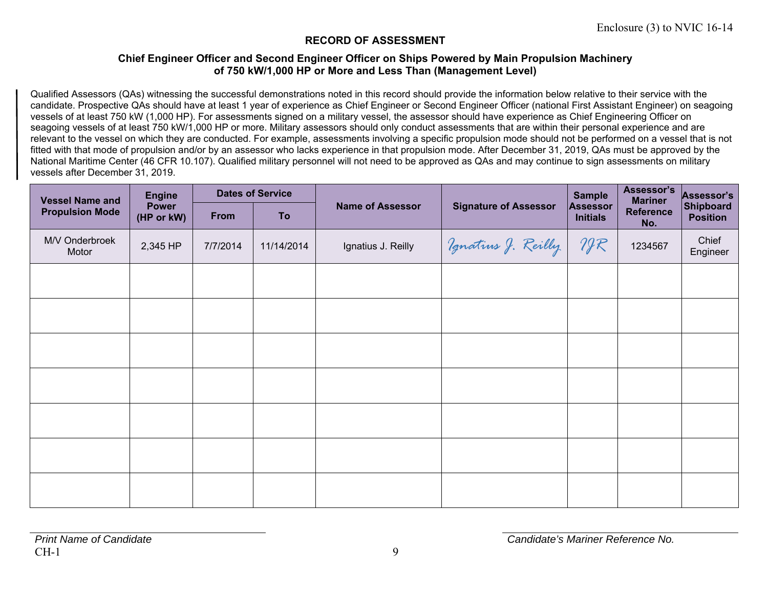Enclosure (3) to NVIC 16-14

## RECORD OF ASSESSMENT

### Chief Engineer Officer and Second Engineer Officer on Ships Powered by Main Propulsion Machinery of 750 kW/1,000 HP or More and Less Than (Management Level)

Qualified Assessors (QAs) witnessing the successful demonstrations noted in this record should provide the information below relative to their service with the candidate. Prospective QAs should have at least 1 year of experience as Chief Engineer or Second Engineer Officer (national First Assistant Engineer) on seagoing vessels of at least 750 kW (1,000 HP). For assessments signed on a military vessel, the assessor should have experience as Chief Engineering Officer on seagoing vessels of at least 750 kW/1,000 HP or more. Military assessors should only conduct assessments that are within their personal experience and are relevant to the vessel on which they are conducted. For example, assessments involving a specific propulsion mode should not be performed on a vessel that is not fitted with that mode of propulsion and/or by an assessor who lacks experience in that propulsion mode. After December 31, 2019, QAs must be approved by the National Maritime Center (46 CFR 10.107). Qualified military personnel will not need to be approved as QAs and may continue to sign assessments on military vessels after December 31, 2019.

| Vessel Name and Propulsion Mode | Engine Power (HP or kW) | Dates of Service | | Name of Assessor | Signature of Assessor | Sample Assessor Initials | Assessor's Mariner Reference No. | Assessor's Shipboard Position |
|---|---|---|---|---|---|---|---|---|
| | | From | To | | | | | |
| M/V Onderbroek Motor | 2,345 HP | 7/7/2014 | 11/14/2014 | Ignatius J. Reilly | Ignatius J. Reilly | IJR | 1234567 | Chief Engineer |
| | | | | | | | | |
| | | | | | | | | |
| | | | | | | | | |
| | | | | | | | | |
| | | | | | | | | |
| | | | | | | | | |
| | | | | | | | | |

*Print Name of Candidate*

*Candidate's Mariner Reference No.*

CH-1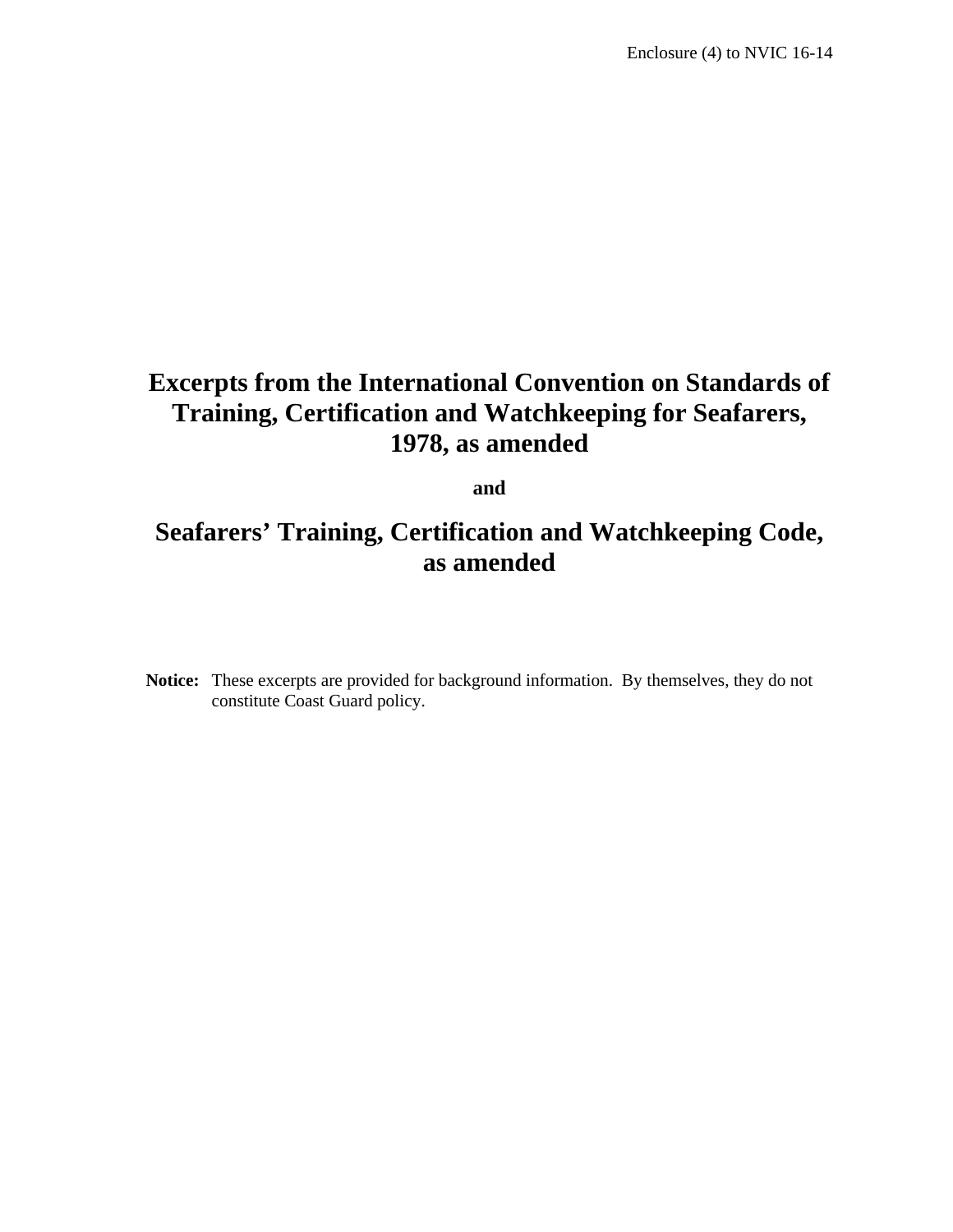Enclosure (4) to NVIC 16-14

# Excerpts from the International Convention on Standards of Training, Certification and Watchkeeping for Seafarers, 1978, as amended

**and**

# Seafarers' Training, Certification and Watchkeeping Code, as amended

**Notice:** These excerpts are provided for background information. By themselves, they do not constitute Coast Guard policy.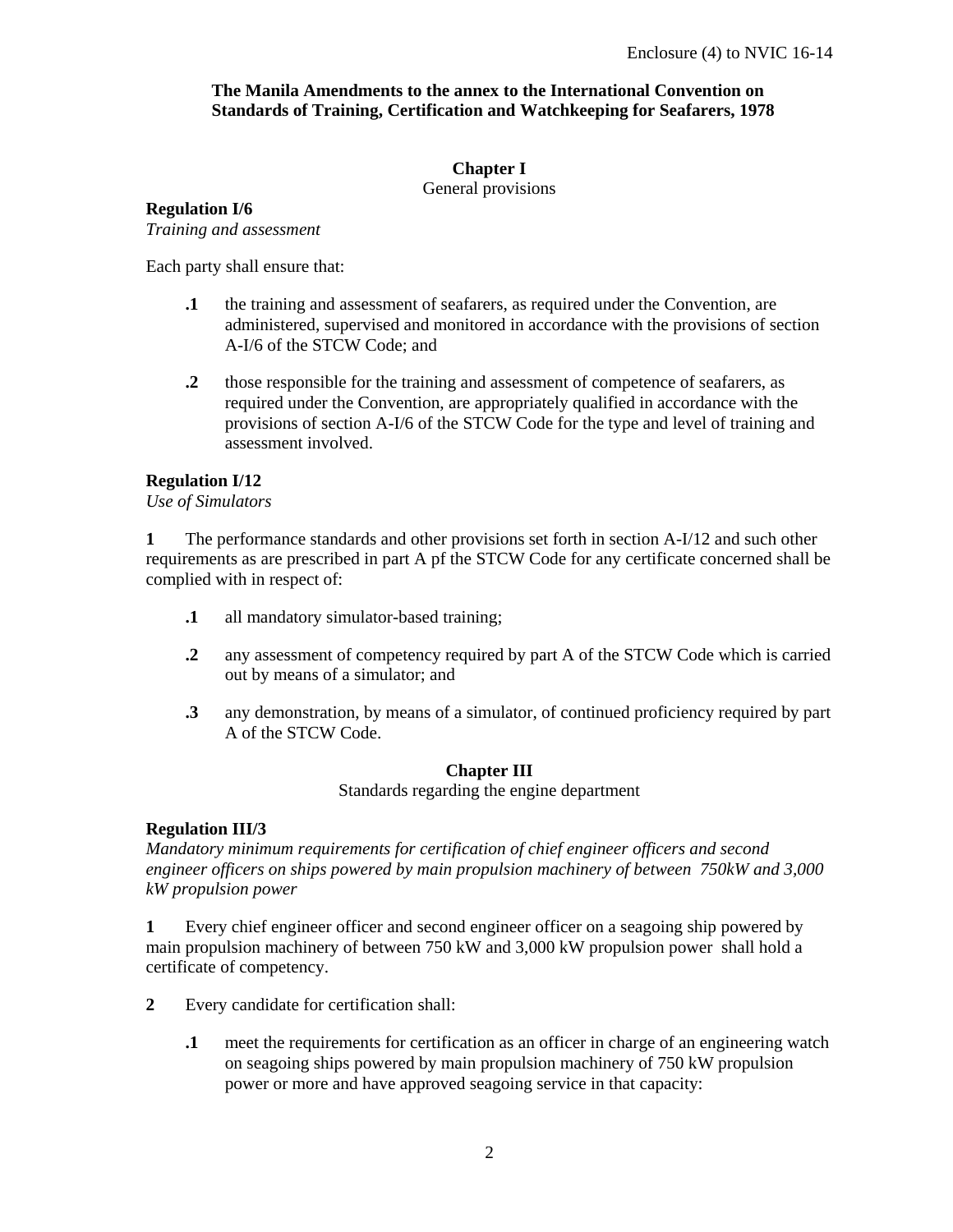**The Manila Amendments to the annex to the International Convention on Standards of Training, Certification and Watchkeeping for Seafarers, 1978**

## Chapter I
General provisions

### Regulation I/6
*Training and assessment*

Each party shall ensure that:

**.1** the training and assessment of seafarers, as required under the Convention, are administered, supervised and monitored in accordance with the provisions of section A-I/6 of the STCW Code; and

**.2** those responsible for the training and assessment of competence of seafarers, as required under the Convention, are appropriately qualified in accordance with the provisions of section A-I/6 of the STCW Code for the type and level of training and assessment involved.

### Regulation I/12
*Use of Simulators*

**1** The performance standards and other provisions set forth in section A-I/12 and such other requirements as are prescribed in part A pf the STCW Code for any certificate concerned shall be complied with in respect of:

**.1** all mandatory simulator-based training;

**.2** any assessment of competency required by part A of the STCW Code which is carried out by means of a simulator; and

**.3** any demonstration, by means of a simulator, of continued proficiency required by part A of the STCW Code.

## Chapter III
Standards regarding the engine department

### Regulation III/3
*Mandatory minimum requirements for certification of chief engineer officers and second engineer officers on ships powered by main propulsion machinery of between 750kW and 3,000 kW propulsion power*

**1** Every chief engineer officer and second engineer officer on a seagoing ship powered by main propulsion machinery of between 750 kW and 3,000 kW propulsion power shall hold a certificate of competency.

**2** Every candidate for certification shall:

**.1** meet the requirements for certification as an officer in charge of an engineering watch on seagoing ships powered by main propulsion machinery of 750 kW propulsion power or more and have approved seagoing service in that capacity: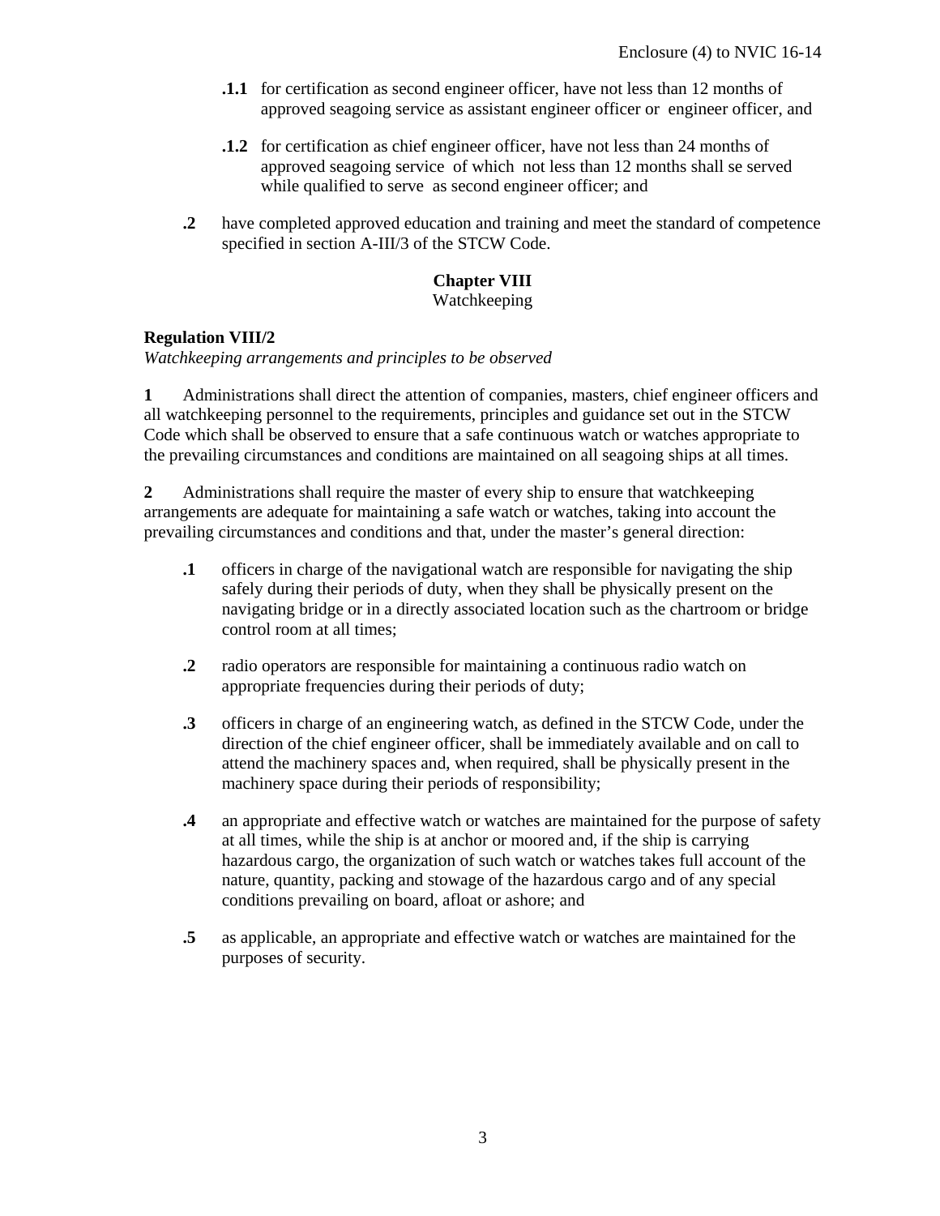**.1.1** for certification as second engineer officer, have not less than 12 months of approved seagoing service as assistant engineer officer or engineer officer, and

**.1.2** for certification as chief engineer officer, have not less than 24 months of approved seagoing service of which not less than 12 months shall se served while qualified to serve as second engineer officer; and

**.2** have completed approved education and training and meet the standard of competence specified in section A-III/3 of the STCW Code.

## Chapter VIII
Watchkeeping

**Regulation VIII/2**
*Watchkeeping arrangements and principles to be observed*

**1** Administrations shall direct the attention of companies, masters, chief engineer officers and all watchkeeping personnel to the requirements, principles and guidance set out in the STCW Code which shall be observed to ensure that a safe continuous watch or watches appropriate to the prevailing circumstances and conditions are maintained on all seagoing ships at all times.

**2** Administrations shall require the master of every ship to ensure that watchkeeping arrangements are adequate for maintaining a safe watch or watches, taking into account the prevailing circumstances and conditions and that, under the master's general direction:

**.1** officers in charge of the navigational watch are responsible for navigating the ship safely during their periods of duty, when they shall be physically present on the navigating bridge or in a directly associated location such as the chartroom or bridge control room at all times;

**.2** radio operators are responsible for maintaining a continuous radio watch on appropriate frequencies during their periods of duty;

**.3** officers in charge of an engineering watch, as defined in the STCW Code, under the direction of the chief engineer officer, shall be immediately available and on call to attend the machinery spaces and, when required, shall be physically present in the machinery space during their periods of responsibility;

**.4** an appropriate and effective watch or watches are maintained for the purpose of safety at all times, while the ship is at anchor or moored and, if the ship is carrying hazardous cargo, the organization of such watch or watches takes full account of the nature, quantity, packing and stowage of the hazardous cargo and of any special conditions prevailing on board, afloat or ashore; and

**.5** as applicable, an appropriate and effective watch or watches are maintained for the purposes of security.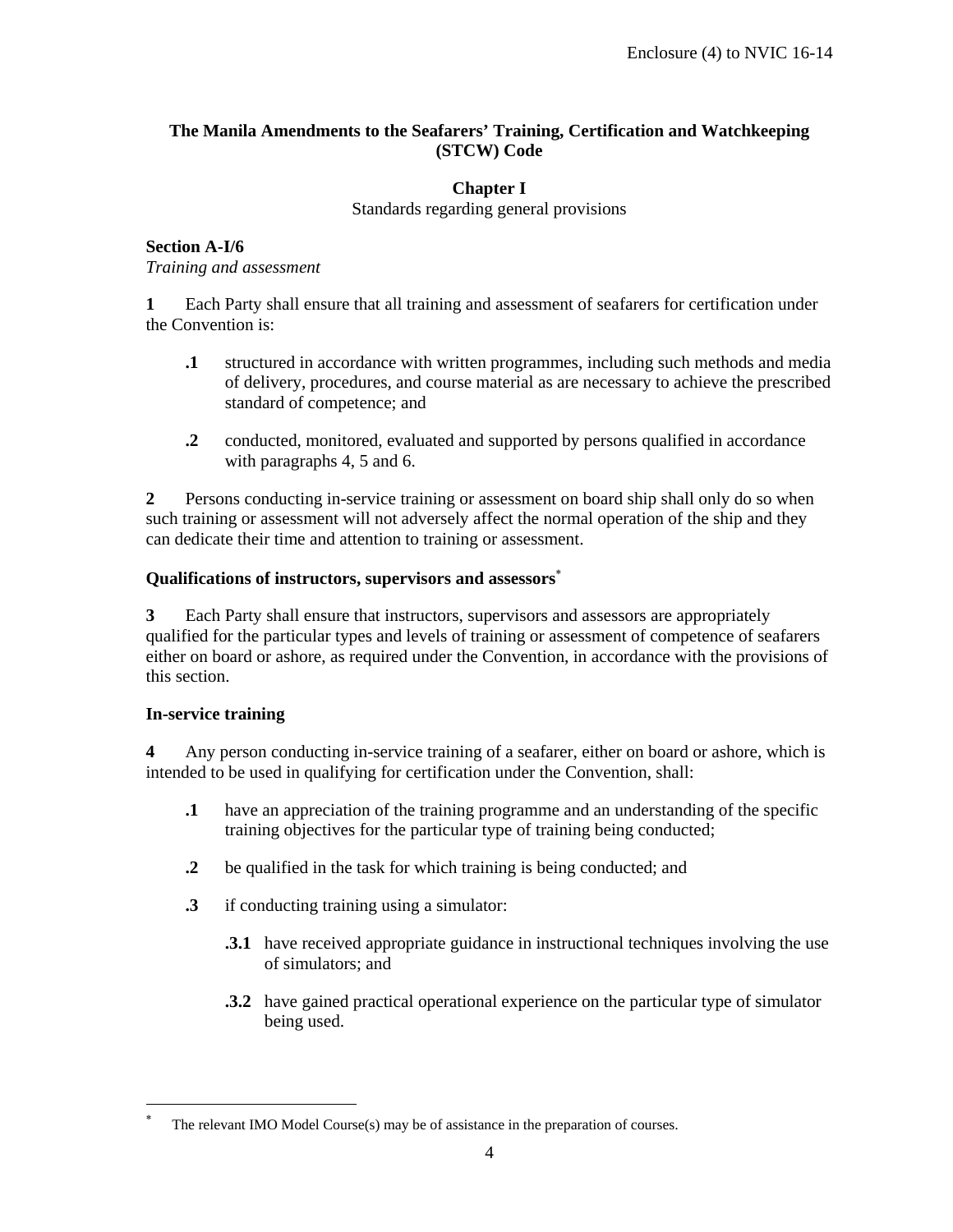**The Manila Amendments to the Seafarers' Training, Certification and Watchkeeping (STCW) Code**

**Chapter I**

Standards regarding general provisions

**Section A-I/6**

*Training and assessment*

**1** Each Party shall ensure that all training and assessment of seafarers for certification under the Convention is:

**.1** structured in accordance with written programmes, including such methods and media of delivery, procedures, and course material as are necessary to achieve the prescribed standard of competence; and

**.2** conducted, monitored, evaluated and supported by persons qualified in accordance with paragraphs 4, 5 and 6.

**2** Persons conducting in-service training or assessment on board ship shall only do so when such training or assessment will not adversely affect the normal operation of the ship and they can dedicate their time and attention to training or assessment.

**Qualifications of instructors, supervisors and assessors***

**3** Each Party shall ensure that instructors, supervisors and assessors are appropriately qualified for the particular types and levels of training or assessment of competence of seafarers either on board or ashore, as required under the Convention, in accordance with the provisions of this section.

**In-service training**

**4** Any person conducting in-service training of a seafarer, either on board or ashore, which is intended to be used in qualifying for certification under the Convention, shall:

**.1** have an appreciation of the training programme and an understanding of the specific training objectives for the particular type of training being conducted;

**.2** be qualified in the task for which training is being conducted; and

**.3** if conducting training using a simulator:

**.3.1** have received appropriate guidance in instructional techniques involving the use of simulators; and

**.3.2** have gained practical operational experience on the particular type of simulator being used.

---

\* The relevant IMO Model Course(s) may be of assistance in the preparation of courses.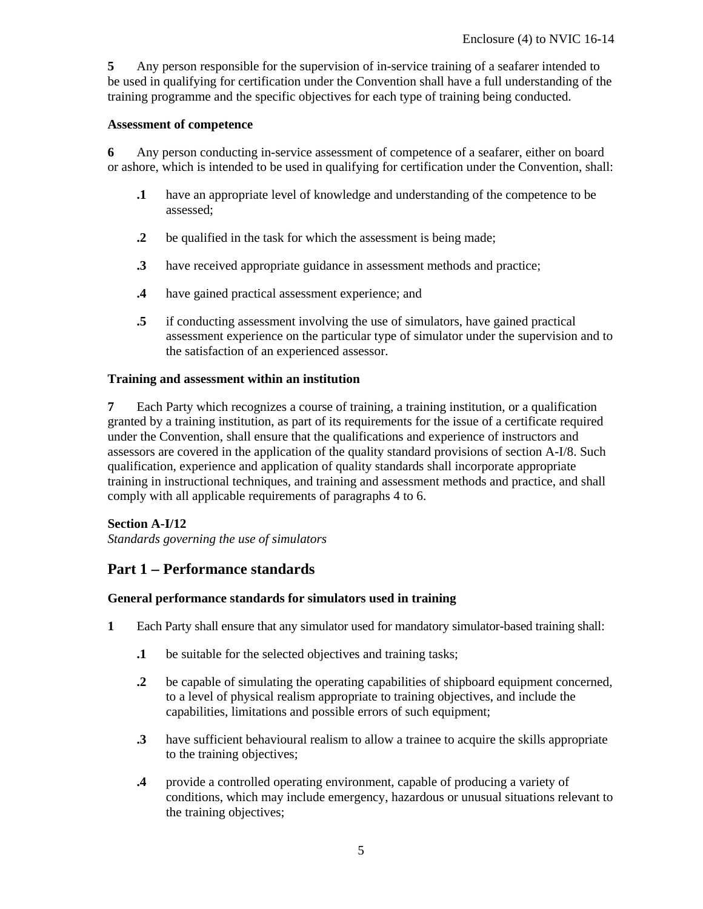**5** Any person responsible for the supervision of in-service training of a seafarer intended to be used in qualifying for certification under the Convention shall have a full understanding of the training programme and the specific objectives for each type of training being conducted.

**Assessment of competence**

**6** Any person conducting in-service assessment of competence of a seafarer, either on board or ashore, which is intended to be used in qualifying for certification under the Convention, shall:

**.1** have an appropriate level of knowledge and understanding of the competence to be assessed;

**.2** be qualified in the task for which the assessment is being made;

**.3** have received appropriate guidance in assessment methods and practice;

**.4** have gained practical assessment experience; and

**.5** if conducting assessment involving the use of simulators, have gained practical assessment experience on the particular type of simulator under the supervision and to the satisfaction of an experienced assessor.

**Training and assessment within an institution**

**7** Each Party which recognizes a course of training, a training institution, or a qualification granted by a training institution, as part of its requirements for the issue of a certificate required under the Convention, shall ensure that the qualifications and experience of instructors and assessors are covered in the application of the quality standard provisions of section A-I/8. Such qualification, experience and application of quality standards shall incorporate appropriate training in instructional techniques, and training and assessment methods and practice, and shall comply with all applicable requirements of paragraphs 4 to 6.

**Section A-I/12**
*Standards governing the use of simulators*

## Part 1 – Performance standards

**General performance standards for simulators used in training**

**1** Each Party shall ensure that any simulator used for mandatory simulator-based training shall:

**.1** be suitable for the selected objectives and training tasks;

**.2** be capable of simulating the operating capabilities of shipboard equipment concerned, to a level of physical realism appropriate to training objectives, and include the capabilities, limitations and possible errors of such equipment;

**.3** have sufficient behavioural realism to allow a trainee to acquire the skills appropriate to the training objectives;

**.4** provide a controlled operating environment, capable of producing a variety of conditions, which may include emergency, hazardous or unusual situations relevant to the training objectives;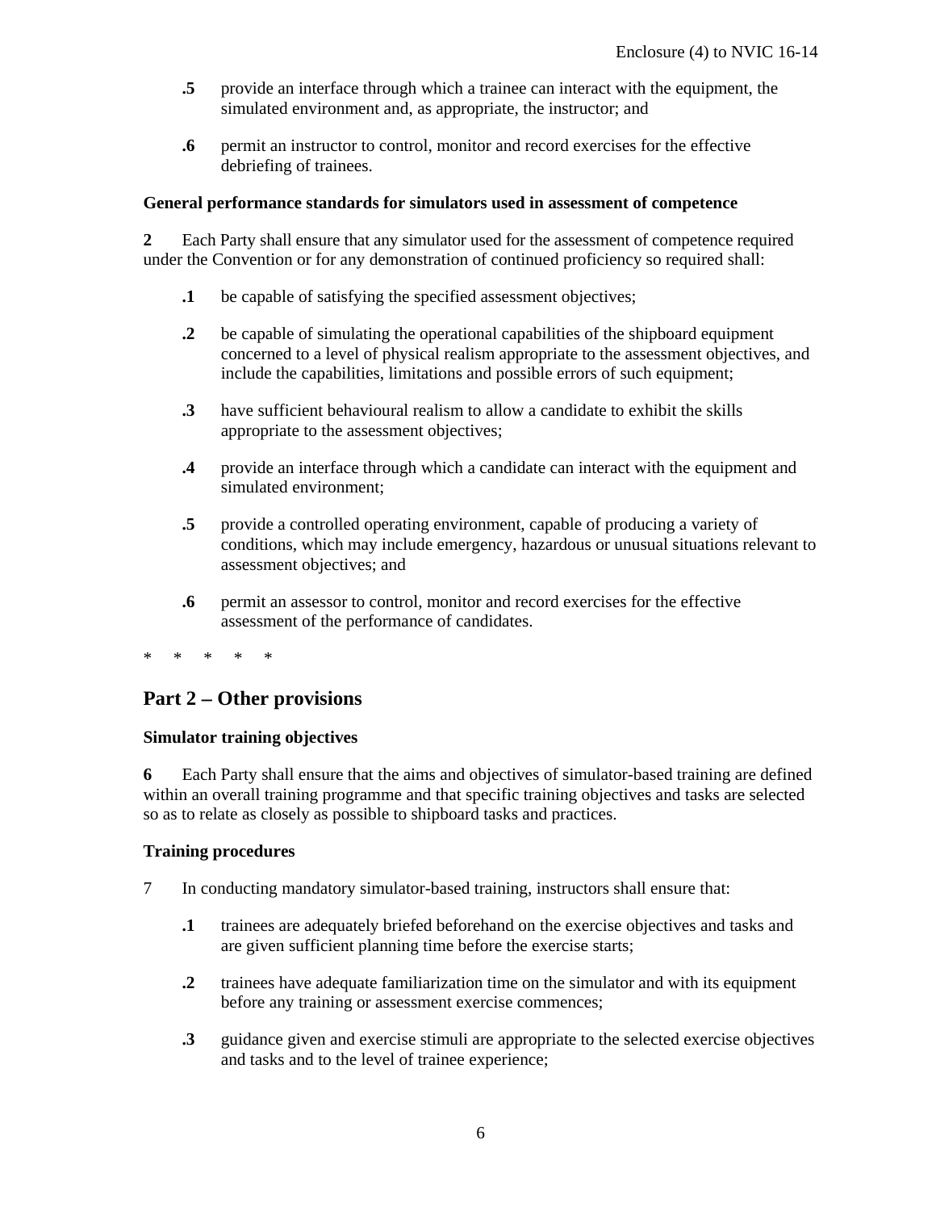**.5** provide an interface through which a trainee can interact with the equipment, the simulated environment and, as appropriate, the instructor; and

**.6** permit an instructor to control, monitor and record exercises for the effective debriefing of trainees.

**General performance standards for simulators used in assessment of competence**

**2** Each Party shall ensure that any simulator used for the assessment of competence required under the Convention or for any demonstration of continued proficiency so required shall:

**.1** be capable of satisfying the specified assessment objectives;

**.2** be capable of simulating the operational capabilities of the shipboard equipment concerned to a level of physical realism appropriate to the assessment objectives, and include the capabilities, limitations and possible errors of such equipment;

**.3** have sufficient behavioural realism to allow a candidate to exhibit the skills appropriate to the assessment objectives;

**.4** provide an interface through which a candidate can interact with the equipment and simulated environment;

**.5** provide a controlled operating environment, capable of producing a variety of conditions, which may include emergency, hazardous or unusual situations relevant to assessment objectives; and

**.6** permit an assessor to control, monitor and record exercises for the effective assessment of the performance of candidates.

\* \* \* \* \*

## Part 2 – Other provisions

**Simulator training objectives**

**6** Each Party shall ensure that the aims and objectives of simulator-based training are defined within an overall training programme and that specific training objectives and tasks are selected so as to relate as closely as possible to shipboard tasks and practices.

**Training procedures**

7 In conducting mandatory simulator-based training, instructors shall ensure that:

**.1** trainees are adequately briefed beforehand on the exercise objectives and tasks and are given sufficient planning time before the exercise starts;

**.2** trainees have adequate familiarization time on the simulator and with its equipment before any training or assessment exercise commences;

**.3** guidance given and exercise stimuli are appropriate to the selected exercise objectives and tasks and to the level of trainee experience;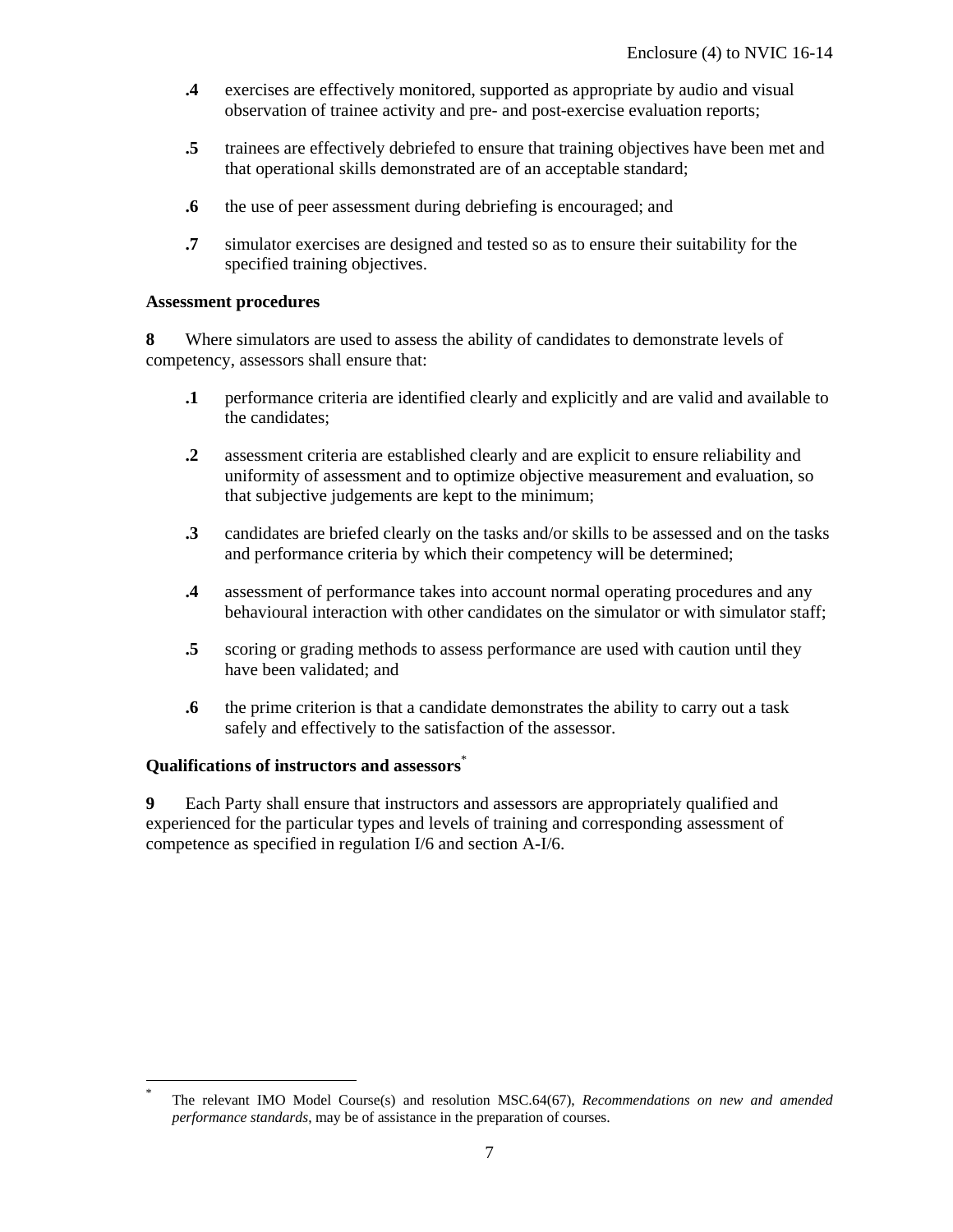**.4** exercises are effectively monitored, supported as appropriate by audio and visual observation of trainee activity and pre- and post-exercise evaluation reports;

**.5** trainees are effectively debriefed to ensure that training objectives have been met and that operational skills demonstrated are of an acceptable standard;

**.6** the use of peer assessment during debriefing is encouraged; and

**.7** simulator exercises are designed and tested so as to ensure their suitability for the specified training objectives.

**Assessment procedures**

**8** Where simulators are used to assess the ability of candidates to demonstrate levels of competency, assessors shall ensure that:

**.1** performance criteria are identified clearly and explicitly and are valid and available to the candidates;

**.2** assessment criteria are established clearly and are explicit to ensure reliability and uniformity of assessment and to optimize objective measurement and evaluation, so that subjective judgements are kept to the minimum;

**.3** candidates are briefed clearly on the tasks and/or skills to be assessed and on the tasks and performance criteria by which their competency will be determined;

**.4** assessment of performance takes into account normal operating procedures and any behavioural interaction with other candidates on the simulator or with simulator staff;

**.5** scoring or grading methods to assess performance are used with caution until they have been validated; and

**.6** the prime criterion is that a candidate demonstrates the ability to carry out a task safely and effectively to the satisfaction of the assessor.

**Qualifications of instructors and assessors***

**9** Each Party shall ensure that instructors and assessors are appropriately qualified and experienced for the particular types and levels of training and corresponding assessment of competence as specified in regulation I/6 and section A-I/6.

---

* The relevant IMO Model Course(s) and resolution MSC.64(67), *Recommendations on new and amended performance standards*, may be of assistance in the preparation of courses.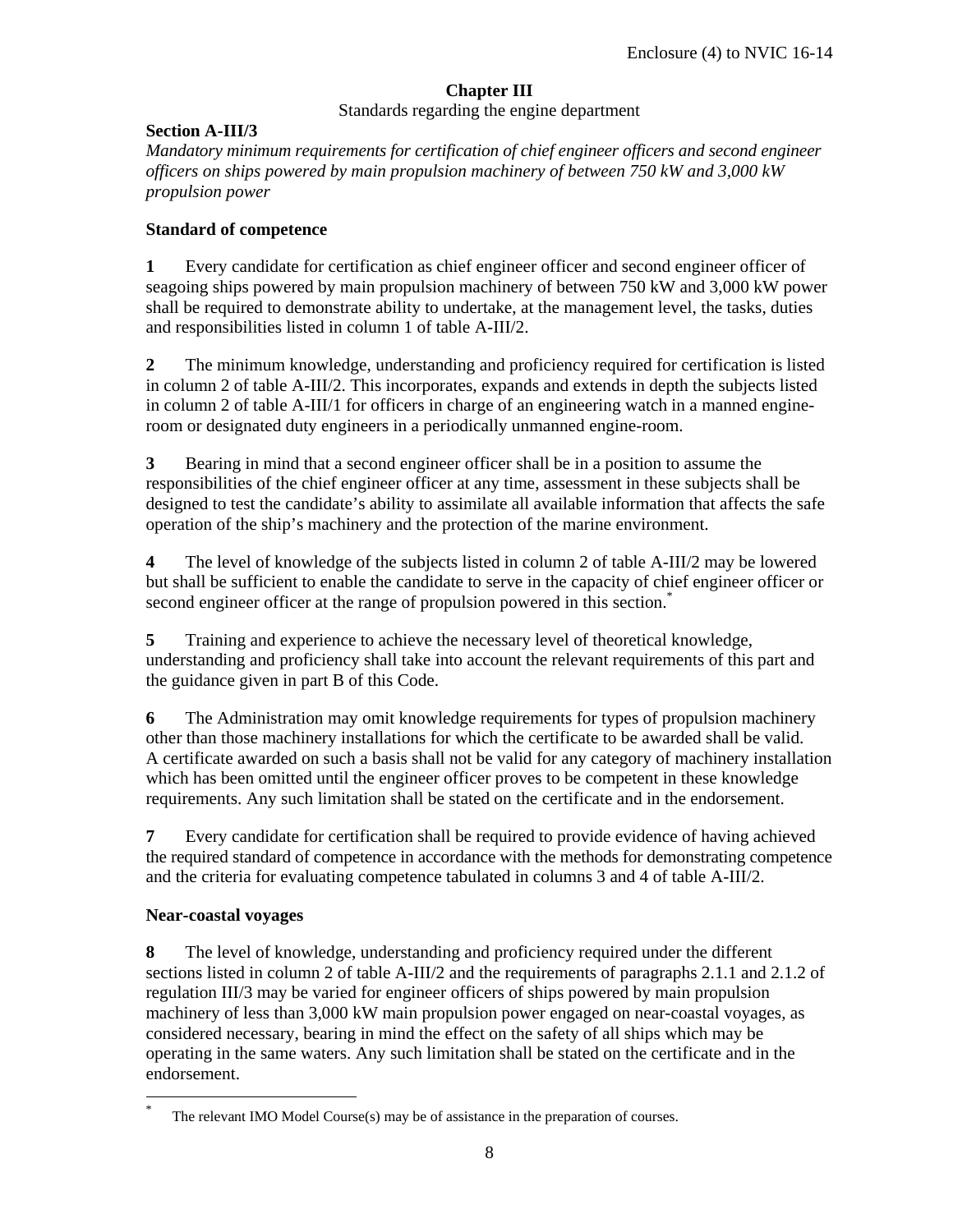# Chapter III

Standards regarding the engine department

## Section A-III/3

*Mandatory minimum requirements for certification of chief engineer officers and second engineer officers on ships powered by main propulsion machinery of between 750 kW and 3,000 kW propulsion power*

### Standard of competence

**1** Every candidate for certification as chief engineer officer and second engineer officer of seagoing ships powered by main propulsion machinery of between 750 kW and 3,000 kW power shall be required to demonstrate ability to undertake, at the management level, the tasks, duties and responsibilities listed in column 1 of table A-III/2.

**2** The minimum knowledge, understanding and proficiency required for certification is listed in column 2 of table A-III/2. This incorporates, expands and extends in depth the subjects listed in column 2 of table A-III/1 for officers in charge of an engineering watch in a manned engine-room or designated duty engineers in a periodically unmanned engine-room.

**3** Bearing in mind that a second engineer officer shall be in a position to assume the responsibilities of the chief engineer officer at any time, assessment in these subjects shall be designed to test the candidate's ability to assimilate all available information that affects the safe operation of the ship's machinery and the protection of the marine environment.

**4** The level of knowledge of the subjects listed in column 2 of table A-III/2 may be lowered but shall be sufficient to enable the candidate to serve in the capacity of chief engineer officer or second engineer officer at the range of propulsion powered in this section.*

**5** Training and experience to achieve the necessary level of theoretical knowledge, understanding and proficiency shall take into account the relevant requirements of this part and the guidance given in part B of this Code.

**6** The Administration may omit knowledge requirements for types of propulsion machinery other than those machinery installations for which the certificate to be awarded shall be valid. A certificate awarded on such a basis shall not be valid for any category of machinery installation which has been omitted until the engineer officer proves to be competent in these knowledge requirements. Any such limitation shall be stated on the certificate and in the endorsement.

**7** Every candidate for certification shall be required to provide evidence of having achieved the required standard of competence in accordance with the methods for demonstrating competence and the criteria for evaluating competence tabulated in columns 3 and 4 of table A-III/2.

### Near-coastal voyages

**8** The level of knowledge, understanding and proficiency required under the different sections listed in column 2 of table A-III/2 and the requirements of paragraphs 2.1.1 and 2.1.2 of regulation III/3 may be varied for engineer officers of ships powered by main propulsion machinery of less than 3,000 kW main propulsion power engaged on near-coastal voyages, as considered necessary, bearing in mind the effect on the safety of all ships which may be operating in the same waters. Any such limitation shall be stated on the certificate and in the endorsement.

---

\* The relevant IMO Model Course(s) may be of assistance in the preparation of courses.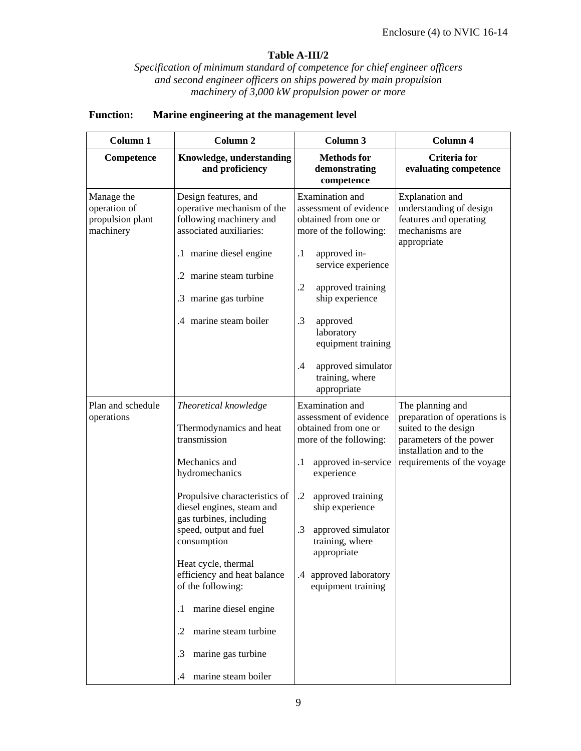**Table A-III/2**

*Specification of minimum standard of competence for chief engineer officers and second engineer officers on ships powered by main propulsion machinery of 3,000 kW propulsion power or more*

**Function: Marine engineering at the management level**

| Column 1 | Column 2 | Column 3 | Column 4 |
|---|---|---|---|
| **Competence** | **Knowledge, understanding and proficiency** | **Methods for demonstrating competence** | **Criteria for evaluating competence** |
| Manage the operation of propulsion plant machinery | Design features, and operative mechanism of the following machinery and associated auxiliaries:<br><br>.1 marine diesel engine<br><br>.2 marine steam turbine<br><br>.3 marine gas turbine<br><br>.4 marine steam boiler | Examination and assessment of evidence obtained from one or more of the following:<br><br>.1 approved in-service experience<br><br>.2 approved training ship experience<br><br>.3 approved laboratory equipment training<br><br>.4 approved simulator training, where appropriate | Explanation and understanding of design features and operating mechanisms are appropriate |
| Plan and schedule operations | *Theoretical knowledge*<br><br>Thermodynamics and heat transmission<br><br>Mechanics and hydromechanics<br><br>Propulsive characteristics of diesel engines, steam and gas turbines, including speed, output and fuel consumption<br><br>Heat cycle, thermal efficiency and heat balance of the following:<br><br>.1 marine diesel engine<br><br>.2 marine steam turbine<br><br>.3 marine gas turbine<br><br>.4 marine steam boiler | Examination and assessment of evidence obtained from one or more of the following:<br><br>.1 approved in-service experience<br><br>.2 approved training ship experience<br><br>.3 approved simulator training, where appropriate<br><br>.4 approved laboratory equipment training | The planning and preparation of operations is suited to the design parameters of the power installation and to the requirements of the voyage |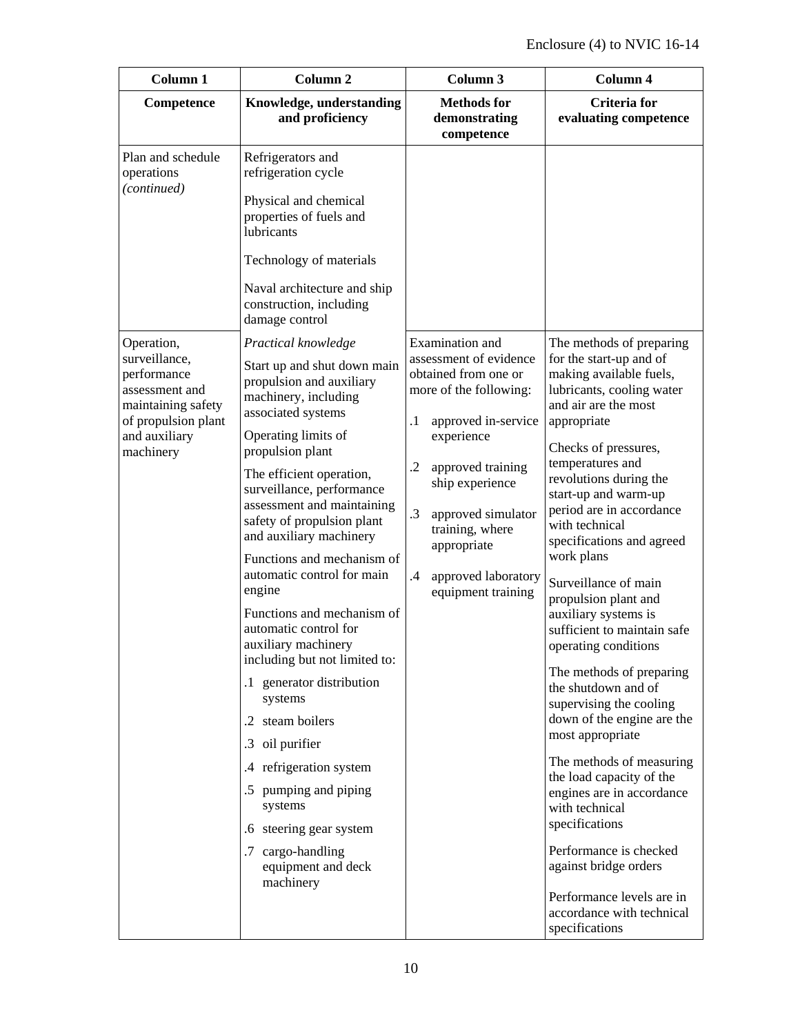| Column 1 | Column 2 | Column 3 | Column 4 |
|---|---|---|---|
| **Competence** | **Knowledge, understanding and proficiency** | **Methods for demonstrating competence** | **Criteria for evaluating competence** |
| Plan and schedule operations *(continued)* | Refrigerators and refrigeration cycle<br><br>Physical and chemical properties of fuels and lubricants<br><br>Technology of materials<br><br>Naval architecture and ship construction, including damage control | | |
| Operation, surveillance, performance assessment and maintaining safety of propulsion plant and auxiliary machinery | *Practical knowledge*<br><br>Start up and shut down main propulsion and auxiliary machinery, including associated systems<br><br>Operating limits of propulsion plant<br><br>The efficient operation, surveillance, performance assessment and maintaining safety of propulsion plant and auxiliary machinery<br><br>Functions and mechanism of automatic control for main engine<br><br>Functions and mechanism of automatic control for auxiliary machinery including but not limited to:<br><br>.1 generator distribution systems<br><br>.2 steam boilers<br><br>.3 oil purifier<br><br>.4 refrigeration system<br><br>.5 pumping and piping systems<br><br>.6 steering gear system<br><br>.7 cargo-handling equipment and deck machinery | Examination and assessment of evidence obtained from one or more of the following:<br><br>.1 approved in-service experience<br><br>.2 approved training ship experience<br><br>.3 approved simulator training, where appropriate<br><br>.4 approved laboratory equipment training | The methods of preparing for the start-up and of making available fuels, lubricants, cooling water and air are the most appropriate<br><br>Checks of pressures, temperatures and revolutions during the start-up and warm-up period are in accordance with technical specifications and agreed work plans<br><br>Surveillance of main propulsion plant and auxiliary systems is sufficient to maintain safe operating conditions<br><br>The methods of preparing the shutdown and of supervising the cooling down of the engine are the most appropriate<br><br>The methods of measuring the load capacity of the engines are in accordance with technical specifications<br><br>Performance is checked against bridge orders<br><br>Performance levels are in accordance with technical specifications |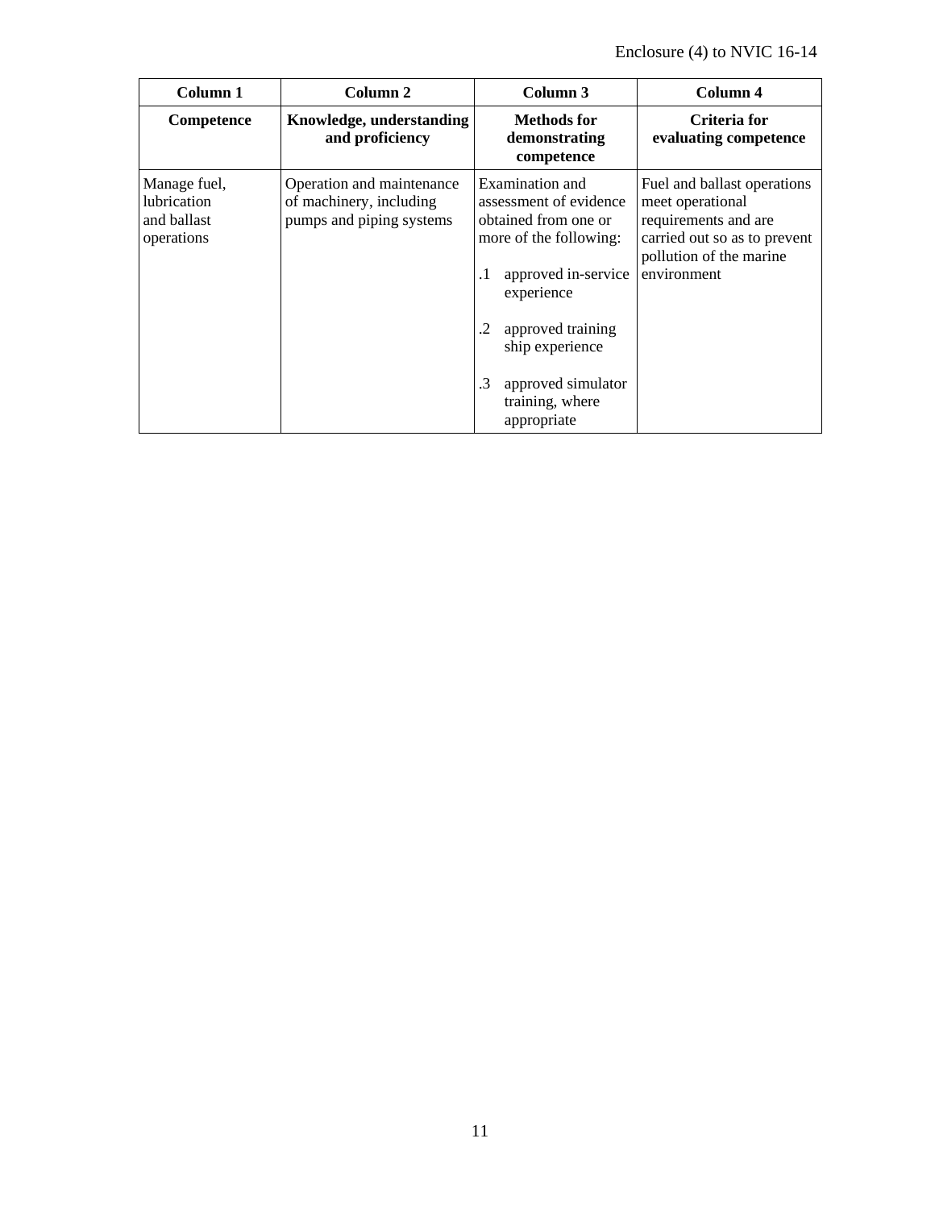| Column 1 | Column 2 | Column 3 | Column 4 |
|---|---|---|---|
| **Competence** | **Knowledge, understanding and proficiency** | **Methods for demonstrating competence** | **Criteria for evaluating competence** |
| Manage fuel, lubrication and ballast operations | Operation and maintenance of machinery, including pumps and piping systems | Examination and assessment of evidence obtained from one or more of the following:<br><br>.1 approved in-service experience<br><br>.2 approved training ship experience<br><br>.3 approved simulator training, where appropriate | Fuel and ballast operations meet operational requirements and are carried out so as to prevent pollution of the marine environment |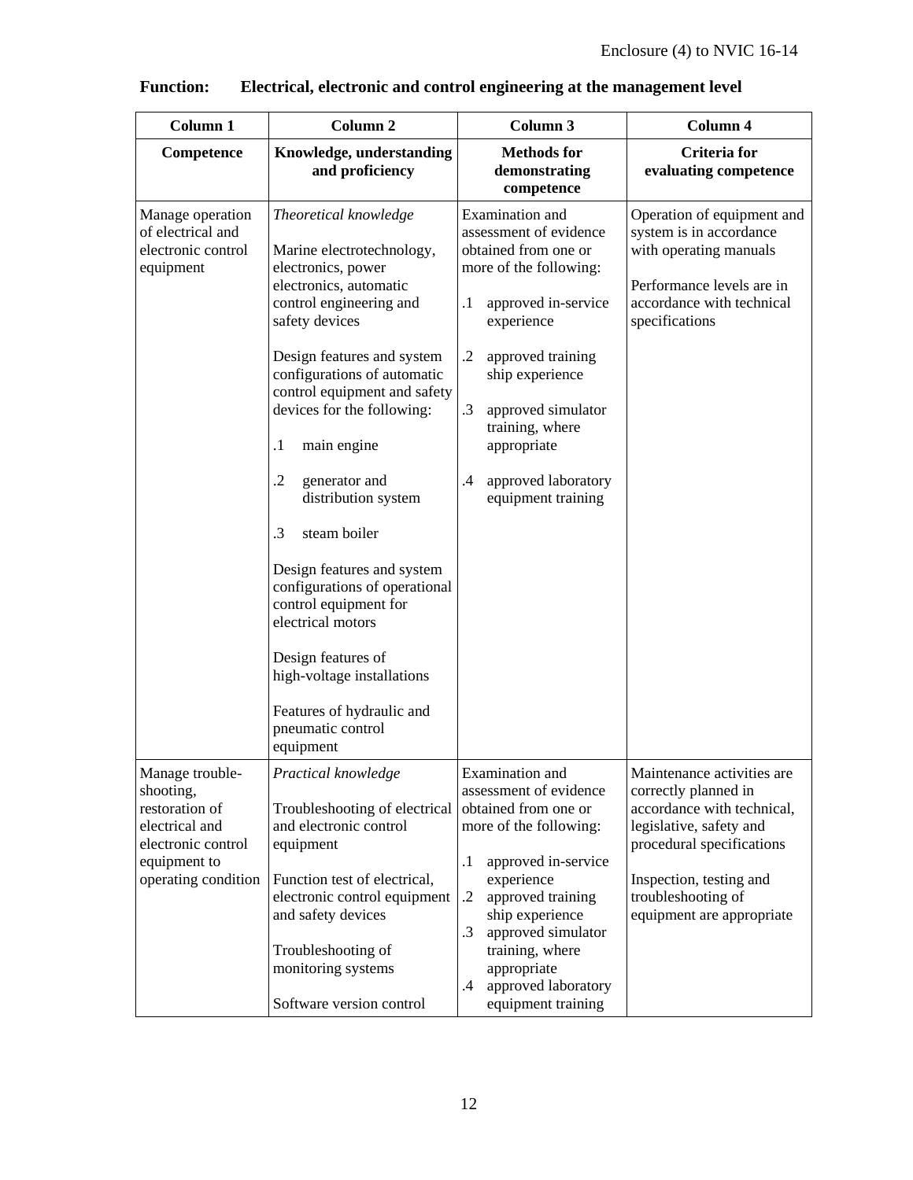**Function: Electrical, electronic and control engineering at the management level**

| Column 1 | Column 2 | Column 3 | Column 4 |
|---|---|---|---|
| **Competence** | **Knowledge, understanding and proficiency** | **Methods for demonstrating competence** | **Criteria for evaluating competence** |
| Manage operation of electrical and electronic control equipment | *Theoretical knowledge*<br><br>Marine electrotechnology, electronics, power electronics, automatic control engineering and safety devices<br><br>Design features and system configurations of automatic control equipment and safety devices for the following:<br><br>.1 main engine<br><br>.2 generator and distribution system<br><br>.3 steam boiler<br><br>Design features and system configurations of operational control equipment for electrical motors<br><br>Design features of high-voltage installations<br><br>Features of hydraulic and pneumatic control equipment | Examination and assessment of evidence obtained from one or more of the following:<br><br>.1 approved in-service experience<br><br>.2 approved training ship experience<br><br>.3 approved simulator training, where appropriate<br><br>.4 approved laboratory equipment training | Operation of equipment and system is in accordance with operating manuals<br><br>Performance levels are in accordance with technical specifications |
| Manage trouble-shooting, restoration of electrical and electronic control equipment to operating condition | *Practical knowledge*<br><br>Troubleshooting of electrical and electronic control equipment<br><br>Function test of electrical, electronic control equipment and safety devices<br><br>Troubleshooting of monitoring systems<br><br>Software version control | Examination and assessment of evidence obtained from one or more of the following:<br><br>.1 approved in-service experience<br>.2 approved training ship experience<br>.3 approved simulator training, where appropriate<br>.4 approved laboratory equipment training | Maintenance activities are correctly planned in accordance with technical, legislative, safety and procedural specifications<br><br>Inspection, testing and troubleshooting of equipment are appropriate |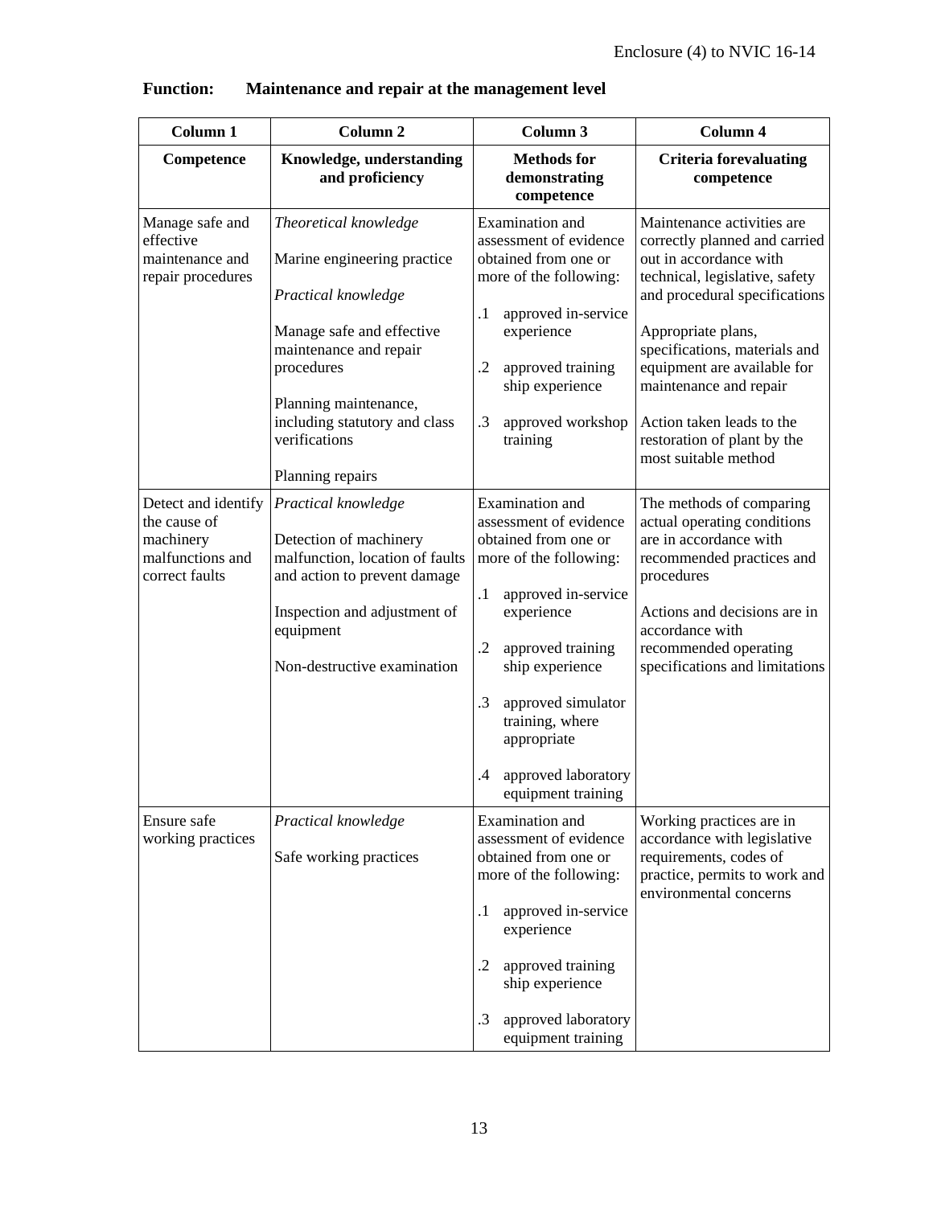**Function: Maintenance and repair at the management level**

| Column 1 | Column 2 | Column 3 | Column 4 |
|---|---|---|---|
| **Competence** | **Knowledge, understanding and proficiency** | **Methods for demonstrating competence** | **Criteria forevaluating competence** |
| Manage safe and effective maintenance and repair procedures | *Theoretical knowledge*<br><br>Marine engineering practice<br><br>*Practical knowledge*<br><br>Manage safe and effective maintenance and repair procedures<br><br>Planning maintenance, including statutory and class verifications<br><br>Planning repairs | Examination and assessment of evidence obtained from one or more of the following:<br><br>.1 approved in-service experience<br><br>.2 approved training ship experience<br><br>.3 approved workshop training | Maintenance activities are correctly planned and carried out in accordance with technical, legislative, safety and procedural specifications<br><br>Appropriate plans, specifications, materials and equipment are available for maintenance and repair<br><br>Action taken leads to the restoration of plant by the most suitable method |
| Detect and identify the cause of machinery malfunctions and correct faults | *Practical knowledge*<br><br>Detection of machinery malfunction, location of faults and action to prevent damage<br><br>Inspection and adjustment of equipment<br><br>Non-destructive examination | Examination and assessment of evidence obtained from one or more of the following:<br><br>.1 approved in-service experience<br><br>.2 approved training ship experience<br><br>.3 approved simulator training, where appropriate<br><br>.4 approved laboratory equipment training | The methods of comparing actual operating conditions are in accordance with recommended practices and procedures<br><br>Actions and decisions are in accordance with recommended operating specifications and limitations |
| Ensure safe working practices | *Practical knowledge*<br><br>Safe working practices | Examination and assessment of evidence obtained from one or more of the following:<br><br>.1 approved in-service experience<br><br>.2 approved training ship experience<br><br>.3 approved laboratory equipment training | Working practices are in accordance with legislative requirements, codes of practice, permits to work and environmental concerns |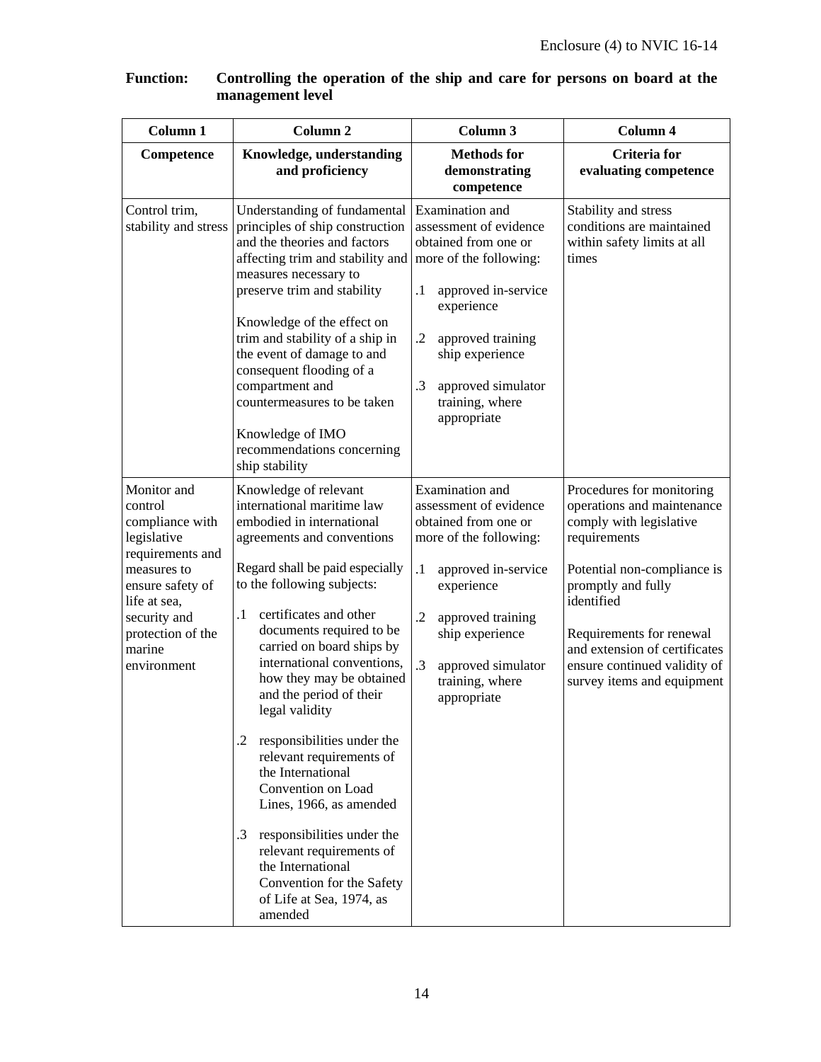**Function:** **Controlling the operation of the ship and care for persons on board at the management level**

| Column 1 | Column 2 | Column 3 | Column 4 |
|---|---|---|---|
| **Competence** | **Knowledge, understanding and proficiency** | **Methods for demonstrating competence** | **Criteria for evaluating competence** |
| Control trim, stability and stress | Understanding of fundamental principles of ship construction and the theories and factors affecting trim and stability and measures necessary to preserve trim and stability<br><br>Knowledge of the effect on trim and stability of a ship in the event of damage to and consequent flooding of a compartment and countermeasures to be taken<br><br>Knowledge of IMO recommendations concerning ship stability | Examination and assessment of evidence obtained from one or more of the following:<br><br>.1 approved in-service experience<br><br>.2 approved training ship experience<br><br>.3 approved simulator training, where appropriate | Stability and stress conditions are maintained within safety limits at all times |
| Monitor and control compliance with legislative requirements and measures to ensure safety of life at sea, security and protection of the marine environment | Knowledge of relevant international maritime law embodied in international agreements and conventions<br><br>Regard shall be paid especially to the following subjects:<br><br>.1 certificates and other documents required to be carried on board ships by international conventions, how they may be obtained and the period of their legal validity<br><br>.2 responsibilities under the relevant requirements of the International Convention on Load Lines, 1966, as amended<br><br>.3 responsibilities under the relevant requirements of the International Convention for the Safety of Life at Sea, 1974, as amended | Examination and assessment of evidence obtained from one or more of the following:<br><br>.1 approved in-service experience<br><br>.2 approved training ship experience<br><br>.3 approved simulator training, where appropriate | Procedures for monitoring operations and maintenance comply with legislative requirements<br><br>Potential non-compliance is promptly and fully identified<br><br>Requirements for renewal and extension of certificates ensure continued validity of survey items and equipment |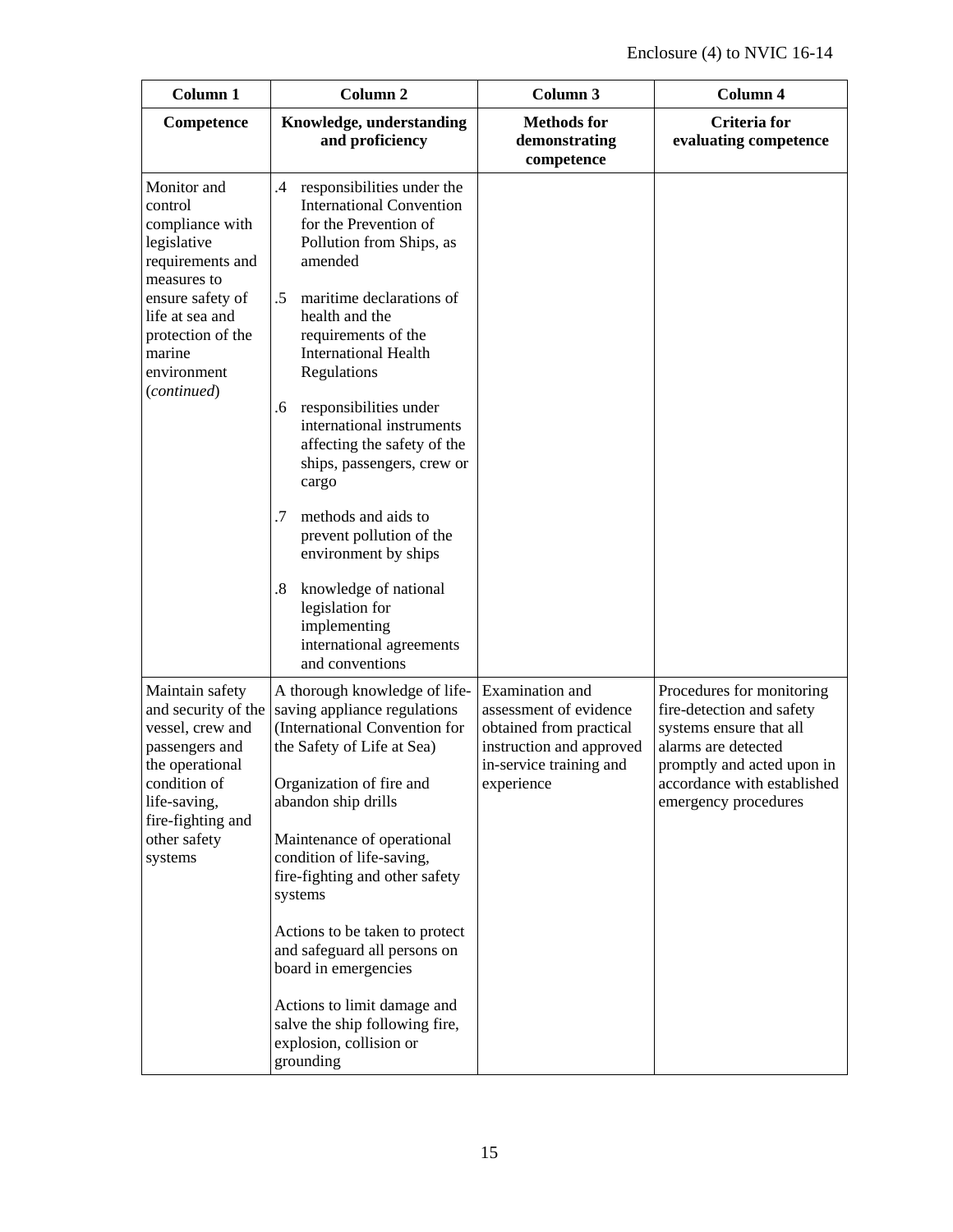| Column 1 | Column 2 | Column 3 | Column 4 |
|---|---|---|---|
| **Competence** | **Knowledge, understanding and proficiency** | **Methods for demonstrating competence** | **Criteria for evaluating competence** |
| Monitor and control compliance with legislative requirements and measures to ensure safety of life at sea and protection of the marine environment (*continued*) | .4 responsibilities under the International Convention for the Prevention of Pollution from Ships, as amended<br><br>.5 maritime declarations of health and the requirements of the International Health Regulations<br><br>.6 responsibilities under international instruments affecting the safety of the ships, passengers, crew or cargo<br><br>.7 methods and aids to prevent pollution of the environment by ships<br><br>.8 knowledge of national legislation for implementing international agreements and conventions | | |
| Maintain safety and security of the vessel, crew and passengers and the operational condition of life-saving, fire-fighting and other safety systems | A thorough knowledge of life-saving appliance regulations (International Convention for the Safety of Life at Sea)<br><br>Organization of fire and abandon ship drills<br><br>Maintenance of operational condition of life-saving, fire-fighting and other safety systems<br><br>Actions to be taken to protect and safeguard all persons on board in emergencies<br><br>Actions to limit damage and salve the ship following fire, explosion, collision or grounding | Examination and assessment of evidence obtained from practical instruction and approved in-service training and experience | Procedures for monitoring fire-detection and safety systems ensure that all alarms are detected promptly and acted upon in accordance with established emergency procedures |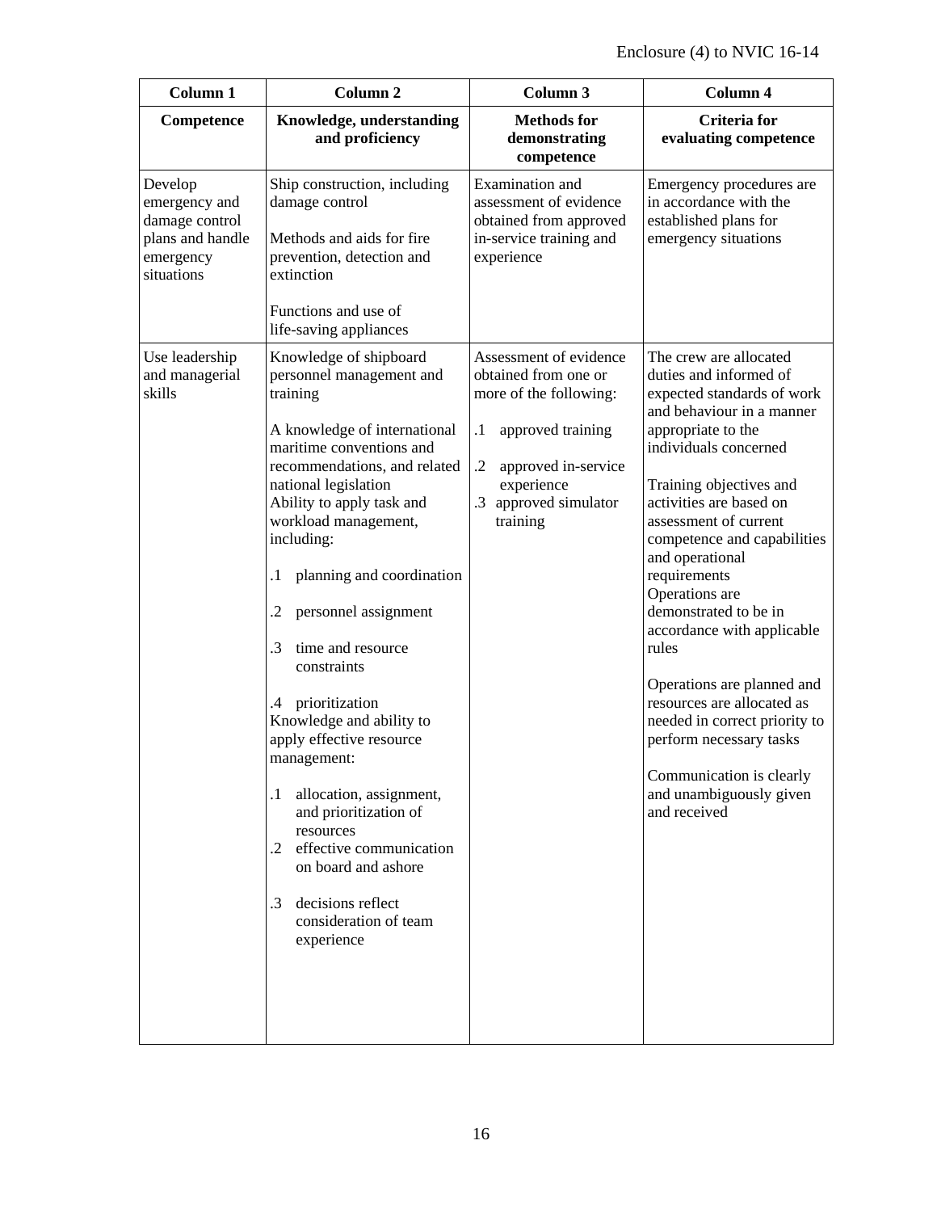| Column 1 | Column 2 | Column 3 | Column 4 |
|---|---|---|---|
| **Competence** | **Knowledge, understanding and proficiency** | **Methods for demonstrating competence** | **Criteria for evaluating competence** |
| Develop emergency and damage control plans and handle emergency situations | Ship construction, including damage control<br><br>Methods and aids for fire prevention, detection and extinction<br><br>Functions and use of life-saving appliances | Examination and assessment of evidence obtained from approved in-service training and experience | Emergency procedures are in accordance with the established plans for emergency situations |
| Use leadership and managerial skills | Knowledge of shipboard personnel management and training<br><br>A knowledge of international maritime conventions and recommendations, and related national legislation<br>Ability to apply task and workload management, including:<br><br>.1 planning and coordination<br><br>.2 personnel assignment<br><br>.3 time and resource constraints<br><br>.4 prioritization<br>Knowledge and ability to apply effective resource management:<br><br>.1 allocation, assignment, and prioritization of resources<br>.2 effective communication on board and ashore<br><br>.3 decisions reflect consideration of team experience | Assessment of evidence obtained from one or more of the following:<br><br>.1 approved training<br><br>.2 approved in-service experience<br>.3 approved simulator training | The crew are allocated duties and informed of expected standards of work and behaviour in a manner appropriate to the individuals concerned<br><br>Training objectives and activities are based on assessment of current competence and capabilities and operational requirements<br>Operations are demonstrated to be in accordance with applicable rules<br><br>Operations are planned and resources are allocated as needed in correct priority to perform necessary tasks<br><br>Communication is clearly and unambiguously given and received |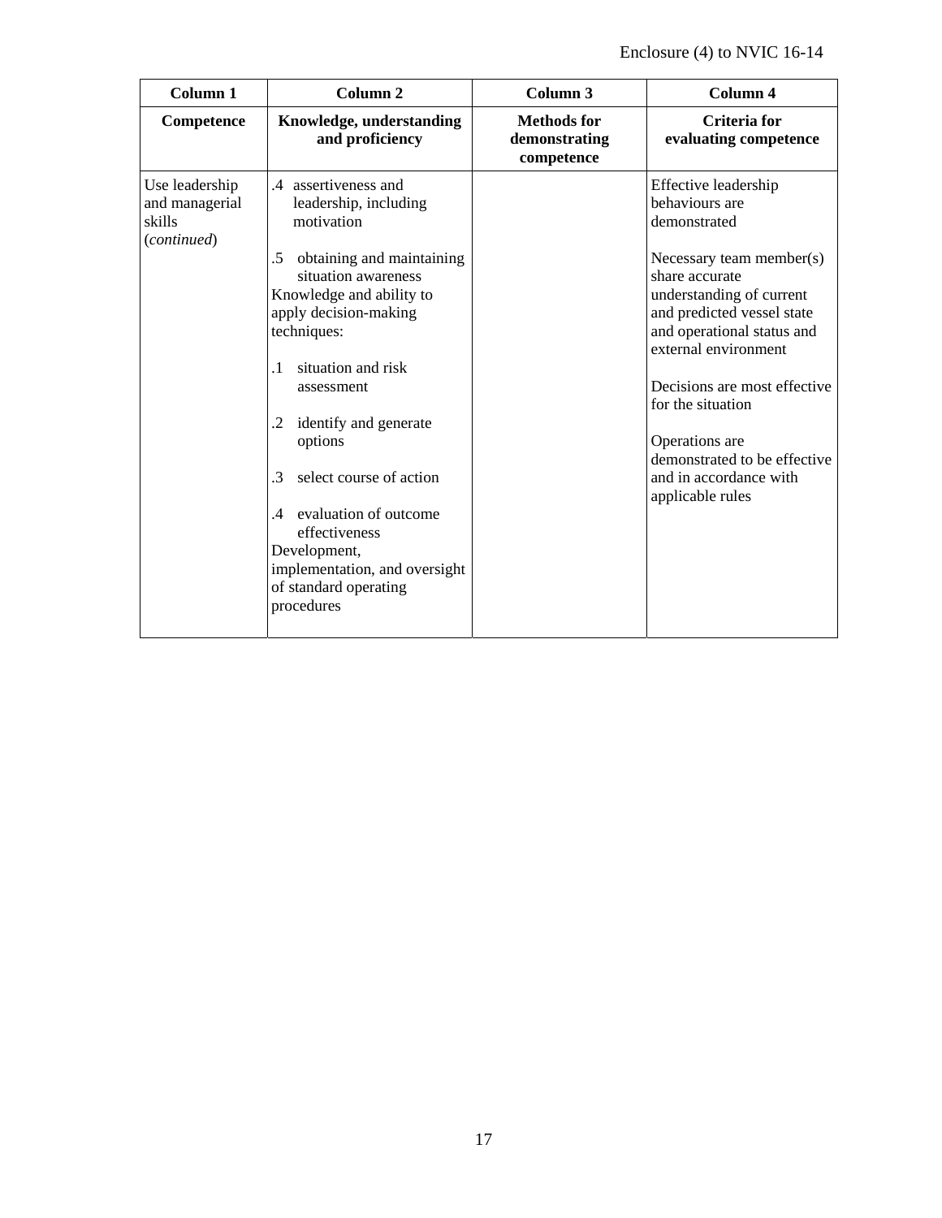| Column 1 | Column 2 | Column 3 | Column 4 |
|---|---|---|---|
| **Competence** | **Knowledge, understanding and proficiency** | **Methods for demonstrating competence** | **Criteria for evaluating competence** |
| Use leadership and managerial skills (*continued*) | .4 assertiveness and leadership, including motivation<br><br>.5 obtaining and maintaining situation awareness<br>Knowledge and ability to apply decision-making techniques:<br><br>.1 situation and risk assessment<br><br>.2 identify and generate options<br><br>.3 select course of action<br><br>.4 evaluation of outcome effectiveness<br>Development, implementation, and oversight of standard operating procedures | | Effective leadership behaviours are demonstrated<br><br>Necessary team member(s) share accurate understanding of current and predicted vessel state and operational status and external environment<br><br>Decisions are most effective for the situation<br><br>Operations are demonstrated to be effective and in accordance with applicable rules |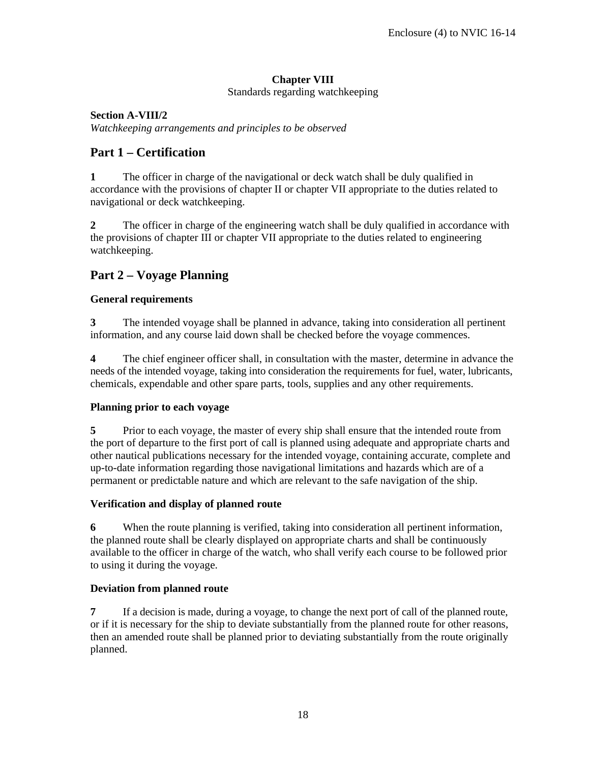**Chapter VIII**

Standards regarding watchkeeping

**Section A-VIII/2**

*Watchkeeping arrangements and principles to be observed*

## Part 1 – Certification

**1** The officer in charge of the navigational or deck watch shall be duly qualified in accordance with the provisions of chapter II or chapter VII appropriate to the duties related to navigational or deck watchkeeping.

**2** The officer in charge of the engineering watch shall be duly qualified in accordance with the provisions of chapter III or chapter VII appropriate to the duties related to engineering watchkeeping.

## Part 2 – Voyage Planning

### General requirements

**3** The intended voyage shall be planned in advance, taking into consideration all pertinent information, and any course laid down shall be checked before the voyage commences.

**4** The chief engineer officer shall, in consultation with the master, determine in advance the needs of the intended voyage, taking into consideration the requirements for fuel, water, lubricants, chemicals, expendable and other spare parts, tools, supplies and any other requirements.

### Planning prior to each voyage

**5** Prior to each voyage, the master of every ship shall ensure that the intended route from the port of departure to the first port of call is planned using adequate and appropriate charts and other nautical publications necessary for the intended voyage, containing accurate, complete and up-to-date information regarding those navigational limitations and hazards which are of a permanent or predictable nature and which are relevant to the safe navigation of the ship.

### Verification and display of planned route

**6** When the route planning is verified, taking into consideration all pertinent information, the planned route shall be clearly displayed on appropriate charts and shall be continuously available to the officer in charge of the watch, who shall verify each course to be followed prior to using it during the voyage.

### Deviation from planned route

**7** If a decision is made, during a voyage, to change the next port of call of the planned route, or if it is necessary for the ship to deviate substantially from the planned route for other reasons, then an amended route shall be planned prior to deviating substantially from the route originally planned.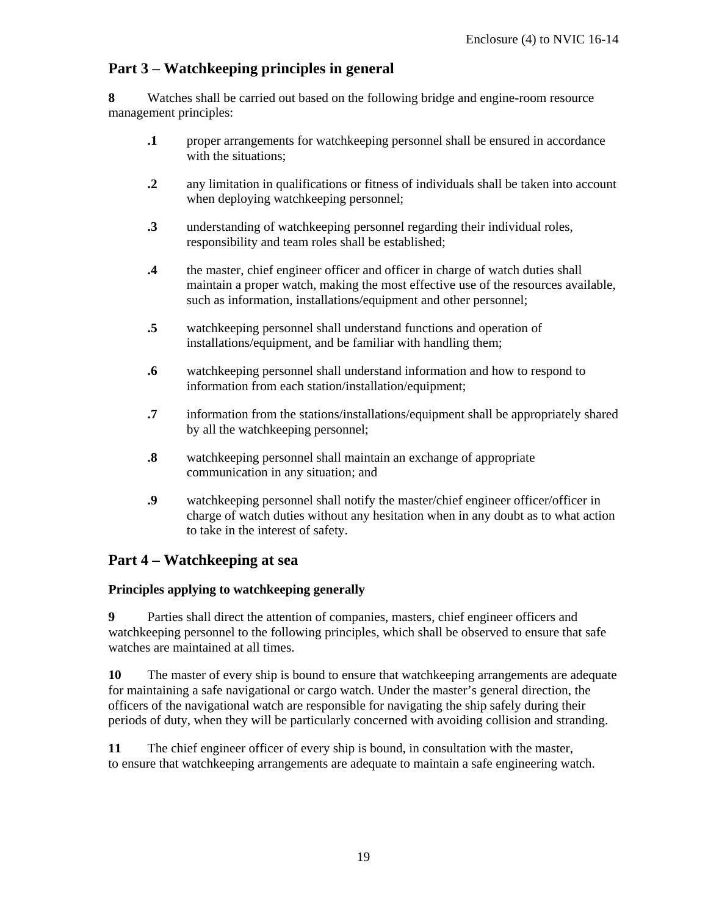## Part 3 – Watchkeeping principles in general

**8** Watches shall be carried out based on the following bridge and engine-room resource management principles:

- **.1** proper arrangements for watchkeeping personnel shall be ensured in accordance with the situations;
- **.2** any limitation in qualifications or fitness of individuals shall be taken into account when deploying watchkeeping personnel;
- **.3** understanding of watchkeeping personnel regarding their individual roles, responsibility and team roles shall be established;
- **.4** the master, chief engineer officer and officer in charge of watch duties shall maintain a proper watch, making the most effective use of the resources available, such as information, installations/equipment and other personnel;
- **.5** watchkeeping personnel shall understand functions and operation of installations/equipment, and be familiar with handling them;
- **.6** watchkeeping personnel shall understand information and how to respond to information from each station/installation/equipment;
- **.7** information from the stations/installations/equipment shall be appropriately shared by all the watchkeeping personnel;
- **.8** watchkeeping personnel shall maintain an exchange of appropriate communication in any situation; and
- **.9** watchkeeping personnel shall notify the master/chief engineer officer/officer in charge of watch duties without any hesitation when in any doubt as to what action to take in the interest of safety.

## Part 4 – Watchkeeping at sea

### Principles applying to watchkeeping generally

**9** Parties shall direct the attention of companies, masters, chief engineer officers and watchkeeping personnel to the following principles, which shall be observed to ensure that safe watches are maintained at all times.

**10** The master of every ship is bound to ensure that watchkeeping arrangements are adequate for maintaining a safe navigational or cargo watch. Under the master's general direction, the officers of the navigational watch are responsible for navigating the ship safely during their periods of duty, when they will be particularly concerned with avoiding collision and stranding.

**11** The chief engineer officer of every ship is bound, in consultation with the master, to ensure that watchkeeping arrangements are adequate to maintain a safe engineering watch.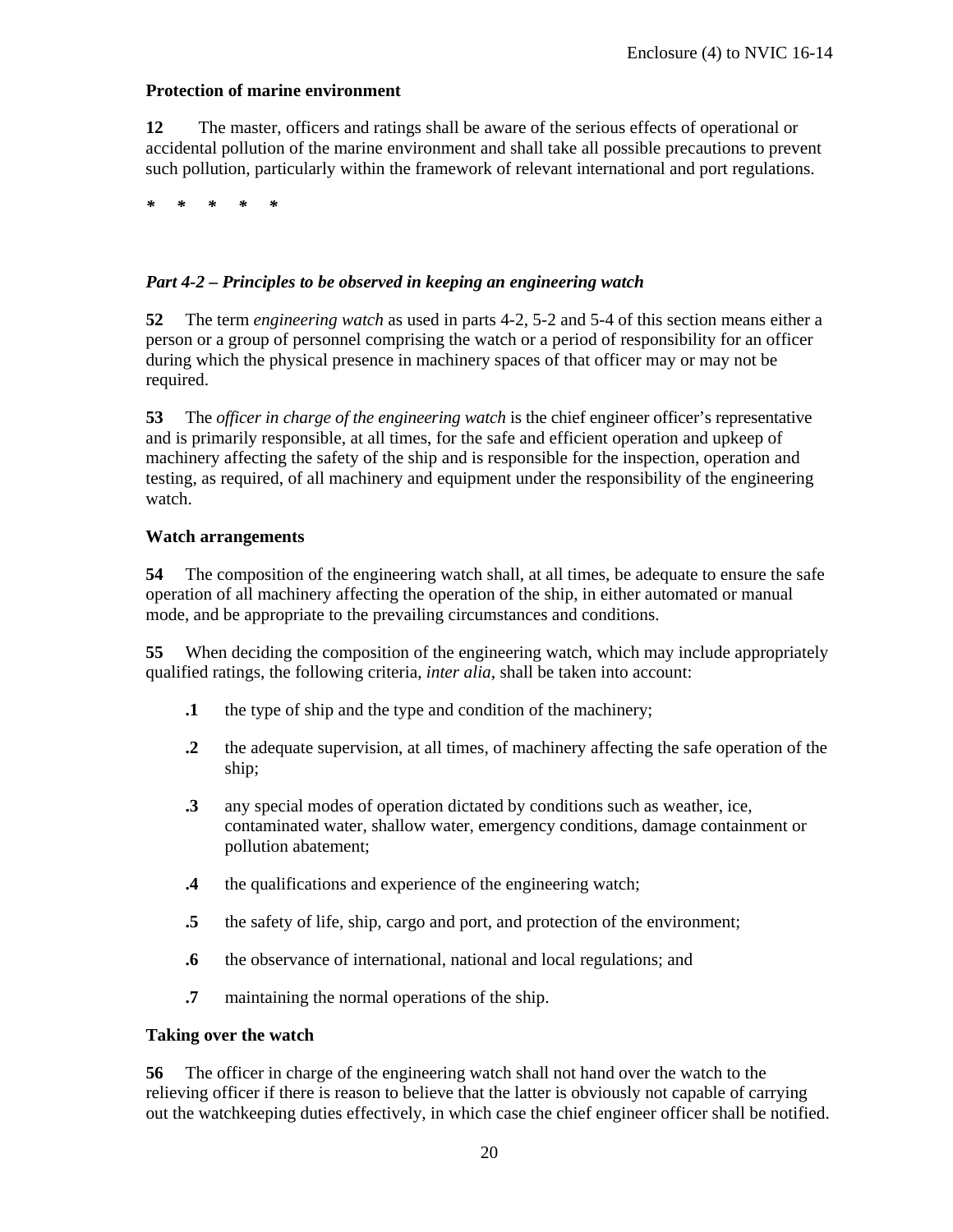**Protection of marine environment**

**12** The master, officers and ratings shall be aware of the serious effects of operational or accidental pollution of the marine environment and shall take all possible precautions to prevent such pollution, particularly within the framework of relevant international and port regulations.

**\*  \*  \*  \*  \***

### *Part 4-2 – Principles to be observed in keeping an engineering watch*

**52** The term *engineering watch* as used in parts 4-2, 5-2 and 5-4 of this section means either a person or a group of personnel comprising the watch or a period of responsibility for an officer during which the physical presence in machinery spaces of that officer may or may not be required.

**53** The *officer in charge of the engineering watch* is the chief engineer officer's representative and is primarily responsible, at all times, for the safe and efficient operation and upkeep of machinery affecting the safety of the ship and is responsible for the inspection, operation and testing, as required, of all machinery and equipment under the responsibility of the engineering watch.

**Watch arrangements**

**54** The composition of the engineering watch shall, at all times, be adequate to ensure the safe operation of all machinery affecting the operation of the ship, in either automated or manual mode, and be appropriate to the prevailing circumstances and conditions.

**55** When deciding the composition of the engineering watch, which may include appropriately qualified ratings, the following criteria, *inter alia*, shall be taken into account:

- **.1** the type of ship and the type and condition of the machinery;
- **.2** the adequate supervision, at all times, of machinery affecting the safe operation of the ship;
- **.3** any special modes of operation dictated by conditions such as weather, ice, contaminated water, shallow water, emergency conditions, damage containment or pollution abatement;
- **.4** the qualifications and experience of the engineering watch;
- **.5** the safety of life, ship, cargo and port, and protection of the environment;
- **.6** the observance of international, national and local regulations; and
- **.7** maintaining the normal operations of the ship.

**Taking over the watch**

**56** The officer in charge of the engineering watch shall not hand over the watch to the relieving officer if there is reason to believe that the latter is obviously not capable of carrying out the watchkeeping duties effectively, in which case the chief engineer officer shall be notified.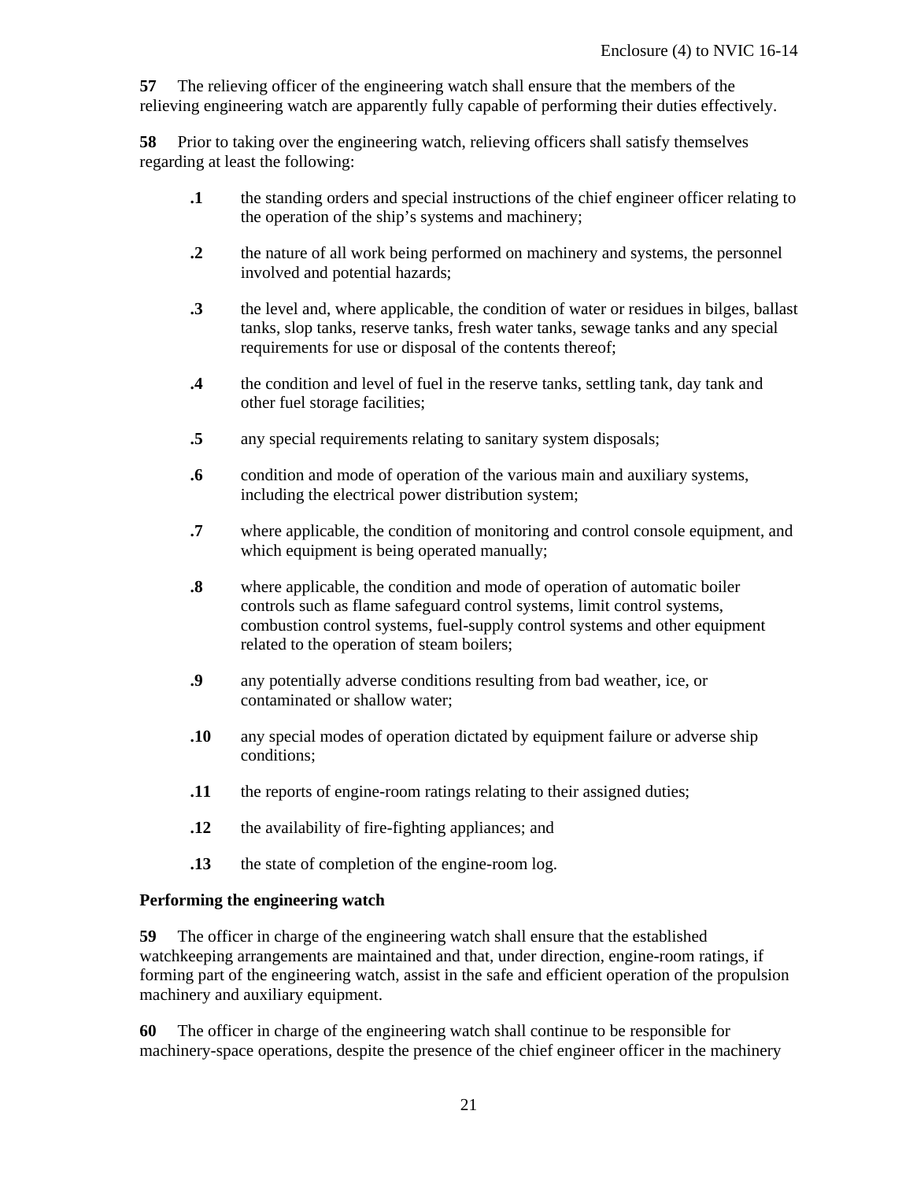**57** The relieving officer of the engineering watch shall ensure that the members of the relieving engineering watch are apparently fully capable of performing their duties effectively.

**58** Prior to taking over the engineering watch, relieving officers shall satisfy themselves regarding at least the following:

**.1** the standing orders and special instructions of the chief engineer officer relating to the operation of the ship's systems and machinery;

**.2** the nature of all work being performed on machinery and systems, the personnel involved and potential hazards;

**.3** the level and, where applicable, the condition of water or residues in bilges, ballast tanks, slop tanks, reserve tanks, fresh water tanks, sewage tanks and any special requirements for use or disposal of the contents thereof;

**.4** the condition and level of fuel in the reserve tanks, settling tank, day tank and other fuel storage facilities;

**.5** any special requirements relating to sanitary system disposals;

**.6** condition and mode of operation of the various main and auxiliary systems, including the electrical power distribution system;

**.7** where applicable, the condition of monitoring and control console equipment, and which equipment is being operated manually;

**.8** where applicable, the condition and mode of operation of automatic boiler controls such as flame safeguard control systems, limit control systems, combustion control systems, fuel-supply control systems and other equipment related to the operation of steam boilers;

**.9** any potentially adverse conditions resulting from bad weather, ice, or contaminated or shallow water;

**.10** any special modes of operation dictated by equipment failure or adverse ship conditions;

**.11** the reports of engine-room ratings relating to their assigned duties;

**.12** the availability of fire-fighting appliances; and

**.13** the state of completion of the engine-room log.

**Performing the engineering watch**

**59** The officer in charge of the engineering watch shall ensure that the established watchkeeping arrangements are maintained and that, under direction, engine-room ratings, if forming part of the engineering watch, assist in the safe and efficient operation of the propulsion machinery and auxiliary equipment.

**60** The officer in charge of the engineering watch shall continue to be responsible for machinery-space operations, despite the presence of the chief engineer officer in the machinery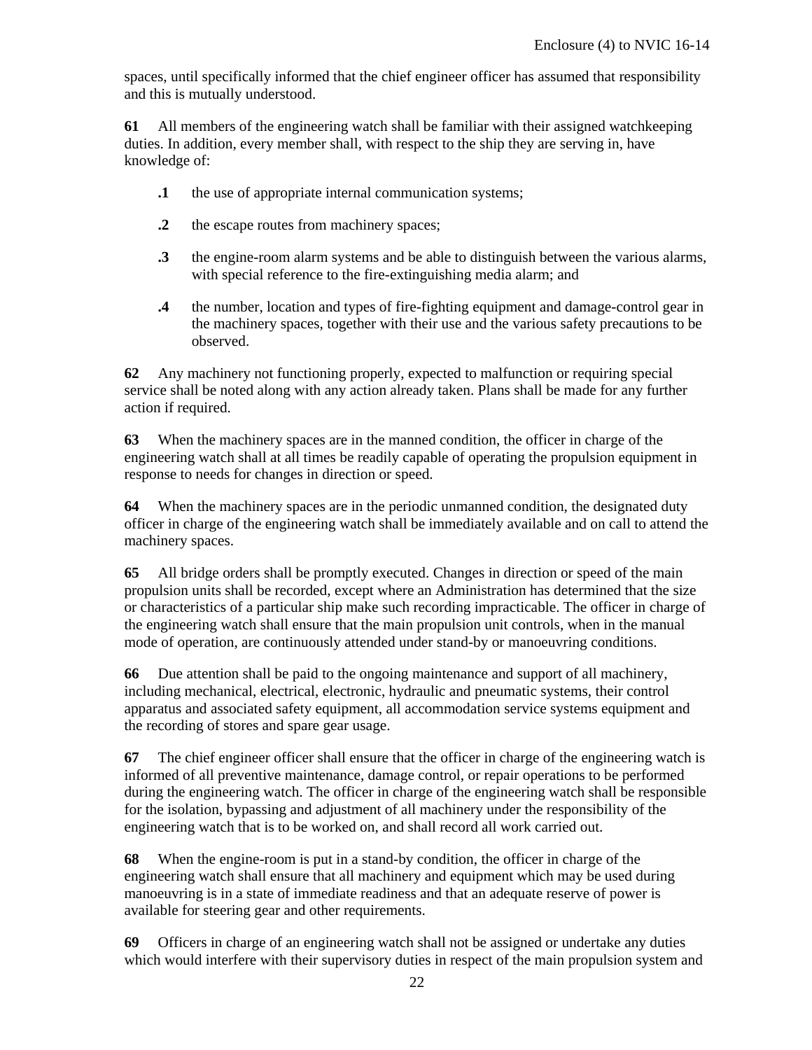spaces, until specifically informed that the chief engineer officer has assumed that responsibility and this is mutually understood.

**61** All members of the engineering watch shall be familiar with their assigned watchkeeping duties. In addition, every member shall, with respect to the ship they are serving in, have knowledge of:

**.1** the use of appropriate internal communication systems;

**.2** the escape routes from machinery spaces;

**.3** the engine-room alarm systems and be able to distinguish between the various alarms, with special reference to the fire-extinguishing media alarm; and

**.4** the number, location and types of fire-fighting equipment and damage-control gear in the machinery spaces, together with their use and the various safety precautions to be observed.

**62** Any machinery not functioning properly, expected to malfunction or requiring special service shall be noted along with any action already taken. Plans shall be made for any further action if required.

**63** When the machinery spaces are in the manned condition, the officer in charge of the engineering watch shall at all times be readily capable of operating the propulsion equipment in response to needs for changes in direction or speed.

**64** When the machinery spaces are in the periodic unmanned condition, the designated duty officer in charge of the engineering watch shall be immediately available and on call to attend the machinery spaces.

**65** All bridge orders shall be promptly executed. Changes in direction or speed of the main propulsion units shall be recorded, except where an Administration has determined that the size or characteristics of a particular ship make such recording impracticable. The officer in charge of the engineering watch shall ensure that the main propulsion unit controls, when in the manual mode of operation, are continuously attended under stand-by or manoeuvring conditions.

**66** Due attention shall be paid to the ongoing maintenance and support of all machinery, including mechanical, electrical, electronic, hydraulic and pneumatic systems, their control apparatus and associated safety equipment, all accommodation service systems equipment and the recording of stores and spare gear usage.

**67** The chief engineer officer shall ensure that the officer in charge of the engineering watch is informed of all preventive maintenance, damage control, or repair operations to be performed during the engineering watch. The officer in charge of the engineering watch shall be responsible for the isolation, bypassing and adjustment of all machinery under the responsibility of the engineering watch that is to be worked on, and shall record all work carried out.

**68** When the engine-room is put in a stand-by condition, the officer in charge of the engineering watch shall ensure that all machinery and equipment which may be used during manoeuvring is in a state of immediate readiness and that an adequate reserve of power is available for steering gear and other requirements.

**69** Officers in charge of an engineering watch shall not be assigned or undertake any duties which would interfere with their supervisory duties in respect of the main propulsion system and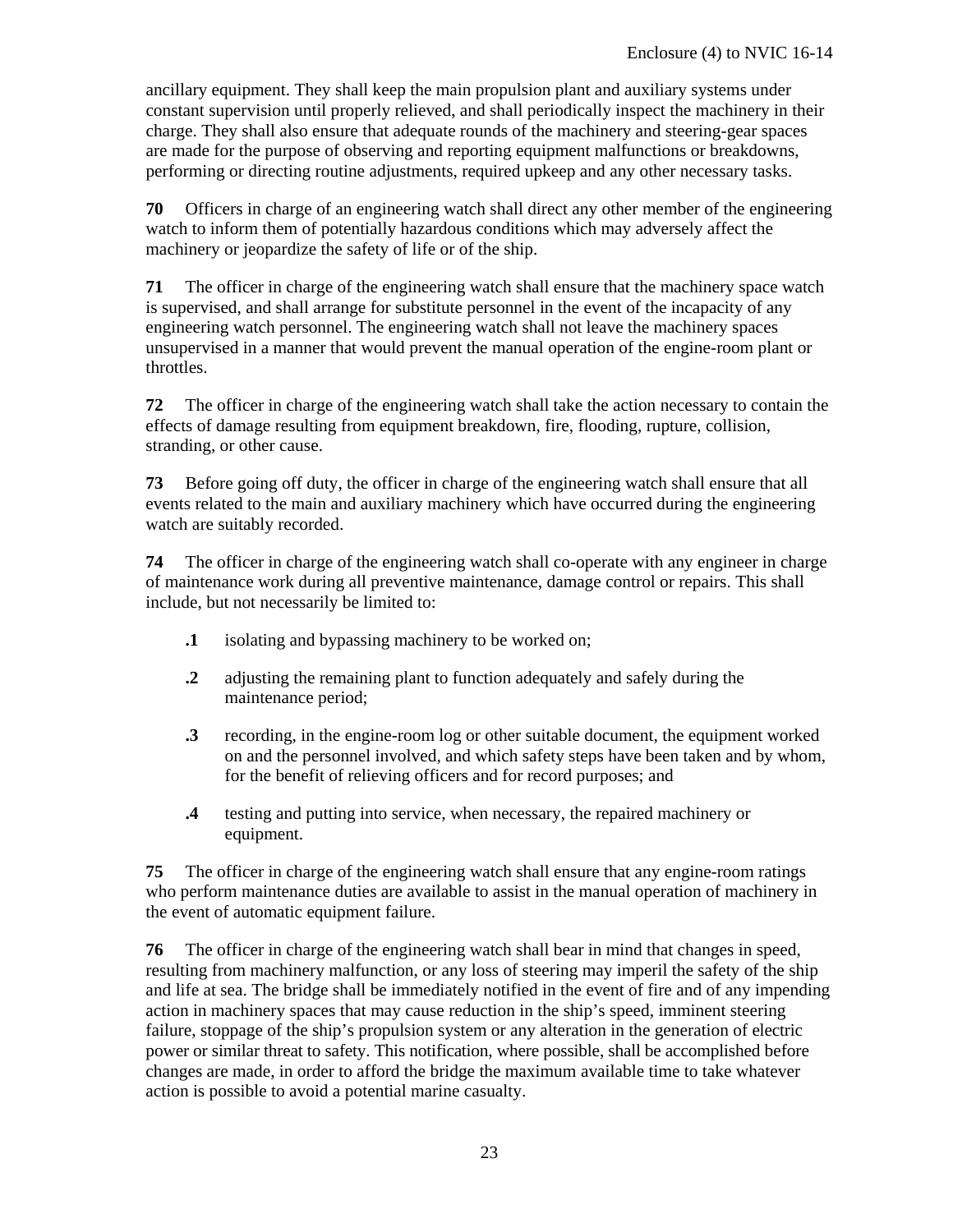ancillary equipment. They shall keep the main propulsion plant and auxiliary systems under constant supervision until properly relieved, and shall periodically inspect the machinery in their charge. They shall also ensure that adequate rounds of the machinery and steering-gear spaces are made for the purpose of observing and reporting equipment malfunctions or breakdowns, performing or directing routine adjustments, required upkeep and any other necessary tasks.

**70** Officers in charge of an engineering watch shall direct any other member of the engineering watch to inform them of potentially hazardous conditions which may adversely affect the machinery or jeopardize the safety of life or of the ship.

**71** The officer in charge of the engineering watch shall ensure that the machinery space watch is supervised, and shall arrange for substitute personnel in the event of the incapacity of any engineering watch personnel. The engineering watch shall not leave the machinery spaces unsupervised in a manner that would prevent the manual operation of the engine-room plant or throttles.

**72** The officer in charge of the engineering watch shall take the action necessary to contain the effects of damage resulting from equipment breakdown, fire, flooding, rupture, collision, stranding, or other cause.

**73** Before going off duty, the officer in charge of the engineering watch shall ensure that all events related to the main and auxiliary machinery which have occurred during the engineering watch are suitably recorded.

**74** The officer in charge of the engineering watch shall co-operate with any engineer in charge of maintenance work during all preventive maintenance, damage control or repairs. This shall include, but not necessarily be limited to:

- **.1** isolating and bypassing machinery to be worked on;
- **.2** adjusting the remaining plant to function adequately and safely during the maintenance period;
- **.3** recording, in the engine-room log or other suitable document, the equipment worked on and the personnel involved, and which safety steps have been taken and by whom, for the benefit of relieving officers and for record purposes; and
- **.4** testing and putting into service, when necessary, the repaired machinery or equipment.

**75** The officer in charge of the engineering watch shall ensure that any engine-room ratings who perform maintenance duties are available to assist in the manual operation of machinery in the event of automatic equipment failure.

**76** The officer in charge of the engineering watch shall bear in mind that changes in speed, resulting from machinery malfunction, or any loss of steering may imperil the safety of the ship and life at sea. The bridge shall be immediately notified in the event of fire and of any impending action in machinery spaces that may cause reduction in the ship's speed, imminent steering failure, stoppage of the ship's propulsion system or any alteration in the generation of electric power or similar threat to safety. This notification, where possible, shall be accomplished before changes are made, in order to afford the bridge the maximum available time to take whatever action is possible to avoid a potential marine casualty.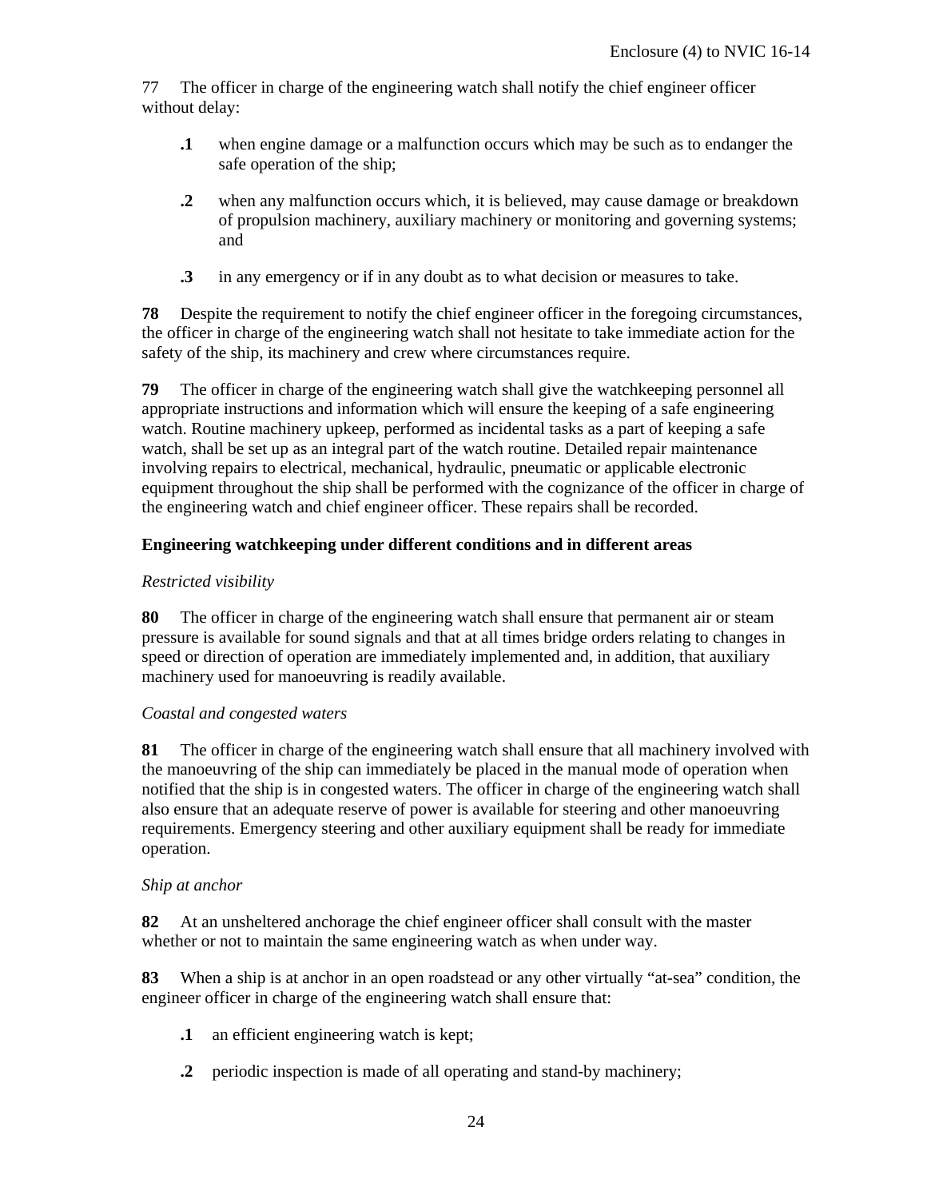77 The officer in charge of the engineering watch shall notify the chief engineer officer without delay:

**.1** when engine damage or a malfunction occurs which may be such as to endanger the safe operation of the ship;

**.2** when any malfunction occurs which, it is believed, may cause damage or breakdown of propulsion machinery, auxiliary machinery or monitoring and governing systems; and

**.3** in any emergency or if in any doubt as to what decision or measures to take.

**78** Despite the requirement to notify the chief engineer officer in the foregoing circumstances, the officer in charge of the engineering watch shall not hesitate to take immediate action for the safety of the ship, its machinery and crew where circumstances require.

**79** The officer in charge of the engineering watch shall give the watchkeeping personnel all appropriate instructions and information which will ensure the keeping of a safe engineering watch. Routine machinery upkeep, performed as incidental tasks as a part of keeping a safe watch, shall be set up as an integral part of the watch routine. Detailed repair maintenance involving repairs to electrical, mechanical, hydraulic, pneumatic or applicable electronic equipment throughout the ship shall be performed with the cognizance of the officer in charge of the engineering watch and chief engineer officer. These repairs shall be recorded.

**Engineering watchkeeping under different conditions and in different areas**

*Restricted visibility*

**80** The officer in charge of the engineering watch shall ensure that permanent air or steam pressure is available for sound signals and that at all times bridge orders relating to changes in speed or direction of operation are immediately implemented and, in addition, that auxiliary machinery used for manoeuvring is readily available.

*Coastal and congested waters*

**81** The officer in charge of the engineering watch shall ensure that all machinery involved with the manoeuvring of the ship can immediately be placed in the manual mode of operation when notified that the ship is in congested waters. The officer in charge of the engineering watch shall also ensure that an adequate reserve of power is available for steering and other manoeuvring requirements. Emergency steering and other auxiliary equipment shall be ready for immediate operation.

*Ship at anchor*

**82** At an unsheltered anchorage the chief engineer officer shall consult with the master whether or not to maintain the same engineering watch as when under way.

**83** When a ship is at anchor in an open roadstead or any other virtually "at-sea" condition, the engineer officer in charge of the engineering watch shall ensure that:

**.1** an efficient engineering watch is kept;

**.2** periodic inspection is made of all operating and stand-by machinery;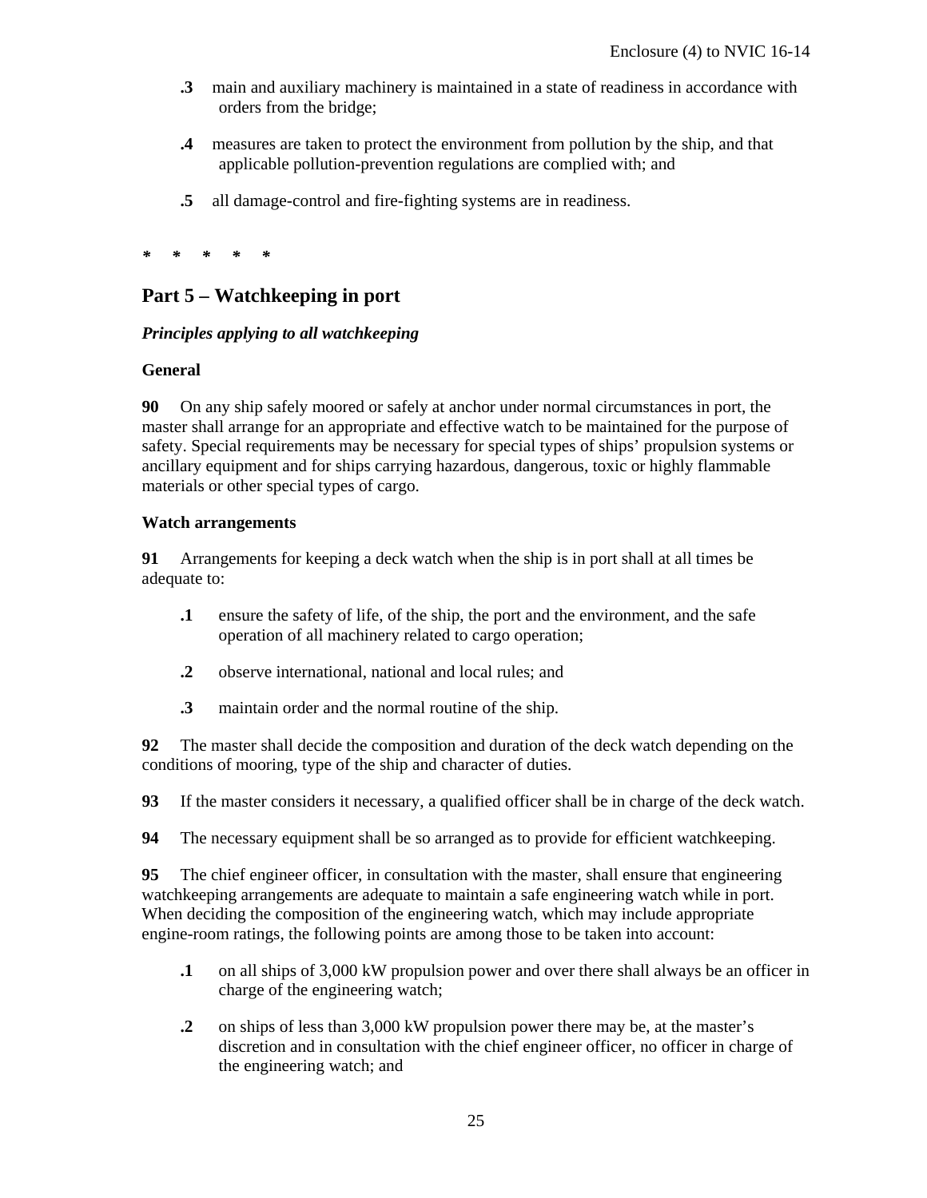**.3** main and auxiliary machinery is maintained in a state of readiness in accordance with orders from the bridge;

**.4** measures are taken to protect the environment from pollution by the ship, and that applicable pollution-prevention regulations are complied with; and

**.5** all damage-control and fire-fighting systems are in readiness.

**\* \* \* \* \***

## Part 5 – Watchkeeping in port

***Principles applying to all watchkeeping***

**General**

**90** On any ship safely moored or safely at anchor under normal circumstances in port, the master shall arrange for an appropriate and effective watch to be maintained for the purpose of safety. Special requirements may be necessary for special types of ships' propulsion systems or ancillary equipment and for ships carrying hazardous, dangerous, toxic or highly flammable materials or other special types of cargo.

**Watch arrangements**

**91** Arrangements for keeping a deck watch when the ship is in port shall at all times be adequate to:

**.1** ensure the safety of life, of the ship, the port and the environment, and the safe operation of all machinery related to cargo operation;

**.2** observe international, national and local rules; and

**.3** maintain order and the normal routine of the ship.

**92** The master shall decide the composition and duration of the deck watch depending on the conditions of mooring, type of the ship and character of duties.

**93** If the master considers it necessary, a qualified officer shall be in charge of the deck watch.

**94** The necessary equipment shall be so arranged as to provide for efficient watchkeeping.

**95** The chief engineer officer, in consultation with the master, shall ensure that engineering watchkeeping arrangements are adequate to maintain a safe engineering watch while in port. When deciding the composition of the engineering watch, which may include appropriate engine-room ratings, the following points are among those to be taken into account:

**.1** on all ships of 3,000 kW propulsion power and over there shall always be an officer in charge of the engineering watch;

**.2** on ships of less than 3,000 kW propulsion power there may be, at the master's discretion and in consultation with the chief engineer officer, no officer in charge of the engineering watch; and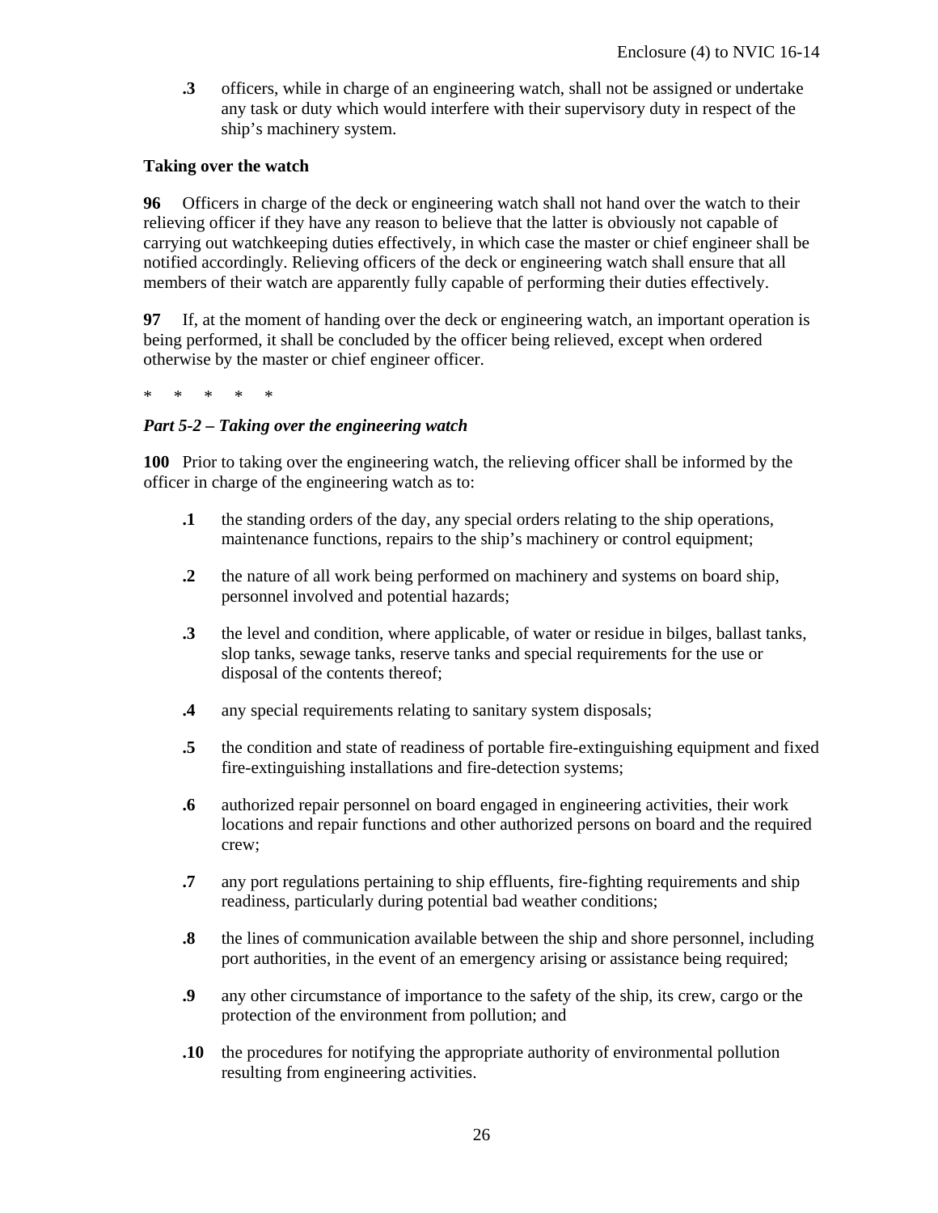**.3** officers, while in charge of an engineering watch, shall not be assigned or undertake any task or duty which would interfere with their supervisory duty in respect of the ship's machinery system.

**Taking over the watch**

**96** Officers in charge of the deck or engineering watch shall not hand over the watch to their relieving officer if they have any reason to believe that the latter is obviously not capable of carrying out watchkeeping duties effectively, in which case the master or chief engineer shall be notified accordingly. Relieving officers of the deck or engineering watch shall ensure that all members of their watch are apparently fully capable of performing their duties effectively.

**97** If, at the moment of handing over the deck or engineering watch, an important operation is being performed, it shall be concluded by the officer being relieved, except when ordered otherwise by the master or chief engineer officer.

* * * * *

***Part 5-2 – Taking over the engineering watch***

**100** Prior to taking over the engineering watch, the relieving officer shall be informed by the officer in charge of the engineering watch as to:

**.1** the standing orders of the day, any special orders relating to the ship operations, maintenance functions, repairs to the ship's machinery or control equipment;

**.2** the nature of all work being performed on machinery and systems on board ship, personnel involved and potential hazards;

**.3** the level and condition, where applicable, of water or residue in bilges, ballast tanks, slop tanks, sewage tanks, reserve tanks and special requirements for the use or disposal of the contents thereof;

**.4** any special requirements relating to sanitary system disposals;

**.5** the condition and state of readiness of portable fire-extinguishing equipment and fixed fire-extinguishing installations and fire-detection systems;

**.6** authorized repair personnel on board engaged in engineering activities, their work locations and repair functions and other authorized persons on board and the required crew;

**.7** any port regulations pertaining to ship effluents, fire-fighting requirements and ship readiness, particularly during potential bad weather conditions;

**.8** the lines of communication available between the ship and shore personnel, including port authorities, in the event of an emergency arising or assistance being required;

**.9** any other circumstance of importance to the safety of the ship, its crew, cargo or the protection of the environment from pollution; and

**.10** the procedures for notifying the appropriate authority of environmental pollution resulting from engineering activities.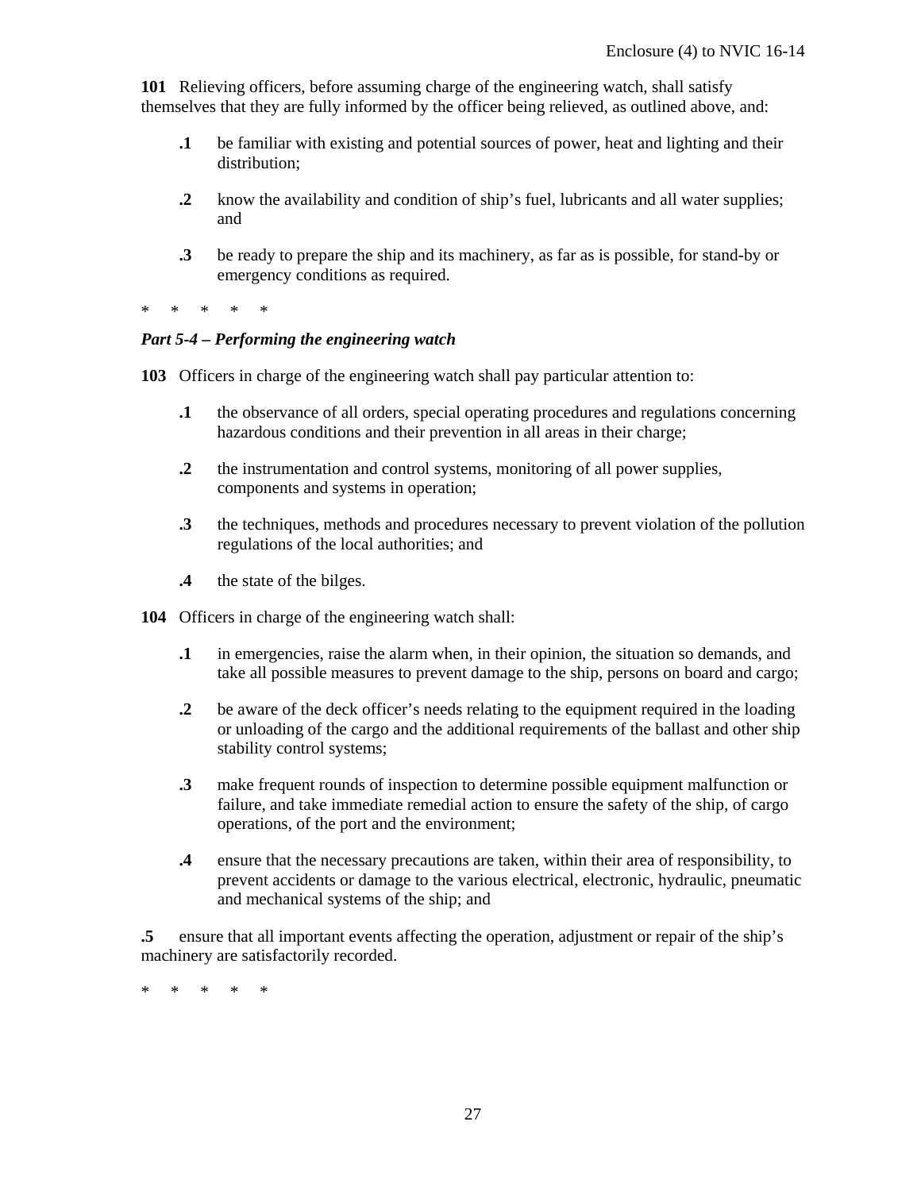**101** Relieving officers, before assuming charge of the engineering watch, shall satisfy themselves that they are fully informed by the officer being relieved, as outlined above, and:

**.1** be familiar with existing and potential sources of power, heat and lighting and their distribution;

**.2** know the availability and condition of ship's fuel, lubricants and all water supplies; and

**.3** be ready to prepare the ship and its machinery, as far as is possible, for stand-by or emergency conditions as required.

\* \* \* \* \*

***Part 5-4 – Performing the engineering watch***

**103** Officers in charge of the engineering watch shall pay particular attention to:

**.1** the observance of all orders, special operating procedures and regulations concerning hazardous conditions and their prevention in all areas in their charge;

**.2** the instrumentation and control systems, monitoring of all power supplies, components and systems in operation;

**.3** the techniques, methods and procedures necessary to prevent violation of the pollution regulations of the local authorities; and

**.4** the state of the bilges.

**104** Officers in charge of the engineering watch shall:

**.1** in emergencies, raise the alarm when, in their opinion, the situation so demands, and take all possible measures to prevent damage to the ship, persons on board and cargo;

**.2** be aware of the deck officer's needs relating to the equipment required in the loading or unloading of the cargo and the additional requirements of the ballast and other ship stability control systems;

**.3** make frequent rounds of inspection to determine possible equipment malfunction or failure, and take immediate remedial action to ensure the safety of the ship, of cargo operations, of the port and the environment;

**.4** ensure that the necessary precautions are taken, within their area of responsibility, to prevent accidents or damage to the various electrical, electronic, hydraulic, pneumatic and mechanical systems of the ship; and

**.5** ensure that all important events affecting the operation, adjustment or repair of the ship's machinery are satisfactorily recorded.

\* \* \* \* \*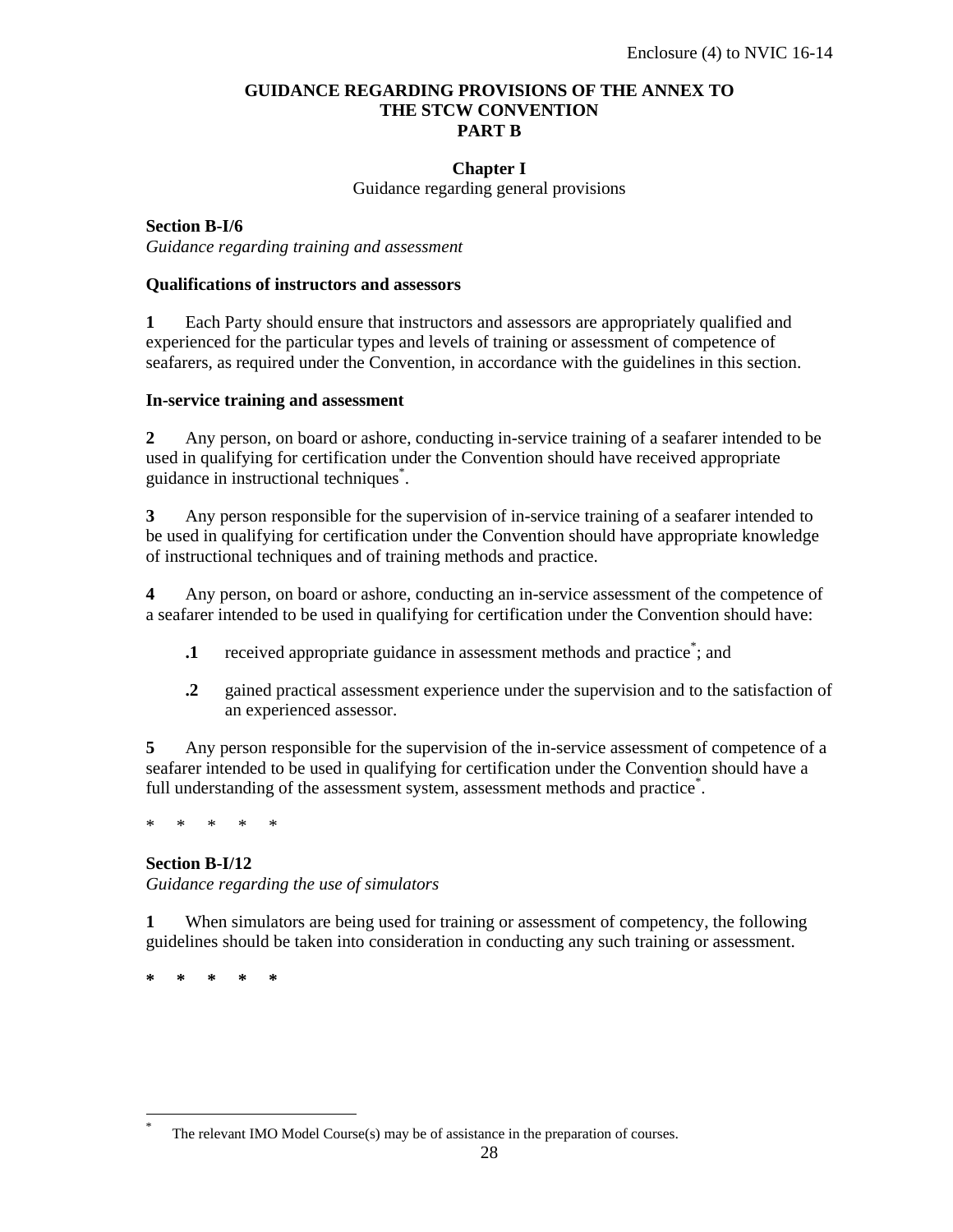# GUIDANCE REGARDING PROVISIONS OF THE ANNEX TO THE STCW CONVENTION PART B

## Chapter I

Guidance regarding general provisions

### Section B-I/6

*Guidance regarding training and assessment*

**Qualifications of instructors and assessors**

**1** Each Party should ensure that instructors and assessors are appropriately qualified and experienced for the particular types and levels of training or assessment of competence of seafarers, as required under the Convention, in accordance with the guidelines in this section.

**In-service training and assessment**

**2** Any person, on board or ashore, conducting in-service training of a seafarer intended to be used in qualifying for certification under the Convention should have received appropriate guidance in instructional techniques[*].

**3** Any person responsible for the supervision of in-service training of a seafarer intended to be used in qualifying for certification under the Convention should have appropriate knowledge of instructional techniques and of training methods and practice.

**4** Any person, on board or ashore, conducting an in-service assessment of the competence of a seafarer intended to be used in qualifying for certification under the Convention should have:

- **.1** received appropriate guidance in assessment methods and practice[*]; and
- **.2** gained practical assessment experience under the supervision and to the satisfaction of an experienced assessor.

**5** Any person responsible for the supervision of the in-service assessment of competence of a seafarer intended to be used in qualifying for certification under the Convention should have a full understanding of the assessment system, assessment methods and practice[*].

\* \* \* \* \*

### Section B-I/12

*Guidance regarding the use of simulators*

**1** When simulators are being used for training or assessment of competency, the following guidelines should be taken into consideration in conducting any such training or assessment.

**\* \* \* \* \***

---

[*] The relevant IMO Model Course(s) may be of assistance in the preparation of courses.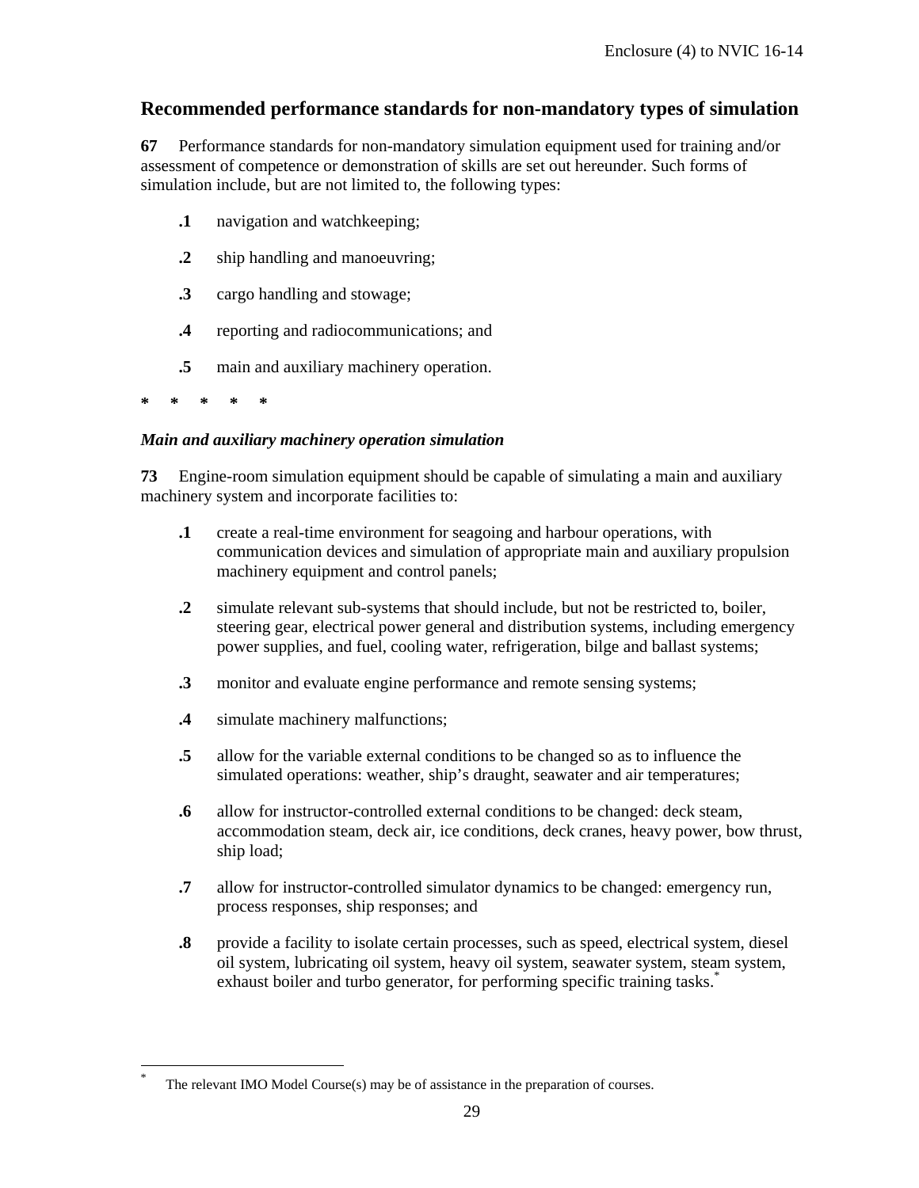## Recommended performance standards for non-mandatory types of simulation

**67** Performance standards for non-mandatory simulation equipment used for training and/or assessment of competence or demonstration of skills are set out hereunder. Such forms of simulation include, but are not limited to, the following types:

**.1** navigation and watchkeeping;

**.2** ship handling and manoeuvring;

**.3** cargo handling and stowage;

**.4** reporting and radiocommunications; and

**.5** main and auxiliary machinery operation.

**\*   \*   \*   \*   \***

***Main and auxiliary machinery operation simulation***

**73** Engine-room simulation equipment should be capable of simulating a main and auxiliary machinery system and incorporate facilities to:

**.1** create a real-time environment for seagoing and harbour operations, with communication devices and simulation of appropriate main and auxiliary propulsion machinery equipment and control panels;

**.2** simulate relevant sub-systems that should include, but not be restricted to, boiler, steering gear, electrical power general and distribution systems, including emergency power supplies, and fuel, cooling water, refrigeration, bilge and ballast systems;

**.3** monitor and evaluate engine performance and remote sensing systems;

**.4** simulate machinery malfunctions;

**.5** allow for the variable external conditions to be changed so as to influence the simulated operations: weather, ship's draught, seawater and air temperatures;

**.6** allow for instructor-controlled external conditions to be changed: deck steam, accommodation steam, deck air, ice conditions, deck cranes, heavy power, bow thrust, ship load;

**.7** allow for instructor-controlled simulator dynamics to be changed: emergency run, process responses, ship responses; and

**.8** provide a facility to isolate certain processes, such as speed, electrical system, diesel oil system, lubricating oil system, heavy oil system, seawater system, steam system, exhaust boiler and turbo generator, for performing specific training tasks.[*]

---

[*] The relevant IMO Model Course(s) may be of assistance in the preparation of courses.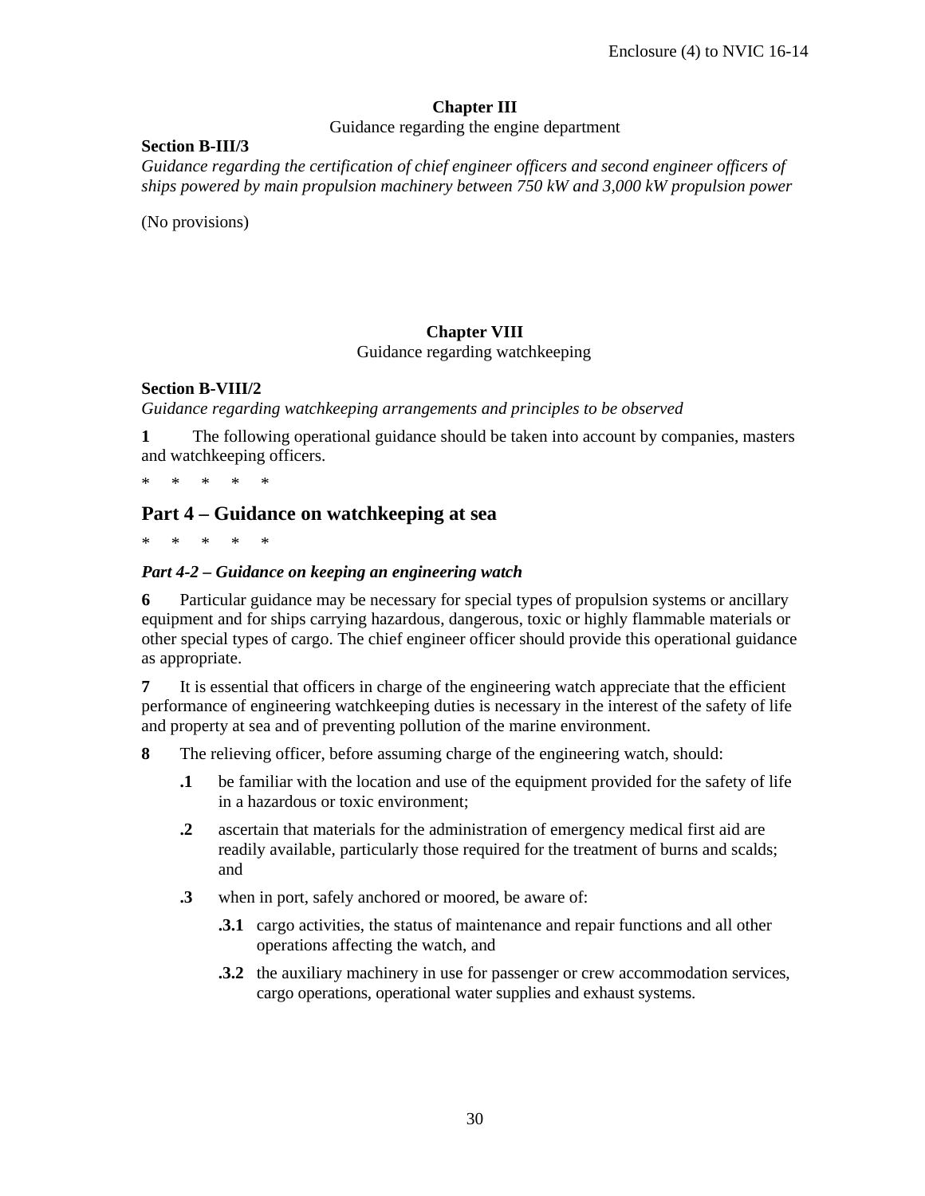**Chapter III**

Guidance regarding the engine department

**Section B-III/3**

*Guidance regarding the certification of chief engineer officers and second engineer officers of ships powered by main propulsion machinery between 750 kW and 3,000 kW propulsion power*

(No provisions)

**Chapter VIII**

Guidance regarding watchkeeping

**Section B-VIII/2**

*Guidance regarding watchkeeping arrangements and principles to be observed*

**1** The following operational guidance should be taken into account by companies, masters and watchkeeping officers.

\* \* \* \* \*

## Part 4 – Guidance on watchkeeping at sea

\* \* \* \* \*

***Part 4-2 – Guidance on keeping an engineering watch***

**6** Particular guidance may be necessary for special types of propulsion systems or ancillary equipment and for ships carrying hazardous, dangerous, toxic or highly flammable materials or other special types of cargo. The chief engineer officer should provide this operational guidance as appropriate.

**7** It is essential that officers in charge of the engineering watch appreciate that the efficient performance of engineering watchkeeping duties is necessary in the interest of the safety of life and property at sea and of preventing pollution of the marine environment.

**8** The relieving officer, before assuming charge of the engineering watch, should:

- **.1** be familiar with the location and use of the equipment provided for the safety of life in a hazardous or toxic environment;
- **.2** ascertain that materials for the administration of emergency medical first aid are readily available, particularly those required for the treatment of burns and scalds; and
- **.3** when in port, safely anchored or moored, be aware of:
  - **.3.1** cargo activities, the status of maintenance and repair functions and all other operations affecting the watch, and
  - **.3.2** the auxiliary machinery in use for passenger or crew accommodation services, cargo operations, operational water supplies and exhaust systems.